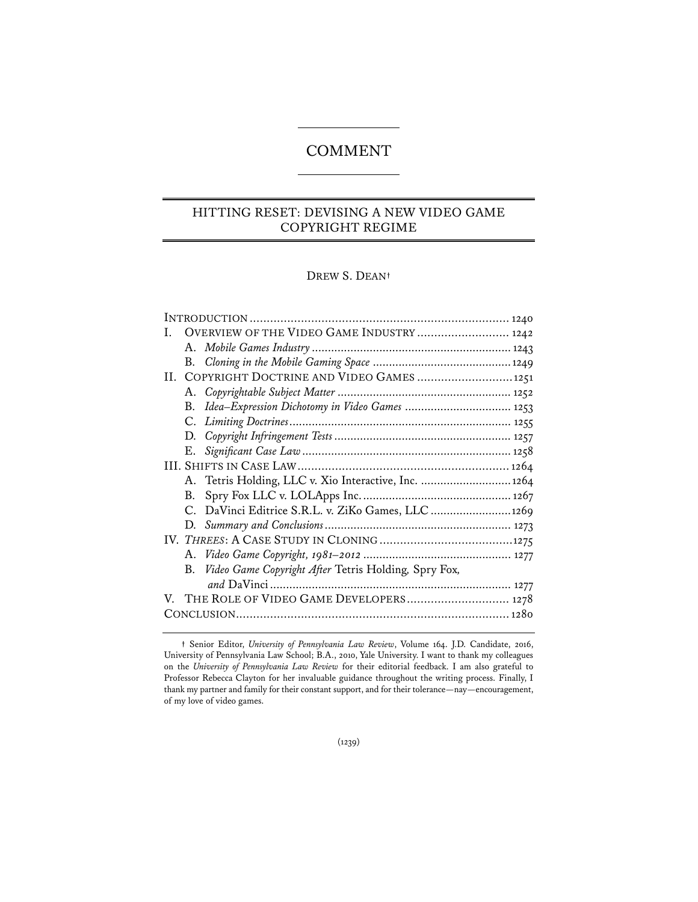# COMMENT

## HITTING RESET: DEVISING A NEW VIDEO GAME COPYRIGHT REGIME

DREW S. DEAN†

| | |
|---|---|
| INTRODUCTION | 1240 |
| I. OVERVIEW OF THE VIDEO GAME INDUSTRY | 1242 |
| A. *Mobile Games Industry* | 1243 |
| B. *Cloning in the Mobile Gaming Space* | 1249 |
| II. COPYRIGHT DOCTRINE AND VIDEO GAMES | 1251 |
| A. *Copyrightable Subject Matter* | 1252 |
| B. *Idea–Expression Dichotomy in Video Games* | 1253 |
| C. *Limiting Doctrines* | 1255 |
| D. *Copyright Infringement Tests* | 1257 |
| E. *Significant Case Law* | 1258 |
| III. SHIFTS IN CASE LAW | 1264 |
| A. Tetris Holding, LLC v. Xio Interactive, Inc. | 1264 |
| B. Spry Fox LLC v. LOLApps Inc. | 1267 |
| C. DaVinci Editrice S.R.L. v. ZiKo Games, LLC | 1269 |
| D. *Summary and Conclusions* | 1273 |
| IV. *THREES*: A CASE STUDY IN CLONING | 1275 |
| A. *Video Game Copyright, 1981–2012* | 1277 |
| B. *Video Game Copyright After* Tetris Holding*,* Spry Fox*, and* DaVinci | 1277 |
| V. THE ROLE OF VIDEO GAME DEVELOPERS | 1278 |
| CONCLUSION | 1280 |

† Senior Editor, *University of Pennsylvania Law Review*, Volume 164. J.D. Candidate, 2016, University of Pennsylvania Law School; B.A., 2010, Yale University. I want to thank my colleagues on the *University of Pennsylvania Law Review* for their editorial feedback. I am also grateful to Professor Rebecca Clayton for her invaluable guidance throughout the writing process. Finally, I thank my partner and family for their constant support, and for their tolerance—nay—encouragement, of my love of video games.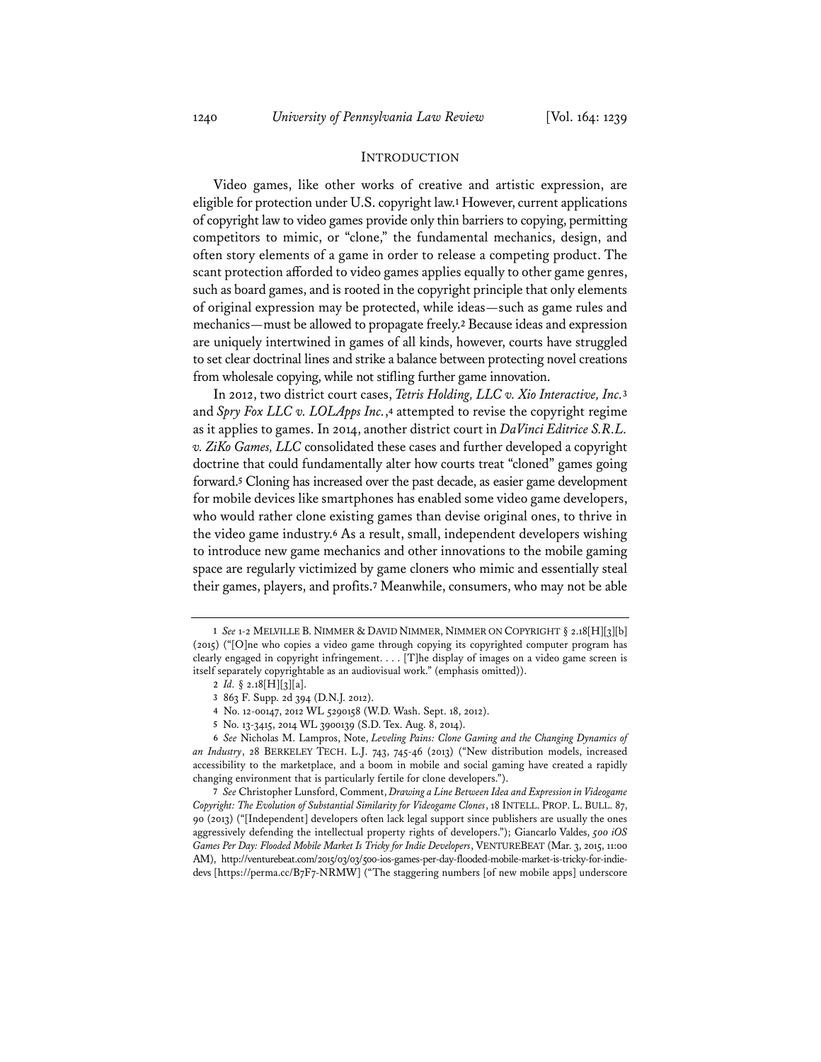## INTRODUCTION

Video games, like other works of creative and artistic expression, are eligible for protection under U.S. copyright law.[1] However, current applications of copyright law to video games provide only thin barriers to copying, permitting competitors to mimic, or "clone," the fundamental mechanics, design, and often story elements of a game in order to release a competing product. The scant protection afforded to video games applies equally to other game genres, such as board games, and is rooted in the copyright principle that only elements of original expression may be protected, while ideas—such as game rules and mechanics—must be allowed to propagate freely.[2] Because ideas and expression are uniquely intertwined in games of all kinds, however, courts have struggled to set clear doctrinal lines and strike a balance between protecting novel creations from wholesale copying, while not stifling further game innovation.

In 2012, two district court cases, *Tetris Holding, LLC v. Xio Interactive, Inc.*[3] and *Spry Fox LLC v. LOLApps Inc.*,[4] attempted to revise the copyright regime as it applies to games. In 2014, another district court in *DaVinci Editrice S.R.L. v. ZiKo Games, LLC* consolidated these cases and further developed a copyright doctrine that could fundamentally alter how courts treat "cloned" games going forward.[5] Cloning has increased over the past decade, as easier game development for mobile devices like smartphones has enabled some video game developers, who would rather clone existing games than devise original ones, to thrive in the video game industry.[6] As a result, small, independent developers wishing to introduce new game mechanics and other innovations to the mobile gaming space are regularly victimized by game cloners who mimic and essentially steal their games, players, and profits.[7] Meanwhile, consumers, who may not be able

---

1 *See* 1-2 MELVILLE B. NIMMER & DAVID NIMMER, NIMMER ON COPYRIGHT § 2.18[H][3][b] (2015) ("[O]ne who copies a video game through copying its copyrighted computer program has clearly engaged in copyright infringement. . . . [T]he display of images on a video game screen is itself separately copyrightable as an audiovisual work." (emphasis omitted)).

2 *Id.* § 2.18[H][3][a].

3 863 F. Supp. 2d 394 (D.N.J. 2012).

4 No. 12-00147, 2012 WL 5290158 (W.D. Wash. Sept. 18, 2012).

5 No. 13-3415, 2014 WL 3900139 (S.D. Tex. Aug. 8, 2014).

6 *See* Nicholas M. Lampros, Note, *Leveling Pains: Clone Gaming and the Changing Dynamics of an Industry*, 28 BERKELEY TECH. L.J. 743, 745-46 (2013) ("New distribution models, increased accessibility to the marketplace, and a boom in mobile and social gaming have created a rapidly changing environment that is particularly fertile for clone developers.").

7 *See* Christopher Lunsford, Comment, *Drawing a Line Between Idea and Expression in Videogame Copyright: The Evolution of Substantial Similarity for Videogame Clones*, 18 INTELL. PROP. L. BULL. 87, 90 (2013) ("[Independent] developers often lack legal support since publishers are usually the ones aggressively defending the intellectual property rights of developers."); Giancarlo Valdes, *500 iOS Games Per Day: Flooded Mobile Market Is Tricky for Indie Developers*, VENTUREBEAT (Mar. 3, 2015, 11:00 AM), http://venturebeat.com/2015/03/03/500-ios-games-per-day-flooded-mobile-market-is-tricky-for-indie-devs [https://perma.cc/B7F7-NRMW] ("The staggering numbers [of new mobile apps] underscore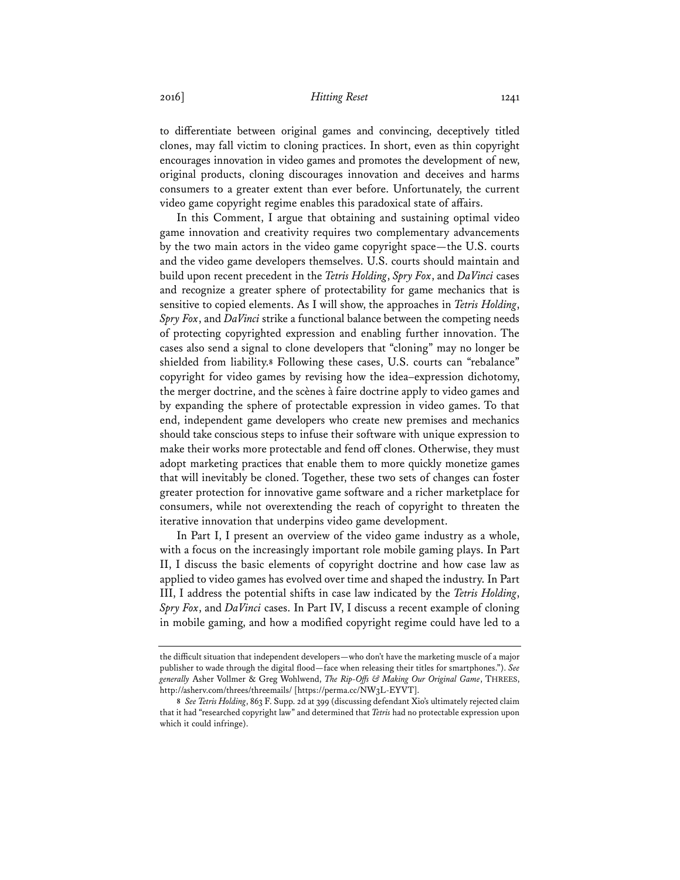to differentiate between original games and convincing, deceptively titled clones, may fall victim to cloning practices. In short, even as thin copyright encourages innovation in video games and promotes the development of new, original products, cloning discourages innovation and deceives and harms consumers to a greater extent than ever before. Unfortunately, the current video game copyright regime enables this paradoxical state of affairs.

In this Comment, I argue that obtaining and sustaining optimal video game innovation and creativity requires two complementary advancements by the two main actors in the video game copyright space—the U.S. courts and the video game developers themselves. U.S. courts should maintain and build upon recent precedent in the *Tetris Holding*, *Spry Fox*, and *DaVinci* cases and recognize a greater sphere of protectability for game mechanics that is sensitive to copied elements. As I will show, the approaches in *Tetris Holding*, *Spry Fox*, and *DaVinci* strike a functional balance between the competing needs of protecting copyrighted expression and enabling further innovation. The cases also send a signal to clone developers that "cloning" may no longer be shielded from liability.[8] Following these cases, U.S. courts can "rebalance" copyright for video games by revising how the idea–expression dichotomy, the merger doctrine, and the scènes à faire doctrine apply to video games and by expanding the sphere of protectable expression in video games. To that end, independent game developers who create new premises and mechanics should take conscious steps to infuse their software with unique expression to make their works more protectable and fend off clones. Otherwise, they must adopt marketing practices that enable them to more quickly monetize games that will inevitably be cloned. Together, these two sets of changes can foster greater protection for innovative game software and a richer marketplace for consumers, while not overextending the reach of copyright to threaten the iterative innovation that underpins video game development.

In Part I, I present an overview of the video game industry as a whole, with a focus on the increasingly important role mobile gaming plays. In Part II, I discuss the basic elements of copyright doctrine and how case law as applied to video games has evolved over time and shaped the industry. In Part III, I address the potential shifts in case law indicated by the *Tetris Holding*, *Spry Fox*, and *DaVinci* cases. In Part IV, I discuss a recent example of cloning in mobile gaming, and how a modified copyright regime could have led to a

---

the difficult situation that independent developers—who don't have the marketing muscle of a major publisher to wade through the digital flood—face when releasing their titles for smartphones."). *See generally* Asher Vollmer & Greg Wohlwend, *The Rip-Offs & Making Our Original Game*, THREES, http://asherv.com/threes/threemails/ [https://perma.cc/NW3L-EYVT].

[8] *See Tetris Holding*, 863 F. Supp. 2d at 399 (discussing defendant Xio's ultimately rejected claim that it had "researched copyright law" and determined that *Tetris* had no protectable expression upon which it could infringe).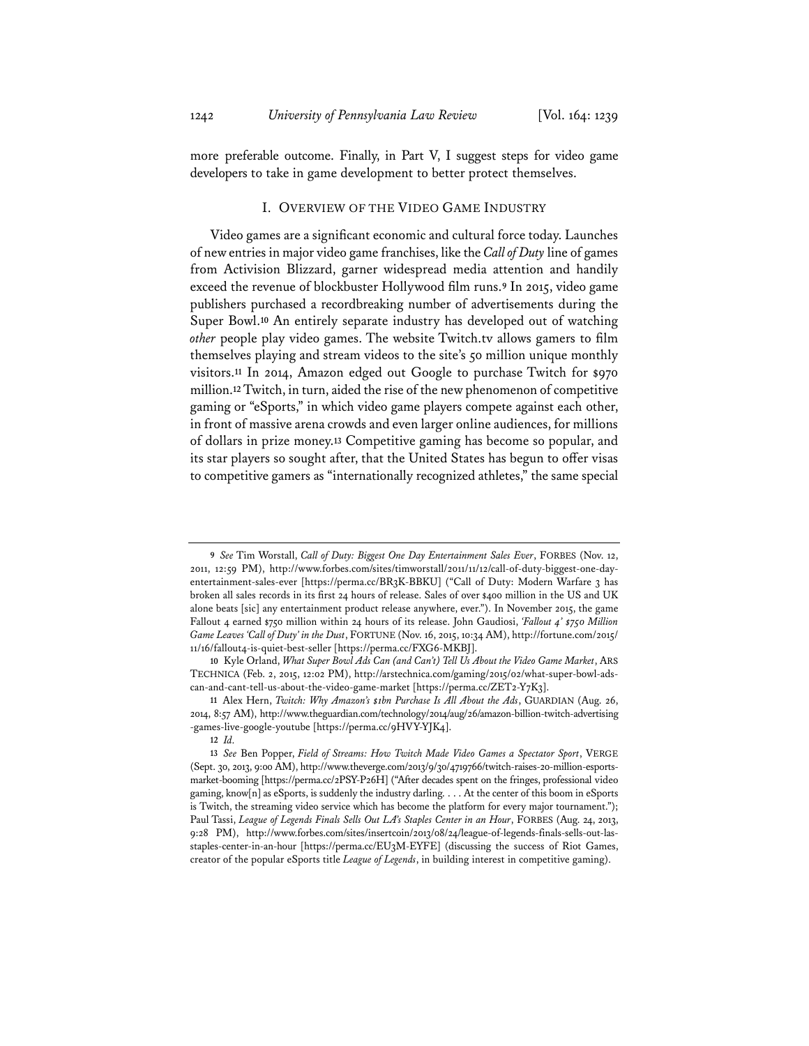more preferable outcome. Finally, in Part V, I suggest steps for video game developers to take in game development to better protect themselves.

## I. OVERVIEW OF THE VIDEO GAME INDUSTRY

Video games are a significant economic and cultural force today. Launches of new entries in major video game franchises, like the *Call of Duty* line of games from Activision Blizzard, garner widespread media attention and handily exceed the revenue of blockbuster Hollywood film runs.[9] In 2015, video game publishers purchased a recordbreaking number of advertisements during the Super Bowl.[10] An entirely separate industry has developed out of watching *other* people play video games. The website Twitch.tv allows gamers to film themselves playing and stream videos to the site's 50 million unique monthly visitors.[11] In 2014, Amazon edged out Google to purchase Twitch for $970 million.[12] Twitch, in turn, aided the rise of the new phenomenon of competitive gaming or "eSports," in which video game players compete against each other, in front of massive arena crowds and even larger online audiences, for millions of dollars in prize money.[13] Competitive gaming has become so popular, and its star players so sought after, that the United States has begun to offer visas to competitive gamers as "internationally recognized athletes," the same special

---

9 *See* Tim Worstall, *Call of Duty: Biggest One Day Entertainment Sales Ever*, FORBES (Nov. 12, 2011, 12:59 PM), http://www.forbes.com/sites/timworstall/2011/11/12/call-of-duty-biggest-one-day-entertainment-sales-ever [https://perma.cc/BR3K-BBKU] ("Call of Duty: Modern Warfare 3 has broken all sales records in its first 24 hours of release. Sales of over $400 million in the US and UK alone beats [sic] any entertainment product release anywhere, ever."). In November 2015, the game Fallout 4 earned $750 million within 24 hours of its release. John Gaudiosi, *'Fallout 4' $750 Million Game Leaves 'Call of Duty' in the Dust*, FORTUNE (Nov. 16, 2015, 10:34 AM), http://fortune.com/2015/11/16/fallout4-is-quiet-best-seller [https://perma.cc/FXG6-MKBJ].

10 Kyle Orland, *What Super Bowl Ads Can (and Can't) Tell Us About the Video Game Market*, ARS TECHNICA (Feb. 2, 2015, 12:02 PM), http://arstechnica.com/gaming/2015/02/what-super-bowl-ads-can-and-cant-tell-us-about-the-video-game-market [https://perma.cc/ZET2-Y7K3].

11 Alex Hern, *Twitch: Why Amazon's $1bn Purchase Is All About the Ads*, GUARDIAN (Aug. 26, 2014, 8:57 AM), http://www.theguardian.com/technology/2014/aug/26/amazon-billion-twitch-advertising-games-live-google-youtube [https://perma.cc/9HVY-YJK4].

12 *Id.*

13 *See* Ben Popper, *Field of Streams: How Twitch Made Video Games a Spectator Sport*, VERGE (Sept. 30, 2013, 9:00 AM), http://www.theverge.com/2013/9/30/4719766/twitch-raises-20-million-esports-market-booming [https://perma.cc/2PSY-P26H] ("After decades spent on the fringes, professional video gaming, know[n] as eSports, is suddenly the industry darling. . . . At the center of this boom in eSports is Twitch, the streaming video service which has become the platform for every major tournament."); Paul Tassi, *League of Legends Finals Sells Out LA's Staples Center in an Hour*, FORBES (Aug. 24, 2013, 9:28 PM), http://www.forbes.com/sites/insertcoin/2013/08/24/league-of-legends-finals-sells-out-las-staples-center-in-an-hour [https://perma.cc/EU3M-EYFE] (discussing the success of Riot Games, creator of the popular eSports title *League of Legends*, in building interest in competitive gaming).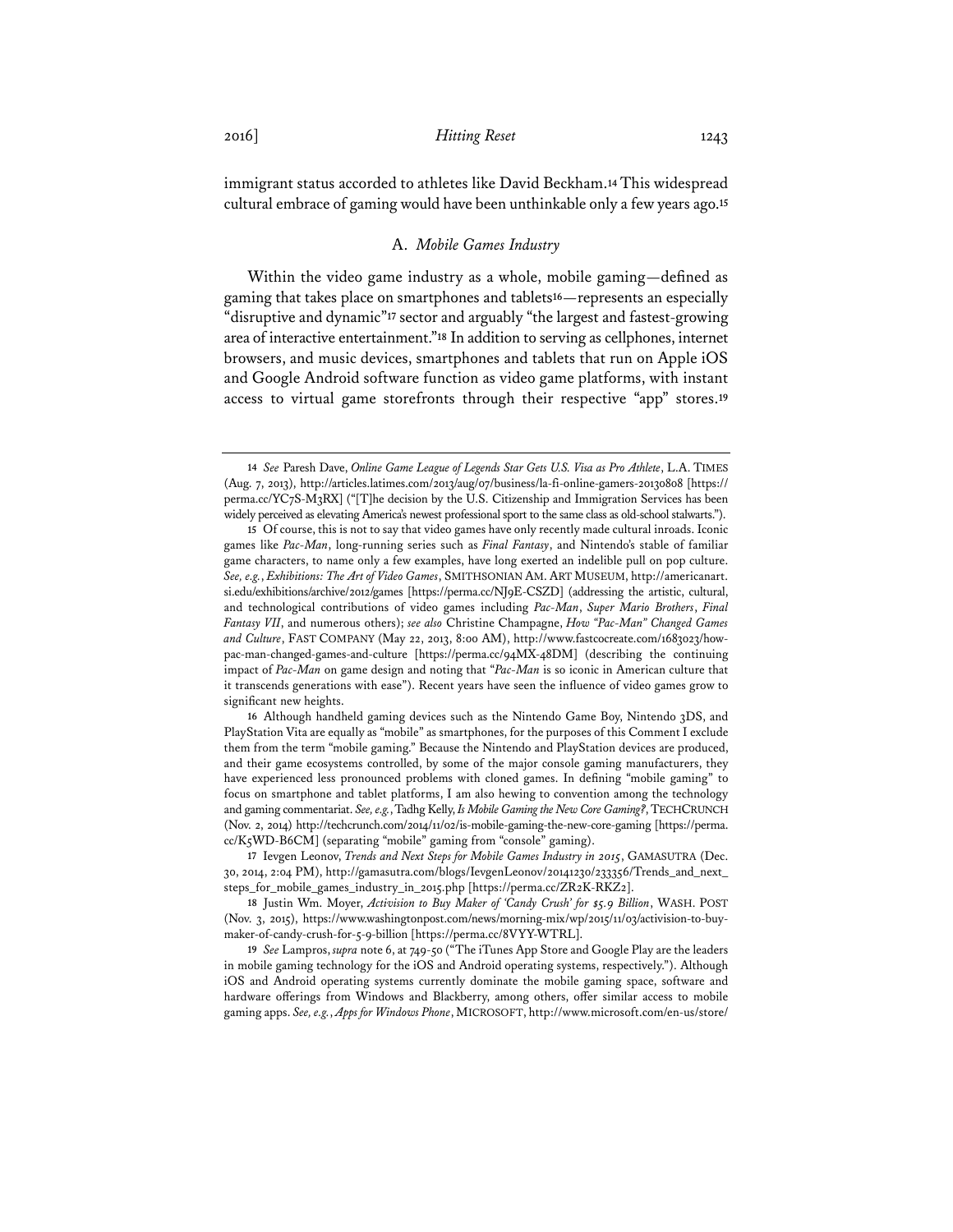immigrant status accorded to athletes like David Beckham.[14] This widespread cultural embrace of gaming would have been unthinkable only a few years ago.[15]

### A. *Mobile Games Industry*

Within the video game industry as a whole, mobile gaming—defined as gaming that takes place on smartphones and tablets[16]—represents an especially "disruptive and dynamic"[17] sector and arguably "the largest and fastest-growing area of interactive entertainment."[18] In addition to serving as cellphones, internet browsers, and music devices, smartphones and tablets that run on Apple iOS and Google Android software function as video game platforms, with instant access to virtual game storefronts through their respective "app" stores.[19]

---

14 *See* Paresh Dave, *Online Game League of Legends Star Gets U.S. Visa as Pro Athlete*, L.A. TIMES (Aug. 7, 2013), http://articles.latimes.com/2013/aug/07/business/la-fi-online-gamers-20130808 [https://perma.cc/YC7S-M3RX] ("[T]he decision by the U.S. Citizenship and Immigration Services has been widely perceived as elevating America's newest professional sport to the same class as old-school stalwarts.").

15 Of course, this is not to say that video games have only recently made cultural inroads. Iconic games like *Pac-Man*, long-running series such as *Final Fantasy*, and Nintendo's stable of familiar game characters, to name only a few examples, have long exerted an indelible pull on pop culture. *See, e.g.*, *Exhibitions: The Art of Video Games*, SMITHSONIAN AM. ART MUSEUM, http://americanart.si.edu/exhibitions/archive/2012/games [https://perma.cc/NJ9E-CSZD] (addressing the artistic, cultural, and technological contributions of video games including *Pac-Man*, *Super Mario Brothers*, *Final Fantasy VII*, and numerous others); *see also* Christine Champagne, *How "Pac-Man" Changed Games and Culture*, FAST COMPANY (May 22, 2013, 8:00 AM), http://www.fastcocreate.com/1683023/how-pac-man-changed-games-and-culture [https://perma.cc/94MX-48DM] (describing the continuing impact of *Pac-Man* on game design and noting that "*Pac-Man* is so iconic in American culture that it transcends generations with ease"). Recent years have seen the influence of video games grow to significant new heights.

16 Although handheld gaming devices such as the Nintendo Game Boy, Nintendo 3DS, and PlayStation Vita are equally as "mobile" as smartphones, for the purposes of this Comment I exclude them from the term "mobile gaming." Because the Nintendo and PlayStation devices are produced, and their game ecosystems controlled, by some of the major console gaming manufacturers, they have experienced less pronounced problems with cloned games. In defining "mobile gaming" to focus on smartphone and tablet platforms, I am also hewing to convention among the technology and gaming commentariat. *See, e.g.*, Tadhg Kelly, *Is Mobile Gaming the New Core Gaming?*, TECHCRUNCH (Nov. 2, 2014) http://techcrunch.com/2014/11/02/is-mobile-gaming-the-new-core-gaming [https://perma.cc/K5WD-B6CM] (separating "mobile" gaming from "console" gaming).

17 Ievgen Leonov, *Trends and Next Steps for Mobile Games Industry in 2015*, GAMASUTRA (Dec. 30, 2014, 2:04 PM), http://gamasutra.com/blogs/IevgenLeonov/20141230/233356/Trends_and_next_steps_for_mobile_games_industry_in_2015.php [https://perma.cc/ZR2K-RKZ2].

18 Justin Wm. Moyer, *Activision to Buy Maker of 'Candy Crush' for $5.9 Billion*, WASH. POST (Nov. 3, 2015), https://www.washingtonpost.com/news/morning-mix/wp/2015/11/03/activision-to-buy-maker-of-candy-crush-for-5-9-billion [https://perma.cc/8VYY-WTRL].

19 *See* Lampros, *supra* note 6, at 749-50 ("The iTunes App Store and Google Play are the leaders in mobile gaming technology for the iOS and Android operating systems, respectively."). Although iOS and Android operating systems currently dominate the mobile gaming space, software and hardware offerings from Windows and Blackberry, among others, offer similar access to mobile gaming apps. *See, e.g.*, *Apps for Windows Phone*, MICROSOFT, http://www.microsoft.com/en-us/store/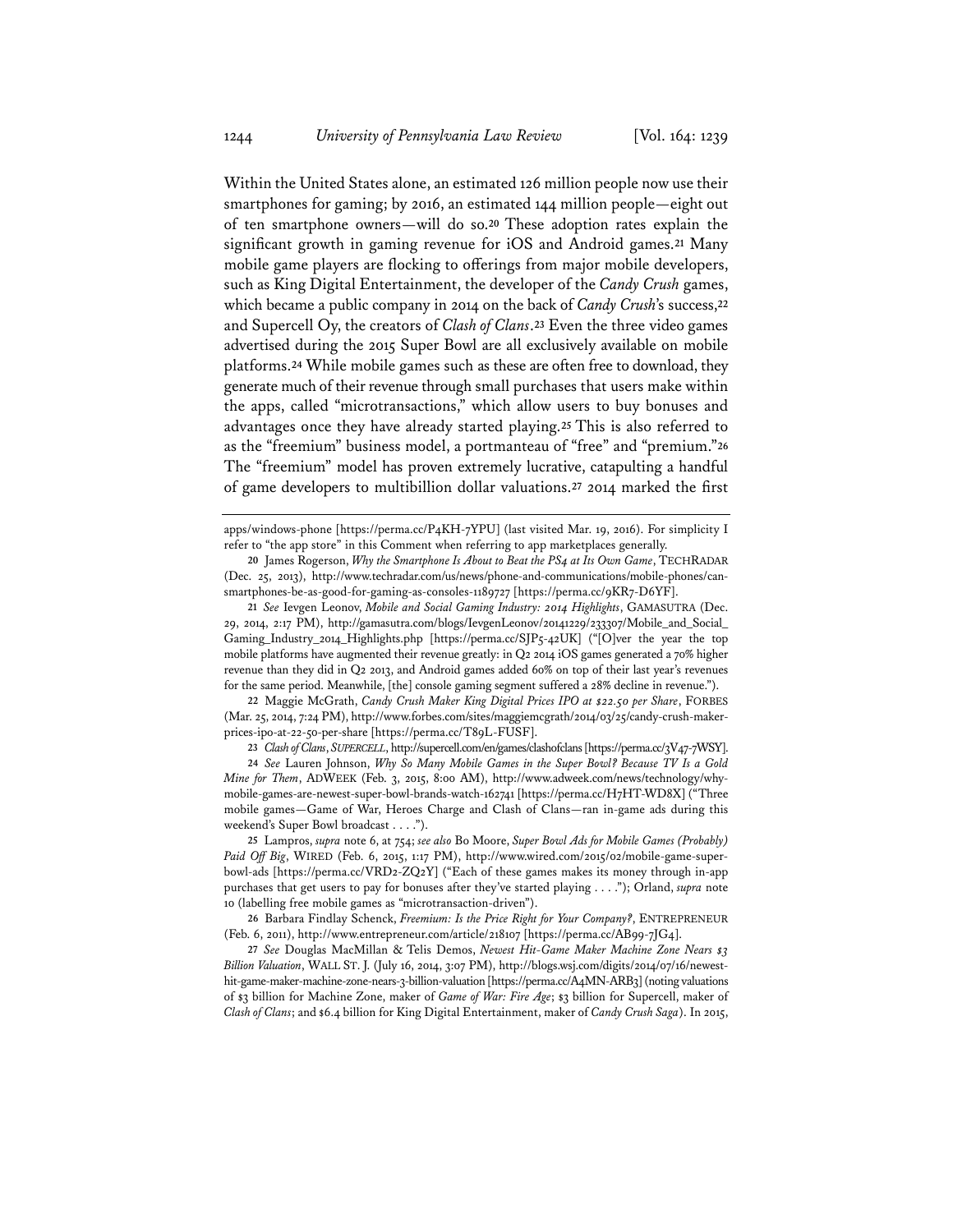Within the United States alone, an estimated 126 million people now use their smartphones for gaming; by 2016, an estimated 144 million people—eight out of ten smartphone owners—will do so.[20] These adoption rates explain the significant growth in gaming revenue for iOS and Android games.[21] Many mobile game players are flocking to offerings from major mobile developers, such as King Digital Entertainment, the developer of the *Candy Crush* games, which became a public company in 2014 on the back of *Candy Crush*'s success,[22] and Supercell Oy, the creators of *Clash of Clans*.[23] Even the three video games advertised during the 2015 Super Bowl are all exclusively available on mobile platforms.[24] While mobile games such as these are often free to download, they generate much of their revenue through small purchases that users make within the apps, called "microtransactions," which allow users to buy bonuses and advantages once they have already started playing.[25] This is also referred to as the "freemium" business model, a portmanteau of "free" and "premium."[26] The "freemium" model has proven extremely lucrative, catapulting a handful of game developers to multibillion dollar valuations.[27] 2014 marked the first

---

apps/windows-phone [https://perma.cc/P4KH-7YPU] (last visited Mar. 19, 2016). For simplicity I refer to "the app store" in this Comment when referring to app marketplaces generally.

[20] James Rogerson, *Why the Smartphone Is About to Beat the PS4 at Its Own Game*, TECHRADAR (Dec. 25, 2013), http://www.techradar.com/us/news/phone-and-communications/mobile-phones/can-smartphones-be-as-good-for-gaming-as-consoles-1189727 [https://perma.cc/9KR7-D6YF].

[21] *See* Ievgen Leonov, *Mobile and Social Gaming Industry: 2014 Highlights*, GAMASUTRA (Dec. 29, 2014, 2:17 PM), http://gamasutra.com/blogs/IevgenLeonov/20141229/233307/Mobile_and_Social_Gaming_Industry_2014_Highlights.php [https://perma.cc/SJP5-42UK] ("[O]ver the year the top mobile platforms have augmented their revenue greatly: in Q2 2014 iOS games generated a 70% higher revenue than they did in Q2 2013, and Android games added 60% on top of their last year's revenues for the same period. Meanwhile, [the] console gaming segment suffered a 28% decline in revenue.").

[22] Maggie McGrath, *Candy Crush Maker King Digital Prices IPO at $22.50 per Share*, FORBES (Mar. 25, 2014, 7:24 PM), http://www.forbes.com/sites/maggiemcgrath/2014/03/25/candy-crush-maker-prices-ipo-at-22-50-per-share [https://perma.cc/T89L-FUSF].

[23] *Clash of Clans*, *SUPERCELL*, http://supercell.com/en/games/clashofclans [https://perma.cc/3V47-7WSY].

[24] *See* Lauren Johnson, *Why So Many Mobile Games in the Super Bowl? Because TV Is a Gold Mine for Them*, ADWEEK (Feb. 3, 2015, 8:00 AM), http://www.adweek.com/news/technology/why-mobile-games-are-newest-super-bowl-brands-watch-162741 [https://perma.cc/H7HT-WD8X] ("Three mobile games—Game of War, Heroes Charge and Clash of Clans—ran in-game ads during this weekend's Super Bowl broadcast . . . .").

[25] Lampros, *supra* note 6, at 754; *see also* Bo Moore, *Super Bowl Ads for Mobile Games (Probably) Paid Off Big*, WIRED (Feb. 6, 2015, 1:17 PM), http://www.wired.com/2015/02/mobile-game-super-bowl-ads [https://perma.cc/VRD2-ZQ2Y] ("Each of these games makes its money through in-app purchases that get users to pay for bonuses after they've started playing . . . ."); Orland, *supra* note 10 (labelling free mobile games as "microtransaction-driven").

[26] Barbara Findlay Schenck, *Freemium: Is the Price Right for Your Company?*, ENTREPRENEUR (Feb. 6, 2011), http://www.entrepreneur.com/article/218107 [https://perma.cc/AB99-7JG4].

[27] *See* Douglas MacMillan & Telis Demos, *Newest Hit-Game Maker Machine Zone Nears $3 Billion Valuation*, WALL ST. J. (July 16, 2014, 3:07 PM), http://blogs.wsj.com/digits/2014/07/16/newest-hit-game-maker-machine-zone-nears-3-billion-valuation [https://perma.cc/A4MN-ARB3] (noting valuations of $3 billion for Machine Zone, maker of *Game of War: Fire Age*; $3 billion for Supercell, maker of *Clash of Clans*; and $6.4 billion for King Digital Entertainment, maker of *Candy Crush Saga*). In 2015,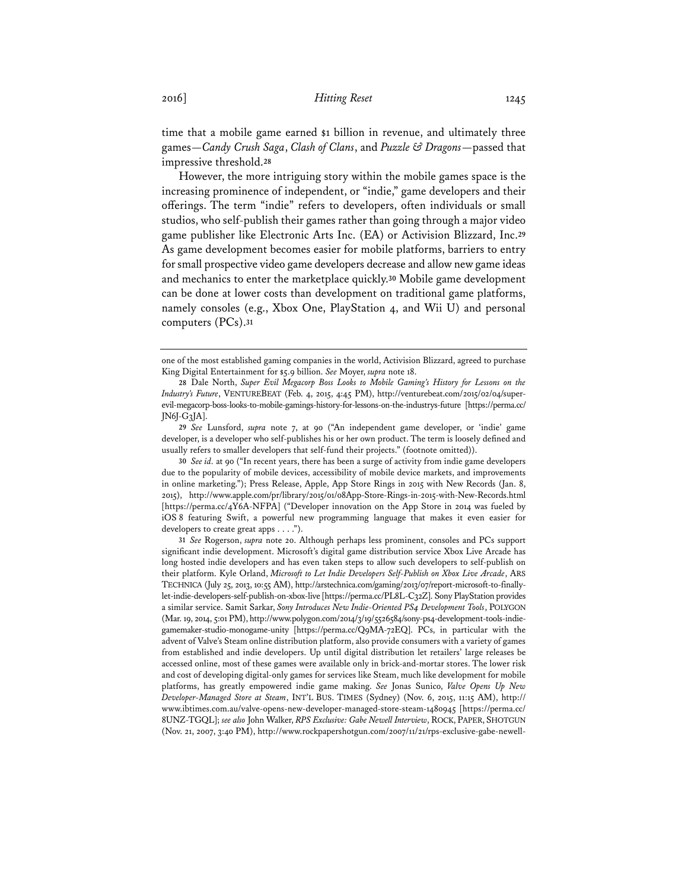time that a mobile game earned $1 billion in revenue, and ultimately three games—*Candy Crush Saga*, *Clash of Clans*, and *Puzzle & Dragons*—passed that impressive threshold.[28]

However, the more intriguing story within the mobile games space is the increasing prominence of independent, or "indie," game developers and their offerings. The term "indie" refers to developers, often individuals or small studios, who self-publish their games rather than going through a major video game publisher like Electronic Arts Inc. (EA) or Activision Blizzard, Inc.[29] As game development becomes easier for mobile platforms, barriers to entry for small prospective video game developers decrease and allow new game ideas and mechanics to enter the marketplace quickly.[30] Mobile game development can be done at lower costs than development on traditional game platforms, namely consoles (e.g., Xbox One, PlayStation 4, and Wii U) and personal computers (PCs).[31]

---

one of the most established gaming companies in the world, Activision Blizzard, agreed to purchase King Digital Entertainment for $5.9 billion. *See* Moyer, *supra* note 18.

28 Dale North, *Super Evil Megacorp Boss Looks to Mobile Gaming's History for Lessons on the Industry's Future*, VENTUREBEAT (Feb. 4, 2015, 4:45 PM), http://venturebeat.com/2015/02/04/super-evil-megacorp-boss-looks-to-mobile-gamings-history-for-lessons-on-the-industrys-future [https://perma.cc/JN6J-G3JA].

29 *See* Lunsford, *supra* note 7, at 90 ("An independent game developer, or 'indie' game developer, is a developer who self-publishes his or her own product. The term is loosely defined and usually refers to smaller developers that self-fund their projects." (footnote omitted)).

30 *See id.* at 90 ("In recent years, there has been a surge of activity from indie game developers due to the popularity of mobile devices, accessibility of mobile device markets, and improvements in online marketing."); Press Release, Apple, App Store Rings in 2015 with New Records (Jan. 8, 2015), http://www.apple.com/pr/library/2015/01/08App-Store-Rings-in-2015-with-New-Records.html [https://perma.cc/4Y6A-NFPA] ("Developer innovation on the App Store in 2014 was fueled by iOS 8 featuring Swift, a powerful new programming language that makes it even easier for developers to create great apps . . . .").

31 *See* Rogerson, *supra* note 20. Although perhaps less prominent, consoles and PCs support significant indie development. Microsoft's digital game distribution service Xbox Live Arcade has long hosted indie developers and has even taken steps to allow such developers to self-publish on their platform. Kyle Orland, *Microsoft to Let Indie Developers Self-Publish on Xbox Live Arcade*, ARS TECHNICA (July 25, 2013, 10:55 AM), http://arstechnica.com/gaming/2013/07/report-microsoft-to-finally-let-indie-developers-self-publish-on-xbox-live [https://perma.cc/PL8L-C32Z]. Sony PlayStation provides a similar service. Samit Sarkar, *Sony Introduces New Indie-Oriented PS4 Development Tools*, POLYGON (Mar. 19, 2014, 5:01 PM), http://www.polygon.com/2014/3/19/5526584/sony-ps4-development-tools-indie-gamemaker-studio-monogame-unity [https://perma.cc/Q9MA-72EQ]. PCs, in particular with the advent of Valve's Steam online distribution platform, also provide consumers with a variety of games from established and indie developers. Up until digital distribution let retailers' large releases be accessed online, most of these games were available only in brick-and-mortar stores. The lower risk and cost of developing digital-only games for services like Steam, much like development for mobile platforms, has greatly empowered indie game making. *See* Jonas Sunico, *Valve Opens Up New Developer-Managed Store at Steam*, INT'L BUS. TIMES (Sydney) (Nov. 6, 2015, 11:15 AM), http://www.ibtimes.com.au/valve-opens-new-developer-managed-store-steam-1480945 [https://perma.cc/8UNZ-TGQL]; *see also* John Walker, *RPS Exclusive: Gabe Newell Interview*, ROCK, PAPER, SHOTGUN (Nov. 21, 2007, 3:40 PM), http://www.rockpapershotgun.com/2007/11/21/rps-exclusive-gabe-newell-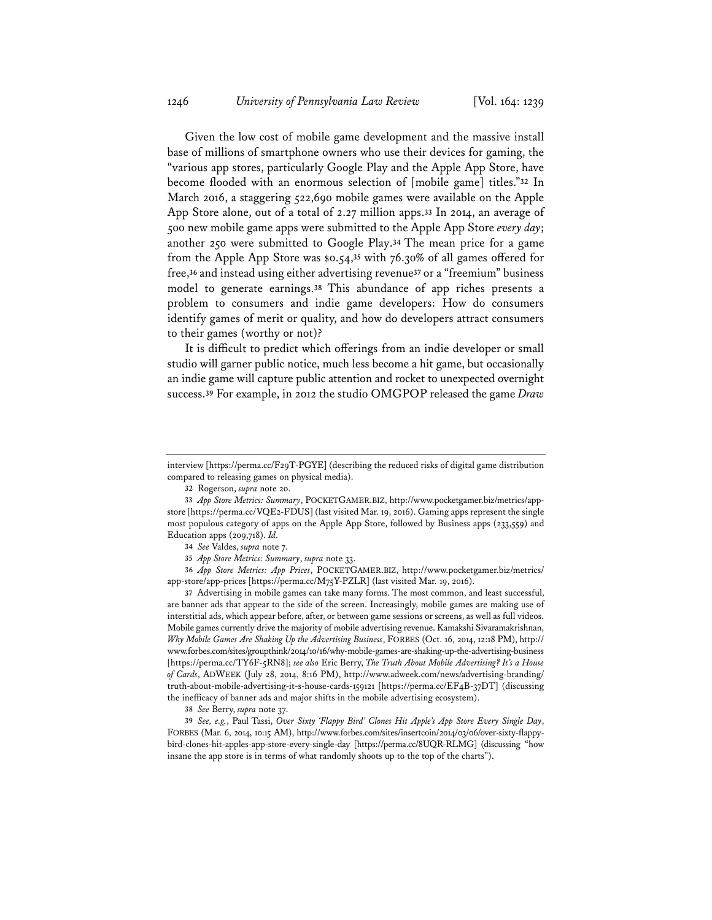Given the low cost of mobile game development and the massive install base of millions of smartphone owners who use their devices for gaming, the "various app stores, particularly Google Play and the Apple App Store, have become flooded with an enormous selection of [mobile game] titles."[32] In March 2016, a staggering 522,690 mobile games were available on the Apple App Store alone, out of a total of 2.27 million apps.[33] In 2014, an average of 500 new mobile game apps were submitted to the Apple App Store *every day*; another 250 were submitted to Google Play.[34] The mean price for a game from the Apple App Store was $0.54,[35] with 76.30% of all games offered for free,[36] and instead using either advertising revenue[37] or a "freemium" business model to generate earnings.[38] This abundance of app riches presents a problem to consumers and indie game developers: How do consumers identify games of merit or quality, and how do developers attract consumers to their games (worthy or not)?

It is difficult to predict which offerings from an indie developer or small studio will garner public notice, much less become a hit game, but occasionally an indie game will capture public attention and rocket to unexpected overnight success.[39] For example, in 2012 the studio OMGPOP released the game *Draw*

---

interview [https://perma.cc/F29T-PGYE] (describing the reduced risks of digital game distribution compared to releasing games on physical media).

32 Rogerson, *supra* note 20.

33 *App Store Metrics: Summary*, POCKETGAMER.BIZ, http://www.pocketgamer.biz/metrics/app-store [https://perma.cc/VQE2-FDUS] (last visited Mar. 19, 2016). Gaming apps represent the single most populous category of apps on the Apple App Store, followed by Business apps (233,559) and Education apps (209,718). *Id.*

34 *See* Valdes, *supra* note 7.

35 *App Store Metrics: Summary*, *supra* note 33.

36 *App Store Metrics: App Prices*, POCKETGAMER.BIZ, http://www.pocketgamer.biz/metrics/app-store/app-prices [https://perma.cc/M75Y-PZLR] (last visited Mar. 19, 2016).

37 Advertising in mobile games can take many forms. The most common, and least successful, are banner ads that appear to the side of the screen. Increasingly, mobile games are making use of interstitial ads, which appear before, after, or between game sessions or screens, as well as full videos. Mobile games currently drive the majority of mobile advertising revenue. Kamakshi Sivaramakrishnan, *Why Mobile Games Are Shaking Up the Advertising Business*, FORBES (Oct. 16, 2014, 12:18 PM), http://www.forbes.com/sites/groupthink/2014/10/16/why-mobile-games-are-shaking-up-the-advertising-business [https://perma.cc/TY6F-5RN8]; *see also* Eric Berry, *The Truth About Mobile Advertising? It's a House of Cards*, ADWEEK (July 28, 2014, 8:16 PM), http://www.adweek.com/news/advertising-branding/truth-about-mobile-advertising-it-s-house-cards-159121 [https://perma.cc/EF4B-37DT] (discussing the inefficacy of banner ads and major shifts in the mobile advertising ecosystem).

38 *See* Berry, *supra* note 37.

39 *See, e.g.*, Paul Tassi, *Over Sixty 'Flappy Bird' Clones Hit Apple's App Store Every Single Day*, FORBES (Mar. 6, 2014, 10:15 AM), http://www.forbes.com/sites/insertcoin/2014/03/06/over-sixty-flappy-bird-clones-hit-apples-app-store-every-single-day [https://perma.cc/8UQR-RLMG] (discussing "how insane the app store is in terms of what randomly shoots up to the top of the charts").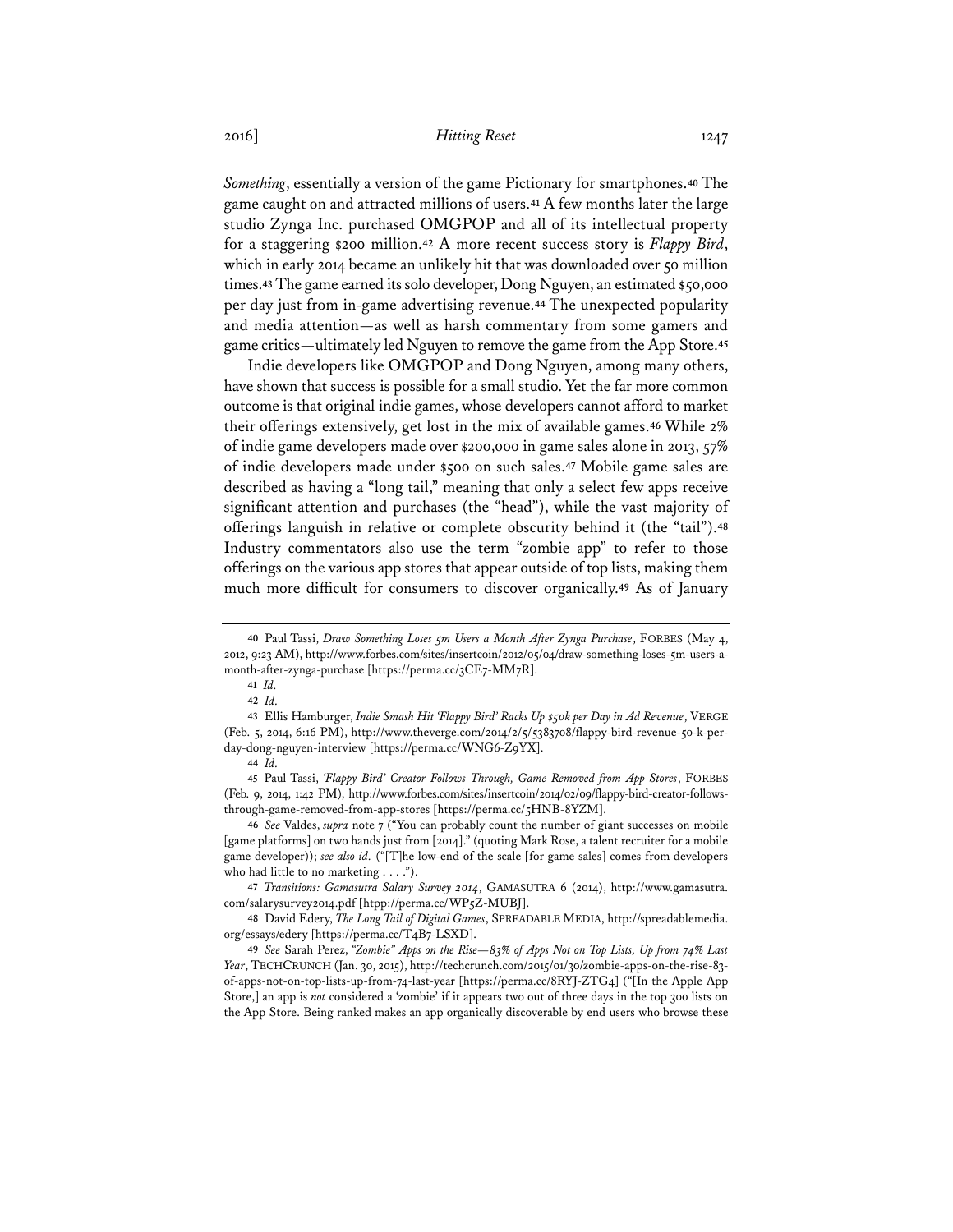*Something*, essentially a version of the game Pictionary for smartphones.[40] The game caught on and attracted millions of users.[41] A few months later the large studio Zynga Inc. purchased OMGPOP and all of its intellectual property for a staggering $200 million.[42] A more recent success story is *Flappy Bird*, which in early 2014 became an unlikely hit that was downloaded over 50 million times.[43] The game earned its solo developer, Dong Nguyen, an estimated $50,000 per day just from in-game advertising revenue.[44] The unexpected popularity and media attention—as well as harsh commentary from some gamers and game critics—ultimately led Nguyen to remove the game from the App Store.[45]

Indie developers like OMGPOP and Dong Nguyen, among many others, have shown that success is possible for a small studio. Yet the far more common outcome is that original indie games, whose developers cannot afford to market their offerings extensively, get lost in the mix of available games.[46] While 2% of indie game developers made over $200,000 in game sales alone in 2013, 57% of indie developers made under $500 on such sales.[47] Mobile game sales are described as having a "long tail," meaning that only a select few apps receive significant attention and purchases (the "head"), while the vast majority of offerings languish in relative or complete obscurity behind it (the "tail").[48] Industry commentators also use the term "zombie app" to refer to those offerings on the various app stores that appear outside of top lists, making them much more difficult for consumers to discover organically.[49] As of January

---

40 Paul Tassi, *Draw Something Loses 5m Users a Month After Zynga Purchase*, FORBES (May 4, 2012, 9:23 AM), http://www.forbes.com/sites/insertcoin/2012/05/04/draw-something-loses-5m-users-a-month-after-zynga-purchase [https://perma.cc/3CE7-MM7R].

41 *Id.*

42 *Id.*

43 Ellis Hamburger, *Indie Smash Hit 'Flappy Bird' Racks Up $50k per Day in Ad Revenue*, VERGE (Feb. 5, 2014, 6:16 PM), http://www.theverge.com/2014/2/5/5383708/flappy-bird-revenue-50-k-per-day-dong-nguyen-interview [https://perma.cc/WNG6-Z9YX].

44 *Id.*

45 Paul Tassi, *'Flappy Bird' Creator Follows Through, Game Removed from App Stores*, FORBES (Feb. 9, 2014, 1:42 PM), http://www.forbes.com/sites/insertcoin/2014/02/09/flappy-bird-creator-follows-through-game-removed-from-app-stores [https://perma.cc/5HNB-8YZM].

46 *See* Valdes, *supra* note 7 ("You can probably count the number of giant successes on mobile [game platforms] on two hands just from [2014]." (quoting Mark Rose, a talent recruiter for a mobile game developer)); *see also id.* ("[T]he low-end of the scale [for game sales] comes from developers who had little to no marketing . . . .").

47 *Transitions: Gamasutra Salary Survey 2014*, GAMASUTRA 6 (2014), http://www.gamasutra.com/salarysurvey2014.pdf [htpp://perma.cc/WP5Z-MUBJ].

48 David Edery, *The Long Tail of Digital Games*, SPREADABLE MEDIA, http://spreadablemedia.org/essays/edery [https://perma.cc/T4B7-LSXD].

49 *See* Sarah Perez, *"Zombie" Apps on the Rise—83% of Apps Not on Top Lists, Up from 74% Last Year*, TECHCRUNCH (Jan. 30, 2015), http://techcrunch.com/2015/01/30/zombie-apps-on-the-rise-83-of-apps-not-on-top-lists-up-from-74-last-year [https://perma.cc/8RYJ-ZTG4] ("[In the Apple App Store,] an app is *not* considered a 'zombie' if it appears two out of three days in the top 300 lists on the App Store. Being ranked makes an app organically discoverable by end users who browse these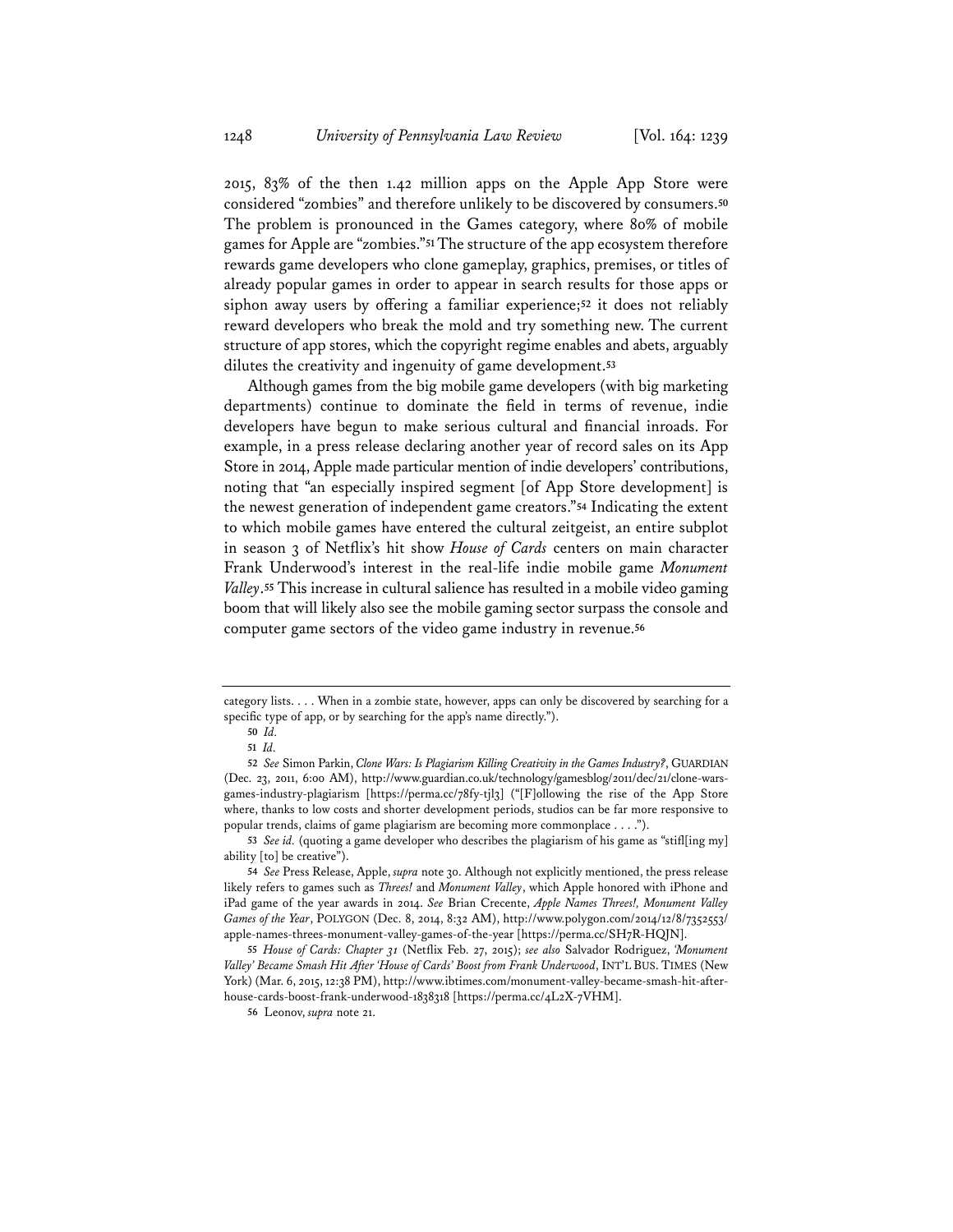2015, 83% of the then 1.42 million apps on the Apple App Store were considered "zombies" and therefore unlikely to be discovered by consumers.[50] The problem is pronounced in the Games category, where 80% of mobile games for Apple are "zombies."[51] The structure of the app ecosystem therefore rewards game developers who clone gameplay, graphics, premises, or titles of already popular games in order to appear in search results for those apps or siphon away users by offering a familiar experience;[52] it does not reliably reward developers who break the mold and try something new. The current structure of app stores, which the copyright regime enables and abets, arguably dilutes the creativity and ingenuity of game development.[53]

Although games from the big mobile game developers (with big marketing departments) continue to dominate the field in terms of revenue, indie developers have begun to make serious cultural and financial inroads. For example, in a press release declaring another year of record sales on its App Store in 2014, Apple made particular mention of indie developers' contributions, noting that "an especially inspired segment [of App Store development] is the newest generation of independent game creators."[54] Indicating the extent to which mobile games have entered the cultural zeitgeist, an entire subplot in season 3 of Netflix's hit show *House of Cards* centers on main character Frank Underwood's interest in the real-life indie mobile game *Monument Valley*.[55] This increase in cultural salience has resulted in a mobile video gaming boom that will likely also see the mobile gaming sector surpass the console and computer game sectors of the video game industry in revenue.[56]

---

category lists. . . . When in a zombie state, however, apps can only be discovered by searching for a specific type of app, or by searching for the app's name directly.").

50 *Id.*

51 *Id.*

52 *See* Simon Parkin, *Clone Wars: Is Plagiarism Killing Creativity in the Games Industry?*, GUARDIAN (Dec. 23, 2011, 6:00 AM), http://www.guardian.co.uk/technology/gamesblog/2011/dec/21/clone-wars-games-industry-plagiarism [https://perma.cc/78fy-tjl3] ("[F]ollowing the rise of the App Store where, thanks to low costs and shorter development periods, studios can be far more responsive to popular trends, claims of game plagiarism are becoming more commonplace . . . .").

53 *See id.* (quoting a game developer who describes the plagiarism of his game as "stifl[ing my] ability [to] be creative").

54 *See* Press Release, Apple, *supra* note 30. Although not explicitly mentioned, the press release likely refers to games such as *Threes!* and *Monument Valley*, which Apple honored with iPhone and iPad game of the year awards in 2014. *See* Brian Crecente, *Apple Names Threes!, Monument Valley Games of the Year*, POLYGON (Dec. 8, 2014, 8:32 AM), http://www.polygon.com/2014/12/8/7352553/apple-names-threes-monument-valley-games-of-the-year [https://perma.cc/SH7R-HQJN].

55 *House of Cards: Chapter 31* (Netflix Feb. 27, 2015); *see also* Salvador Rodriguez, *'Monument Valley' Became Smash Hit After 'House of Cards' Boost from Frank Underwood*, INT'L BUS. TIMES (New York) (Mar. 6, 2015, 12:38 PM), http://www.ibtimes.com/monument-valley-became-smash-hit-after-house-cards-boost-frank-underwood-1838318 [https://perma.cc/4L2X-7VHM].

56 Leonov, *supra* note 21.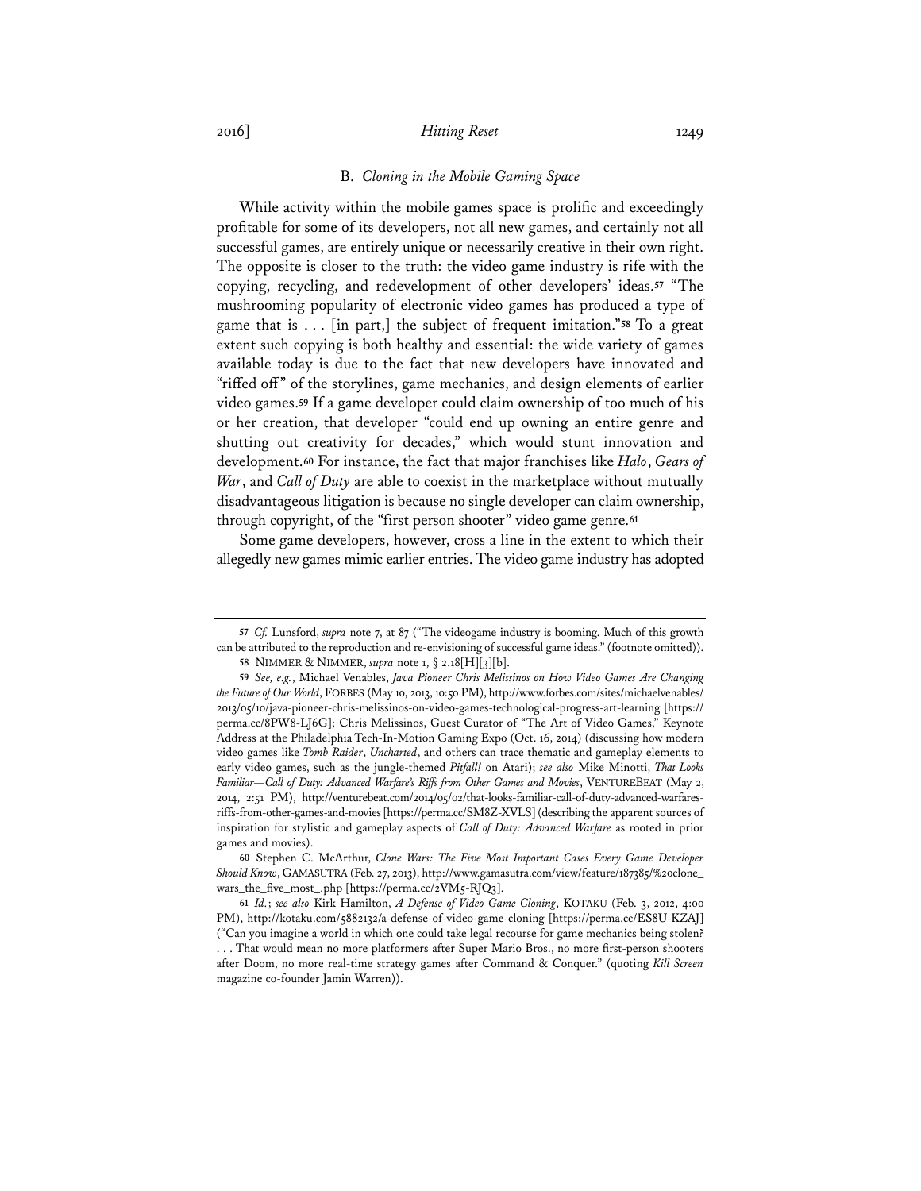### B. *Cloning in the Mobile Gaming Space*

While activity within the mobile games space is prolific and exceedingly profitable for some of its developers, not all new games, and certainly not all successful games, are entirely unique or necessarily creative in their own right. The opposite is closer to the truth: the video game industry is rife with the copying, recycling, and redevelopment of other developers' ideas.[57] "The mushrooming popularity of electronic video games has produced a type of game that is . . . [in part,] the subject of frequent imitation."[58] To a great extent such copying is both healthy and essential: the wide variety of games available today is due to the fact that new developers have innovated and "riffed off" of the storylines, game mechanics, and design elements of earlier video games.[59] If a game developer could claim ownership of too much of his or her creation, that developer "could end up owning an entire genre and shutting out creativity for decades," which would stunt innovation and development.[60] For instance, the fact that major franchises like *Halo*, *Gears of War*, and *Call of Duty* are able to coexist in the marketplace without mutually disadvantageous litigation is because no single developer can claim ownership, through copyright, of the "first person shooter" video game genre.[61]

Some game developers, however, cross a line in the extent to which their allegedly new games mimic earlier entries. The video game industry has adopted

---

57 *Cf.* Lunsford, *supra* note 7, at 87 ("The videogame industry is booming. Much of this growth can be attributed to the reproduction and re-envisioning of successful game ideas." (footnote omitted)).

58 NIMMER & NIMMER, *supra* note 1, § 2.18[H][3][b].

59 *See, e.g.*, Michael Venables, *Java Pioneer Chris Melissinos on How Video Games Are Changing the Future of Our World*, FORBES (May 10, 2013, 10:50 PM), http://www.forbes.com/sites/michaelvenables/2013/05/10/java-pioneer-chris-melissinos-on-video-games-technological-progress-art-learning [https://perma.cc/8PW8-LJ6G]; Chris Melissinos, Guest Curator of "The Art of Video Games," Keynote Address at the Philadelphia Tech-In-Motion Gaming Expo (Oct. 16, 2014) (discussing how modern video games like *Tomb Raider*, *Uncharted*, and others can trace thematic and gameplay elements to early video games, such as the jungle-themed *Pitfall!* on Atari); *see also* Mike Minotti, *That Looks Familiar—Call of Duty: Advanced Warfare's Riffs from Other Games and Movies*, VENTUREBEAT (May 2, 2014, 2:51 PM), http://venturebeat.com/2014/05/02/that-looks-familiar-call-of-duty-advanced-warfares-riffs-from-other-games-and-movies [https://perma.cc/SM8Z-XVLS] (describing the apparent sources of inspiration for stylistic and gameplay aspects of *Call of Duty: Advanced Warfare* as rooted in prior games and movies).

60 Stephen C. McArthur, *Clone Wars: The Five Most Important Cases Every Game Developer Should Know*, GAMASUTRA (Feb. 27, 2013), http://www.gamasutra.com/view/feature/187385/%20clone_wars_the_five_most_.php [https://perma.cc/2VM5-RJQ3].

61 *Id.*; *see also* Kirk Hamilton, *A Defense of Video Game Cloning*, KOTAKU (Feb. 3, 2012, 4:00 PM), http://kotaku.com/5882132/a-defense-of-video-game-cloning [https://perma.cc/ES8U-KZAJ] ("Can you imagine a world in which one could take legal recourse for game mechanics being stolen? . . . That would mean no more platformers after Super Mario Bros., no more first-person shooters after Doom, no more real-time strategy games after Command & Conquer." (quoting *Kill Screen* magazine co-founder Jamin Warren)).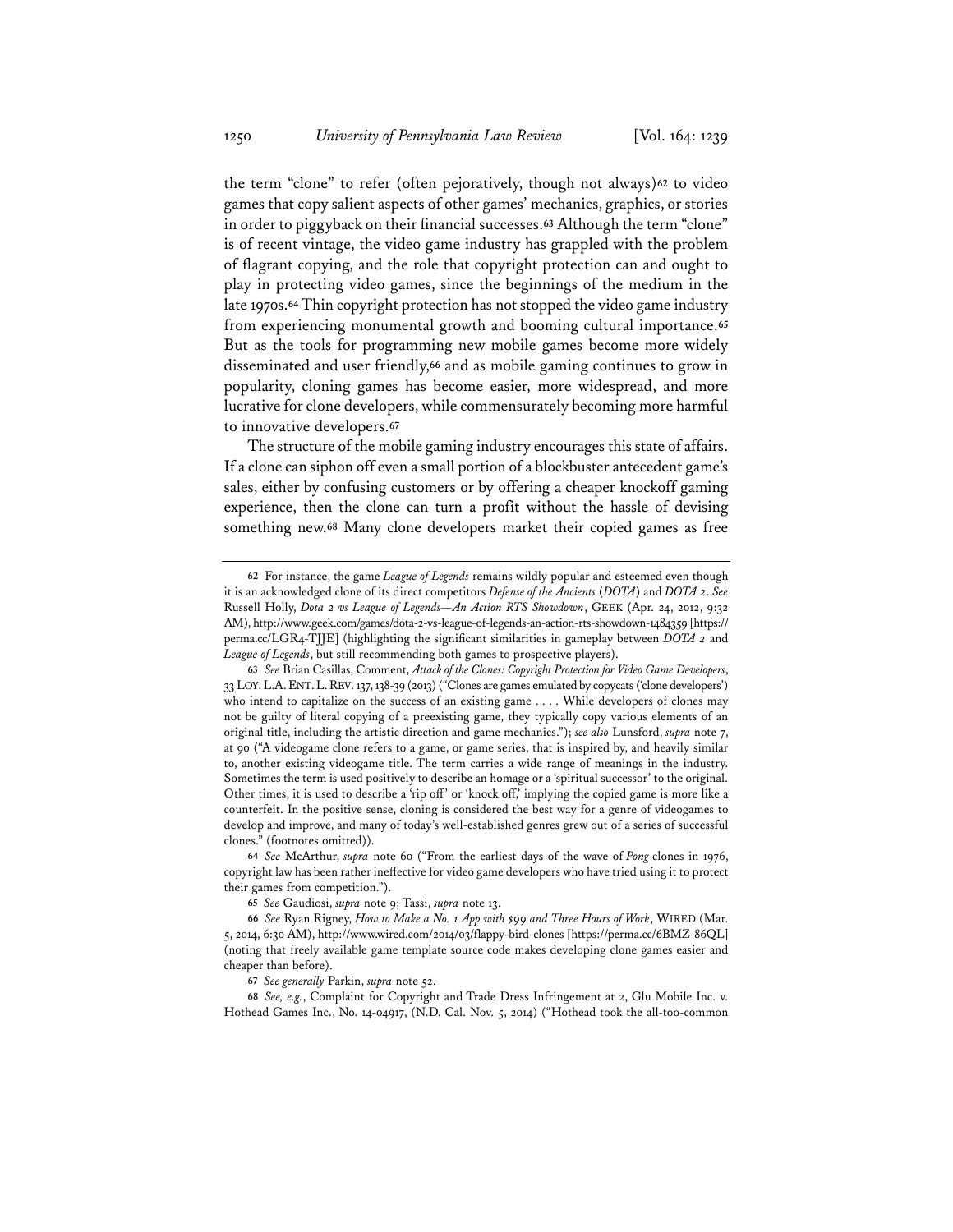the term "clone" to refer (often pejoratively, though not always)[62] to video games that copy salient aspects of other games' mechanics, graphics, or stories in order to piggyback on their financial successes.[63] Although the term "clone" is of recent vintage, the video game industry has grappled with the problem of flagrant copying, and the role that copyright protection can and ought to play in protecting video games, since the beginnings of the medium in the late 1970s.[64] Thin copyright protection has not stopped the video game industry from experiencing monumental growth and booming cultural importance.[65] But as the tools for programming new mobile games become more widely disseminated and user friendly,[66] and as mobile gaming continues to grow in popularity, cloning games has become easier, more widespread, and more lucrative for clone developers, while commensurately becoming more harmful to innovative developers.[67]

The structure of the mobile gaming industry encourages this state of affairs. If a clone can siphon off even a small portion of a blockbuster antecedent game's sales, either by confusing customers or by offering a cheaper knockoff gaming experience, then the clone can turn a profit without the hassle of devising something new.[68] Many clone developers market their copied games as free

---

[62] For instance, the game *League of Legends* remains wildly popular and esteemed even though it is an acknowledged clone of its direct competitors *Defense of the Ancients* (*DOTA*) and *DOTA 2*. *See* Russell Holly, *Dota 2 vs League of Legends—An Action RTS Showdown*, GEEK (Apr. 24, 2012, 9:32 AM), http://www.geek.com/games/dota-2-vs-league-of-legends-an-action-rts-showdown-1484359 [https://perma.cc/LGR4-TJJE] (highlighting the significant similarities in gameplay between *DOTA 2* and *League of Legends*, but still recommending both games to prospective players).

[63] *See* Brian Casillas, Comment, *Attack of the Clones: Copyright Protection for Video Game Developers*, 33 LOY. L.A. ENT. L. REV. 137, 138-39 (2013) ("Clones are games emulated by copycats ('clone developers') who intend to capitalize on the success of an existing game . . . . While developers of clones may not be guilty of literal copying of a preexisting game, they typically copy various elements of an original title, including the artistic direction and game mechanics."); *see also* Lunsford, *supra* note 7, at 90 ("A videogame clone refers to a game, or game series, that is inspired by, and heavily similar to, another existing videogame title. The term carries a wide range of meanings in the industry. Sometimes the term is used positively to describe an homage or a 'spiritual successor' to the original. Other times, it is used to describe a 'rip off' or 'knock off,' implying the copied game is more like a counterfeit. In the positive sense, cloning is considered the best way for a genre of videogames to develop and improve, and many of today's well-established genres grew out of a series of successful clones." (footnotes omitted)).

[64] *See* McArthur, *supra* note 60 ("From the earliest days of the wave of *Pong* clones in 1976, copyright law has been rather ineffective for video game developers who have tried using it to protect their games from competition.").

[65] *See* Gaudiosi, *supra* note 9; Tassi, *supra* note 13.

[66] *See* Ryan Rigney, *How to Make a No. 1 App with $99 and Three Hours of Work*, WIRED (Mar. 5, 2014, 6:30 AM), http://www.wired.com/2014/03/flappy-bird-clones [https://perma.cc/6BMZ-86QL] (noting that freely available game template source code makes developing clone games easier and cheaper than before).

[67] *See generally* Parkin, *supra* note 52.

[68] *See, e.g.*, Complaint for Copyright and Trade Dress Infringement at 2, Glu Mobile Inc. v. Hothead Games Inc., No. 14-04917, (N.D. Cal. Nov. 5, 2014) ("Hothead took the all-too-common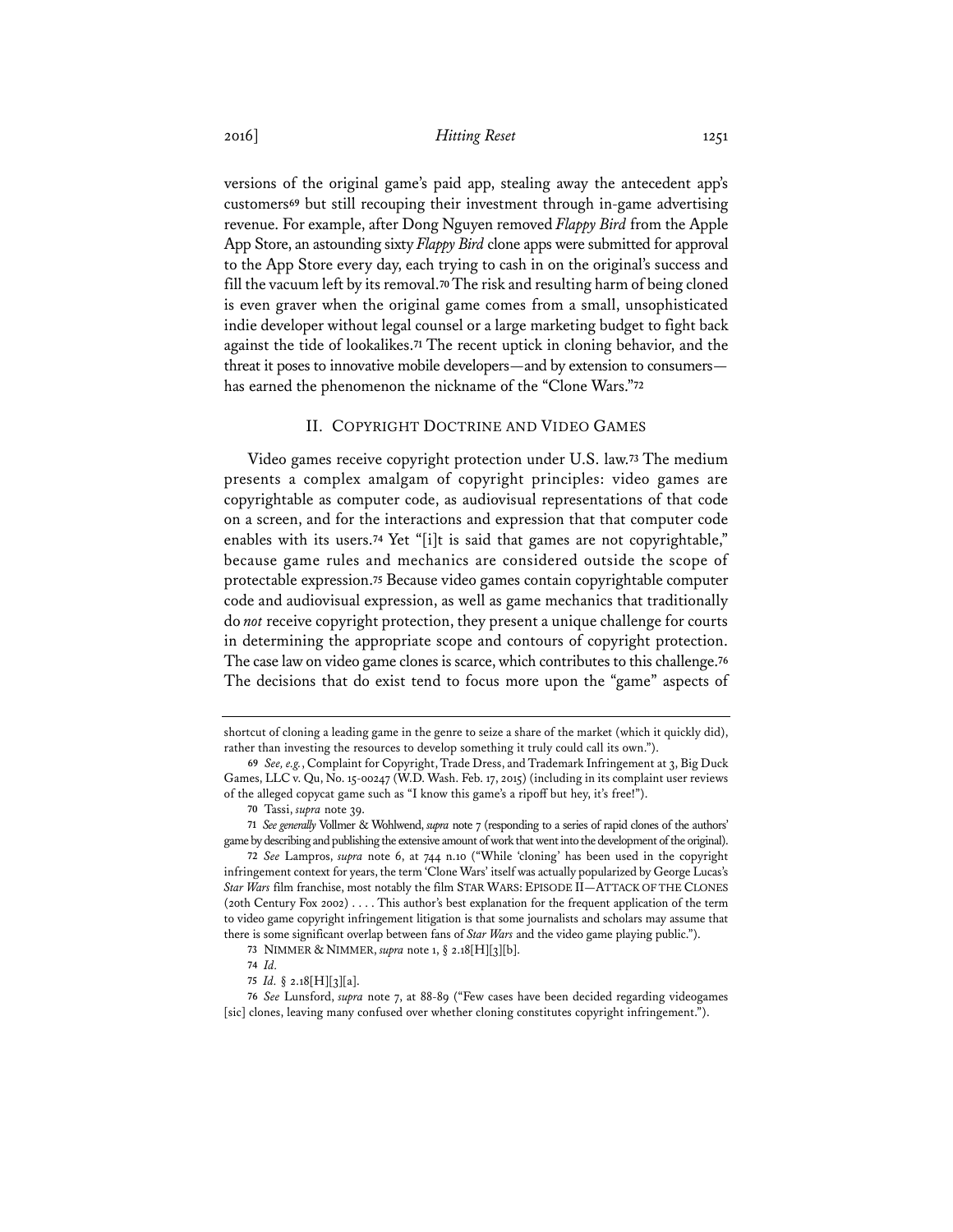versions of the original game's paid app, stealing away the antecedent app's customers[69] but still recouping their investment through in-game advertising revenue. For example, after Dong Nguyen removed *Flappy Bird* from the Apple App Store, an astounding sixty *Flappy Bird* clone apps were submitted for approval to the App Store every day, each trying to cash in on the original's success and fill the vacuum left by its removal.[70] The risk and resulting harm of being cloned is even graver when the original game comes from a small, unsophisticated indie developer without legal counsel or a large marketing budget to fight back against the tide of lookalikes.[71] The recent uptick in cloning behavior, and the threat it poses to innovative mobile developers—and by extension to consumers—has earned the phenomenon the nickname of the "Clone Wars."[72]

## II. Copyright Doctrine and Video Games

Video games receive copyright protection under U.S. law.[73] The medium presents a complex amalgam of copyright principles: video games are copyrightable as computer code, as audiovisual representations of that code on a screen, and for the interactions and expression that that computer code enables with its users.[74] Yet "[i]t is said that games are not copyrightable," because game rules and mechanics are considered outside the scope of protectable expression.[75] Because video games contain copyrightable computer code and audiovisual expression, as well as game mechanics that traditionally do *not* receive copyright protection, they present a unique challenge for courts in determining the appropriate scope and contours of copyright protection. The case law on video game clones is scarce, which contributes to this challenge.[76] The decisions that do exist tend to focus more upon the "game" aspects of

---

shortcut of cloning a leading game in the genre to seize a share of the market (which it quickly did), rather than investing the resources to develop something it truly could call its own.").

69 *See, e.g.*, Complaint for Copyright, Trade Dress, and Trademark Infringement at 3, Big Duck Games, LLC v. Qu, No. 15-00247 (W.D. Wash. Feb. 17, 2015) (including in its complaint user reviews of the alleged copycat game such as "I know this game's a ripoff but hey, it's free!").

70 Tassi, *supra* note 39.

71 *See generally* Vollmer & Wohlwend, *supra* note 7 (responding to a series of rapid clones of the authors' game by describing and publishing the extensive amount of work that went into the development of the original).

72 *See* Lampros, *supra* note 6, at 744 n.10 ("While 'cloning' has been used in the copyright infringement context for years, the term 'Clone Wars' itself was actually popularized by George Lucas's *Star Wars* film franchise, most notably the film STAR WARS: EPISODE II—ATTACK OF THE CLONES (20th Century Fox 2002) . . . . This author's best explanation for the frequent application of the term to video game copyright infringement litigation is that some journalists and scholars may assume that there is some significant overlap between fans of *Star Wars* and the video game playing public.").

73 NIMMER & NIMMER, *supra* note 1, § 2.18[H][3][b].

74 *Id.*

75 *Id.* § 2.18[H][3][a].

76 *See* Lunsford, *supra* note 7, at 88-89 ("Few cases have been decided regarding videogames [sic] clones, leaving many confused over whether cloning constitutes copyright infringement.").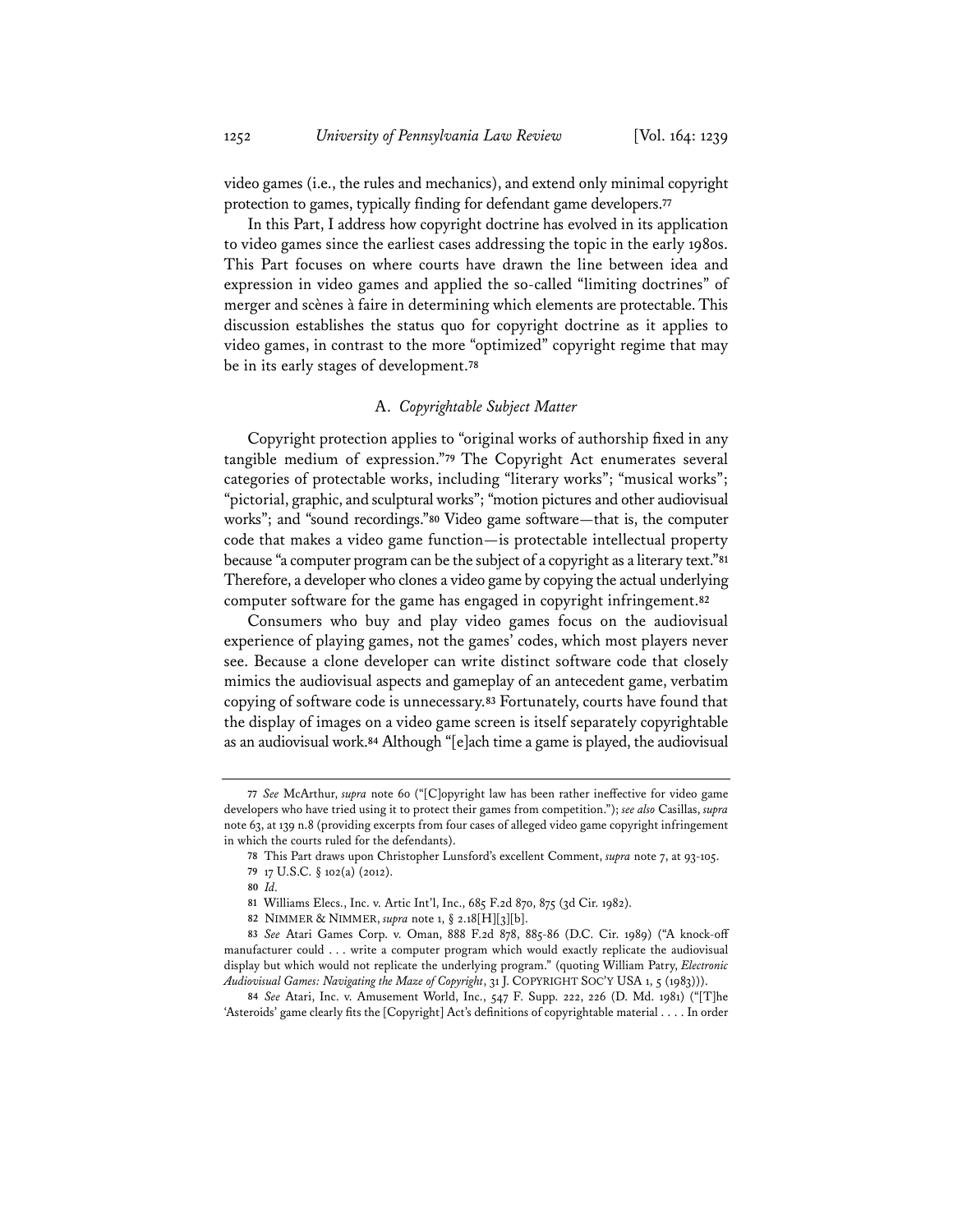video games (i.e., the rules and mechanics), and extend only minimal copyright protection to games, typically finding for defendant game developers.[77]

In this Part, I address how copyright doctrine has evolved in its application to video games since the earliest cases addressing the topic in the early 1980s. This Part focuses on where courts have drawn the line between idea and expression in video games and applied the so-called "limiting doctrines" of merger and scènes à faire in determining which elements are protectable. This discussion establishes the status quo for copyright doctrine as it applies to video games, in contrast to the more "optimized" copyright regime that may be in its early stages of development.[78]

### A. *Copyrightable Subject Matter*

Copyright protection applies to "original works of authorship fixed in any tangible medium of expression."[79] The Copyright Act enumerates several categories of protectable works, including "literary works"; "musical works"; "pictorial, graphic, and sculptural works"; "motion pictures and other audiovisual works"; and "sound recordings."[80] Video game software—that is, the computer code that makes a video game function—is protectable intellectual property because "a computer program can be the subject of a copyright as a literary text."[81] Therefore, a developer who clones a video game by copying the actual underlying computer software for the game has engaged in copyright infringement.[82]

Consumers who buy and play video games focus on the audiovisual experience of playing games, not the games' codes, which most players never see. Because a clone developer can write distinct software code that closely mimics the audiovisual aspects and gameplay of an antecedent game, verbatim copying of software code is unnecessary.[83] Fortunately, courts have found that the display of images on a video game screen is itself separately copyrightable as an audiovisual work.[84] Although "[e]ach time a game is played, the audiovisual

---

[77] *See* McArthur, *supra* note 60 ("[C]opyright law has been rather ineffective for video game developers who have tried using it to protect their games from competition."); *see also* Casillas, *supra* note 63, at 139 n.8 (providing excerpts from four cases of alleged video game copyright infringement in which the courts ruled for the defendants).

[78] This Part draws upon Christopher Lunsford's excellent Comment, *supra* note 7, at 93-105.

[79] 17 U.S.C. § 102(a) (2012).

[80] *Id.*

[81] Williams Elecs., Inc. v. Artic Int'l, Inc., 685 F.2d 870, 875 (3d Cir. 1982).

[82] NIMMER & NIMMER, *supra* note 1, § 2.18[H][3][b].

[83] *See* Atari Games Corp. v. Oman, 888 F.2d 878, 885-86 (D.C. Cir. 1989) ("A knock-off manufacturer could . . . write a computer program which would exactly replicate the audiovisual display but which would not replicate the underlying program." (quoting William Patry, *Electronic Audiovisual Games: Navigating the Maze of Copyright*, 31 J. COPYRIGHT SOC'Y USA 1, 5 (1983))).

[84] *See* Atari, Inc. v. Amusement World, Inc., 547 F. Supp. 222, 226 (D. Md. 1981) ("[T]he 'Asteroids' game clearly fits the [Copyright] Act's definitions of copyrightable material . . . . In order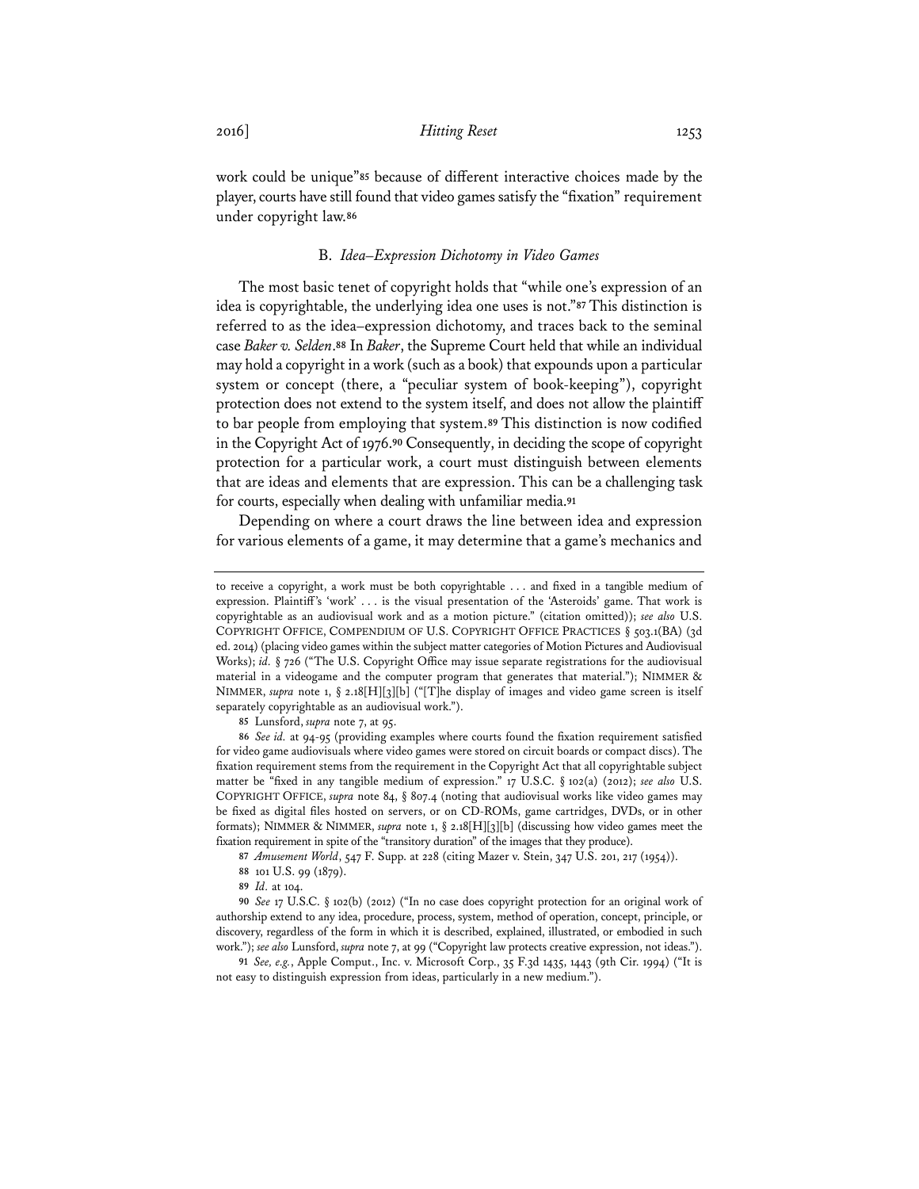work could be unique"[85] because of different interactive choices made by the player, courts have still found that video games satisfy the "fixation" requirement under copyright law.[86]

### B. *Idea–Expression Dichotomy in Video Games*

The most basic tenet of copyright holds that "while one's expression of an idea is copyrightable, the underlying idea one uses is not."[87] This distinction is referred to as the idea–expression dichotomy, and traces back to the seminal case *Baker v. Selden*.[88] In *Baker*, the Supreme Court held that while an individual may hold a copyright in a work (such as a book) that expounds upon a particular system or concept (there, a "peculiar system of book-keeping"), copyright protection does not extend to the system itself, and does not allow the plaintiff to bar people from employing that system.[89] This distinction is now codified in the Copyright Act of 1976.[90] Consequently, in deciding the scope of copyright protection for a particular work, a court must distinguish between elements that are ideas and elements that are expression. This can be a challenging task for courts, especially when dealing with unfamiliar media.[91]

Depending on where a court draws the line between idea and expression for various elements of a game, it may determine that a game's mechanics and

---

to receive a copyright, a work must be both copyrightable . . . and fixed in a tangible medium of expression. Plaintiff's 'work' . . . is the visual presentation of the 'Asteroids' game. That work is copyrightable as an audiovisual work and as a motion picture." (citation omitted)); *see also* U.S. COPYRIGHT OFFICE, COMPENDIUM OF U.S. COPYRIGHT OFFICE PRACTICES § 503.1(BA) (3d ed. 2014) (placing video games within the subject matter categories of Motion Pictures and Audiovisual Works); *id.* § 726 ("The U.S. Copyright Office may issue separate registrations for the audiovisual material in a videogame and the computer program that generates that material."); NIMMER & NIMMER, *supra* note 1, § 2.18[H][3][b] ("[T]he display of images and video game screen is itself separately copyrightable as an audiovisual work.").

85 Lunsford, *supra* note 7, at 95.

86 *See id.* at 94-95 (providing examples where courts found the fixation requirement satisfied for video game audiovisuals where video games were stored on circuit boards or compact discs). The fixation requirement stems from the requirement in the Copyright Act that all copyrightable subject matter be "fixed in any tangible medium of expression." 17 U.S.C. § 102(a) (2012); *see also* U.S. COPYRIGHT OFFICE, *supra* note 84, § 807.4 (noting that audiovisual works like video games may be fixed as digital files hosted on servers, or on CD-ROMs, game cartridges, DVDs, or in other formats); NIMMER & NIMMER, *supra* note 1, § 2.18[H][3][b] (discussing how video games meet the fixation requirement in spite of the "transitory duration" of the images that they produce).

87 *Amusement World*, 547 F. Supp. at 228 (citing Mazer v. Stein, 347 U.S. 201, 217 (1954)).

88 101 U.S. 99 (1879).

89 *Id.* at 104.

90 *See* 17 U.S.C. § 102(b) (2012) ("In no case does copyright protection for an original work of authorship extend to any idea, procedure, process, system, method of operation, concept, principle, or discovery, regardless of the form in which it is described, explained, illustrated, or embodied in such work."); *see also* Lunsford, *supra* note 7, at 99 ("Copyright law protects creative expression, not ideas.").

91 *See, e.g.*, Apple Comput., Inc. v. Microsoft Corp., 35 F.3d 1435, 1443 (9th Cir. 1994) ("It is not easy to distinguish expression from ideas, particularly in a new medium.").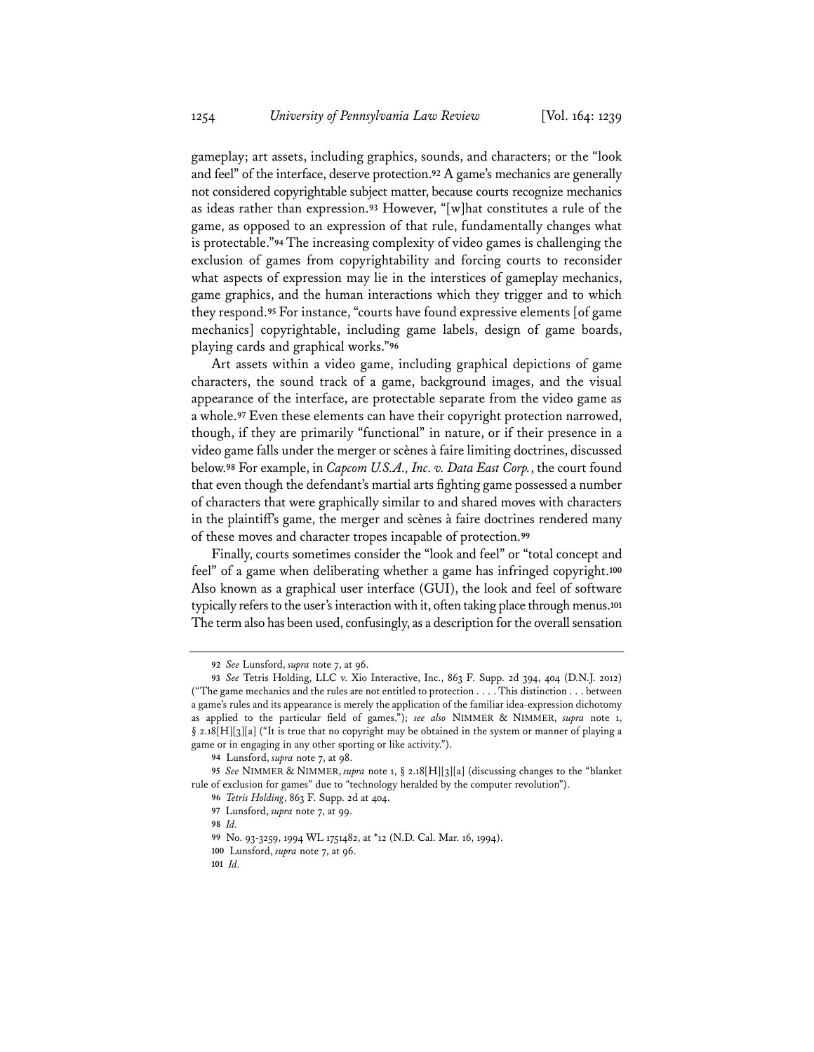gameplay; art assets, including graphics, sounds, and characters; or the "look and feel" of the interface, deserve protection.[92] A game's mechanics are generally not considered copyrightable subject matter, because courts recognize mechanics as ideas rather than expression.[93] However, "[w]hat constitutes a rule of the game, as opposed to an expression of that rule, fundamentally changes what is protectable."[94] The increasing complexity of video games is challenging the exclusion of games from copyrightability and forcing courts to reconsider what aspects of expression may lie in the interstices of gameplay mechanics, game graphics, and the human interactions which they trigger and to which they respond.[95] For instance, "courts have found expressive elements [of game mechanics] copyrightable, including game labels, design of game boards, playing cards and graphical works."[96]

Art assets within a video game, including graphical depictions of game characters, the sound track of a game, background images, and the visual appearance of the interface, are protectable separate from the video game as a whole.[97] Even these elements can have their copyright protection narrowed, though, if they are primarily "functional" in nature, or if their presence in a video game falls under the merger or scènes à faire limiting doctrines, discussed below.[98] For example, in *Capcom U.S.A., Inc. v. Data East Corp.*, the court found that even though the defendant's martial arts fighting game possessed a number of characters that were graphically similar to and shared moves with characters in the plaintiff's game, the merger and scènes à faire doctrines rendered many of these moves and character tropes incapable of protection.[99]

Finally, courts sometimes consider the "look and feel" or "total concept and feel" of a game when deliberating whether a game has infringed copyright.[100] Also known as a graphical user interface (GUI), the look and feel of software typically refers to the user's interaction with it, often taking place through menus.[101] The term also has been used, confusingly, as a description for the overall sensation

---

92 *See* Lunsford, *supra* note 7, at 96.

93 *See* Tetris Holding, LLC v. Xio Interactive, Inc., 863 F. Supp. 2d 394, 404 (D.N.J. 2012) ("The game mechanics and the rules are not entitled to protection . . . . This distinction . . . between a game's rules and its appearance is merely the application of the familiar idea-expression dichotomy as applied to the particular field of games."); *see also* NIMMER & NIMMER, *supra* note 1, § 2.18[H][3][a] ("It is true that no copyright may be obtained in the system or manner of playing a game or in engaging in any other sporting or like activity.").

94 Lunsford, *supra* note 7, at 98.

95 *See* NIMMER & NIMMER, *supra* note 1, § 2.18[H][3][a] (discussing changes to the "blanket rule of exclusion for games" due to "technology heralded by the computer revolution").

96 *Tetris Holding*, 863 F. Supp. 2d at 404.

97 Lunsford, *supra* note 7, at 99.

98 *Id.*

99 No. 93-3259, 1994 WL 1751482, at *12 (N.D. Cal. Mar. 16, 1994).

100 Lunsford, *supra* note 7, at 96.

101 *Id.*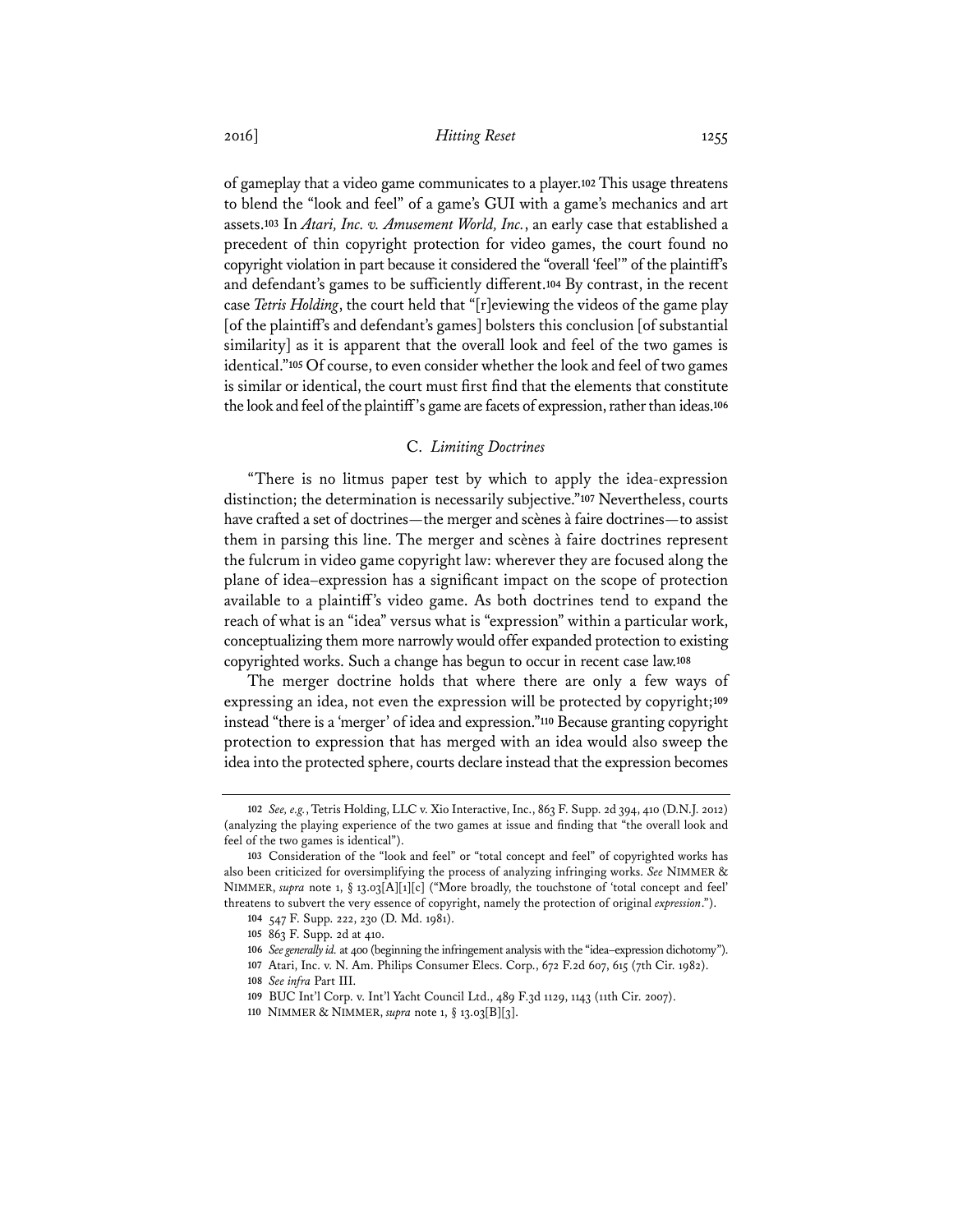of gameplay that a video game communicates to a player.[102] This usage threatens to blend the "look and feel" of a game's GUI with a game's mechanics and art assets.[103] In *Atari, Inc. v. Amusement World, Inc.*, an early case that established a precedent of thin copyright protection for video games, the court found no copyright violation in part because it considered the "overall 'feel'" of the plaintiff's and defendant's games to be sufficiently different.[104] By contrast, in the recent case *Tetris Holding*, the court held that "[r]eviewing the videos of the game play [of the plaintiff's and defendant's games] bolsters this conclusion [of substantial similarity] as it is apparent that the overall look and feel of the two games is identical."[105] Of course, to even consider whether the look and feel of two games is similar or identical, the court must first find that the elements that constitute the look and feel of the plaintiff's game are facets of expression, rather than ideas.[106]

### C. *Limiting Doctrines*

"There is no litmus paper test by which to apply the idea-expression distinction; the determination is necessarily subjective."[107] Nevertheless, courts have crafted a set of doctrines—the merger and scènes à faire doctrines—to assist them in parsing this line. The merger and scènes à faire doctrines represent the fulcrum in video game copyright law: wherever they are focused along the plane of idea–expression has a significant impact on the scope of protection available to a plaintiff's video game. As both doctrines tend to expand the reach of what is an "idea" versus what is "expression" within a particular work, conceptualizing them more narrowly would offer expanded protection to existing copyrighted works. Such a change has begun to occur in recent case law.[108]

The merger doctrine holds that where there are only a few ways of expressing an idea, not even the expression will be protected by copyright;[109] instead "there is a 'merger' of idea and expression."[110] Because granting copyright protection to expression that has merged with an idea would also sweep the idea into the protected sphere, courts declare instead that the expression becomes

---

102 *See, e.g.*, Tetris Holding, LLC v. Xio Interactive, Inc., 863 F. Supp. 2d 394, 410 (D.N.J. 2012) (analyzing the playing experience of the two games at issue and finding that "the overall look and feel of the two games is identical").

103 Consideration of the "look and feel" or "total concept and feel" of copyrighted works has also been criticized for oversimplifying the process of analyzing infringing works. *See* NIMMER & NIMMER, *supra* note 1, § 13.03[A][1][c] ("More broadly, the touchstone of 'total concept and feel' threatens to subvert the very essence of copyright, namely the protection of original *expression*.").

104 547 F. Supp. 222, 230 (D. Md. 1981).

105 863 F. Supp. 2d at 410.

106 *See generally id.* at 400 (beginning the infringement analysis with the "idea–expression dichotomy").

107 Atari, Inc. v. N. Am. Philips Consumer Elecs. Corp., 672 F.2d 607, 615 (7th Cir. 1982).

108 *See infra* Part III.

109 BUC Int'l Corp. v. Int'l Yacht Council Ltd., 489 F.3d 1129, 1143 (11th Cir. 2007).

110 NIMMER & NIMMER, *supra* note 1, § 13.03[B][3].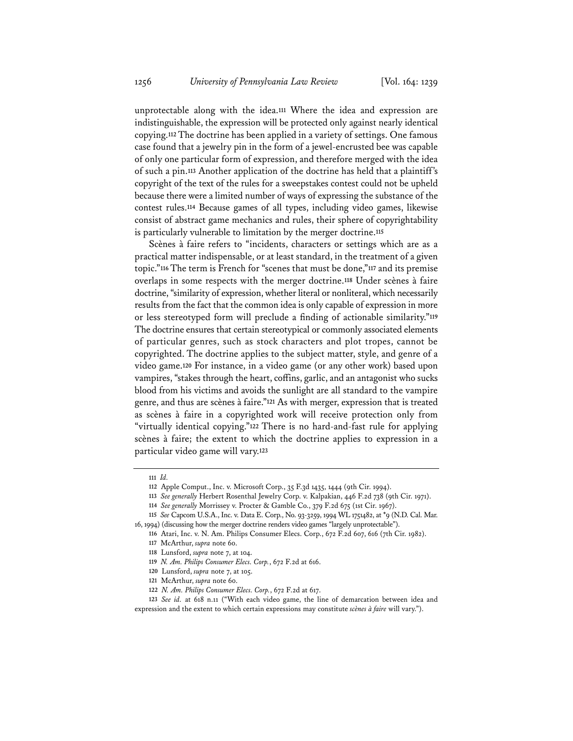unprotectable along with the idea.[111] Where the idea and expression are indistinguishable, the expression will be protected only against nearly identical copying.[112] The doctrine has been applied in a variety of settings. One famous case found that a jewelry pin in the form of a jewel-encrusted bee was capable of only one particular form of expression, and therefore merged with the idea of such a pin.[113] Another application of the doctrine has held that a plaintiff's copyright of the text of the rules for a sweepstakes contest could not be upheld because there were a limited number of ways of expressing the substance of the contest rules.[114] Because games of all types, including video games, likewise consist of abstract game mechanics and rules, their sphere of copyrightability is particularly vulnerable to limitation by the merger doctrine.[115]

Scènes à faire refers to "incidents, characters or settings which are as a practical matter indispensable, or at least standard, in the treatment of a given topic."[116] The term is French for "scenes that must be done,"[117] and its premise overlaps in some respects with the merger doctrine.[118] Under scènes à faire doctrine, "similarity of expression, whether literal or nonliteral, which necessarily results from the fact that the common idea is only capable of expression in more or less stereotyped form will preclude a finding of actionable similarity."[119] The doctrine ensures that certain stereotypical or commonly associated elements of particular genres, such as stock characters and plot tropes, cannot be copyrighted. The doctrine applies to the subject matter, style, and genre of a video game.[120] For instance, in a video game (or any other work) based upon vampires, "stakes through the heart, coffins, garlic, and an antagonist who sucks blood from his victims and avoids the sunlight are all standard to the vampire genre, and thus are scènes à faire."[121] As with merger, expression that is treated as scènes à faire in a copyrighted work will receive protection only from "virtually identical copying."[122] There is no hard-and-fast rule for applying scènes à faire; the extent to which the doctrine applies to expression in a particular video game will vary.[123]

---

111 *Id.*

112 Apple Comput., Inc. v. Microsoft Corp., 35 F.3d 1435, 1444 (9th Cir. 1994).

113 *See generally* Herbert Rosenthal Jewelry Corp. v. Kalpakian, 446 F.2d 738 (9th Cir. 1971).

114 *See generally* Morrissey v. Procter & Gamble Co., 379 F.2d 675 (1st Cir. 1967).

115 *See* Capcom U.S.A., Inc. v. Data E. Corp., No. 93-3259, 1994 WL 1751482, at *9 (N.D. Cal. Mar. 16, 1994) (discussing how the merger doctrine renders video games "largely unprotectable").

116 Atari, Inc. v. N. Am. Philips Consumer Elecs. Corp., 672 F.2d 607, 616 (7th Cir. 1982).

117 McArthur, *supra* note 60.

118 Lunsford, *supra* note 7, at 104.

119 *N. Am. Philips Consumer Elecs. Corp.*, 672 F.2d at 616.

120 Lunsford, *supra* note 7, at 105.

121 McArthur, *supra* note 60.

122 *N. Am. Philips Consumer Elecs. Corp.*, 672 F.2d at 617.

123 *See id.* at 618 n.11 ("With each video game, the line of demarcation between idea and expression and the extent to which certain expressions may constitute *scènes à faire* will vary.").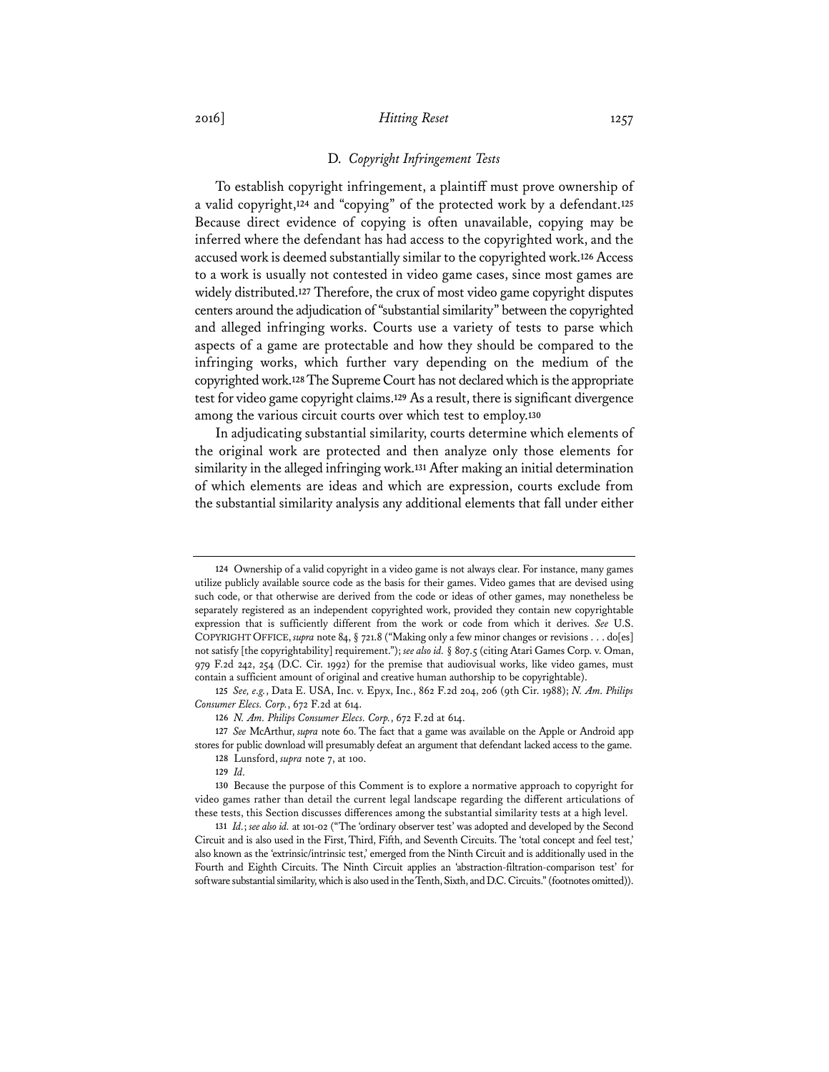### D. *Copyright Infringement Tests*

To establish copyright infringement, a plaintiff must prove ownership of a valid copyright,[124] and "copying" of the protected work by a defendant.[125] Because direct evidence of copying is often unavailable, copying may be inferred where the defendant has had access to the copyrighted work, and the accused work is deemed substantially similar to the copyrighted work.[126] Access to a work is usually not contested in video game cases, since most games are widely distributed.[127] Therefore, the crux of most video game copyright disputes centers around the adjudication of "substantial similarity" between the copyrighted and alleged infringing works. Courts use a variety of tests to parse which aspects of a game are protectable and how they should be compared to the infringing works, which further vary depending on the medium of the copyrighted work.[128] The Supreme Court has not declared which is the appropriate test for video game copyright claims.[129] As a result, there is significant divergence among the various circuit courts over which test to employ.[130]

In adjudicating substantial similarity, courts determine which elements of the original work are protected and then analyze only those elements for similarity in the alleged infringing work.[131] After making an initial determination of which elements are ideas and which are expression, courts exclude from the substantial similarity analysis any additional elements that fall under either

---

124 Ownership of a valid copyright in a video game is not always clear. For instance, many games utilize publicly available source code as the basis for their games. Video games that are devised using such code, or that otherwise are derived from the code or ideas of other games, may nonetheless be separately registered as an independent copyrighted work, provided they contain new copyrightable expression that is sufficiently different from the work or code from which it derives. *See* U.S. COPYRIGHT OFFICE, *supra* note 84, § 721.8 ("Making only a few minor changes or revisions . . . do[es] not satisfy [the copyrightability] requirement."); *see also id.* § 807.5 (citing Atari Games Corp. v. Oman, 979 F.2d 242, 254 (D.C. Cir. 1992) for the premise that audiovisual works, like video games, must contain a sufficient amount of original and creative human authorship to be copyrightable).

125 *See, e.g.*, Data E. USA, Inc. v. Epyx, Inc., 862 F.2d 204, 206 (9th Cir. 1988); *N. Am. Philips Consumer Elecs. Corp.*, 672 F.2d at 614.

126 *N. Am. Philips Consumer Elecs. Corp.*, 672 F.2d at 614.

127 *See* McArthur, *supra* note 60. The fact that a game was available on the Apple or Android app stores for public download will presumably defeat an argument that defendant lacked access to the game.

128 Lunsford, *supra* note 7, at 100.

129 *Id.*

130 Because the purpose of this Comment is to explore a normative approach to copyright for video games rather than detail the current legal landscape regarding the different articulations of these tests, this Section discusses differences among the substantial similarity tests at a high level.

131 *Id.*; *see also id.* at 101-02 ("The 'ordinary observer test' was adopted and developed by the Second Circuit and is also used in the First, Third, Fifth, and Seventh Circuits. The 'total concept and feel test,' also known as the 'extrinsic/intrinsic test,' emerged from the Ninth Circuit and is additionally used in the Fourth and Eighth Circuits. The Ninth Circuit applies an 'abstraction-filtration-comparison test' for software substantial similarity, which is also used in the Tenth, Sixth, and D.C. Circuits." (footnotes omitted)).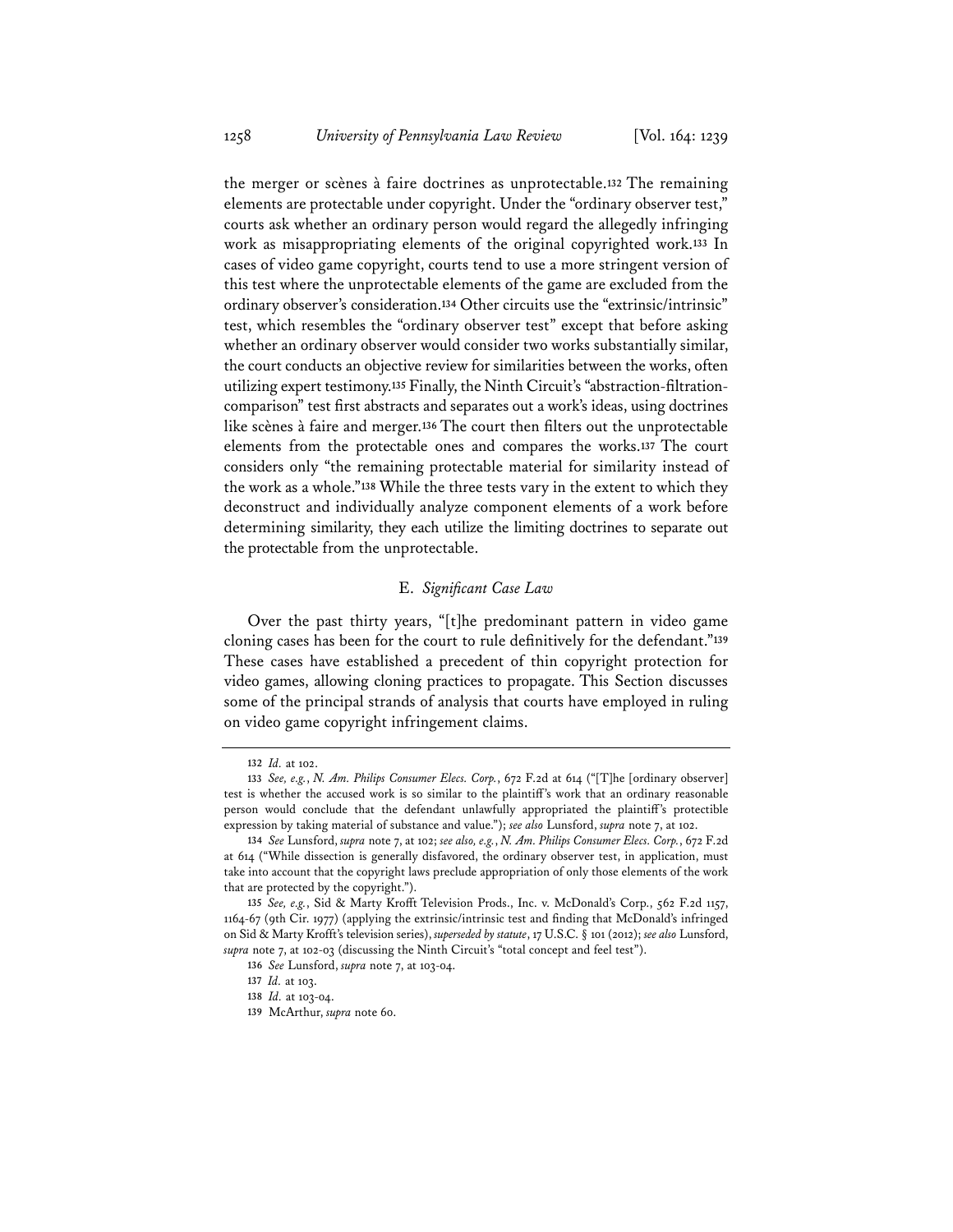the merger or scènes à faire doctrines as unprotectable.[132] The remaining elements are protectable under copyright. Under the "ordinary observer test," courts ask whether an ordinary person would regard the allegedly infringing work as misappropriating elements of the original copyrighted work.[133] In cases of video game copyright, courts tend to use a more stringent version of this test where the unprotectable elements of the game are excluded from the ordinary observer's consideration.[134] Other circuits use the "extrinsic/intrinsic" test, which resembles the "ordinary observer test" except that before asking whether an ordinary observer would consider two works substantially similar, the court conducts an objective review for similarities between the works, often utilizing expert testimony.[135] Finally, the Ninth Circuit's "abstraction-filtration-comparison" test first abstracts and separates out a work's ideas, using doctrines like scènes à faire and merger.[136] The court then filters out the unprotectable elements from the protectable ones and compares the works.[137] The court considers only "the remaining protectable material for similarity instead of the work as a whole."[138] While the three tests vary in the extent to which they deconstruct and individually analyze component elements of a work before determining similarity, they each utilize the limiting doctrines to separate out the protectable from the unprotectable.

### E. *Significant Case Law*

Over the past thirty years, "[t]he predominant pattern in video game cloning cases has been for the court to rule definitively for the defendant."[139] These cases have established a precedent of thin copyright protection for video games, allowing cloning practices to propagate. This Section discusses some of the principal strands of analysis that courts have employed in ruling on video game copyright infringement claims.

---

132 *Id.* at 102.

133 *See, e.g.*, *N. Am. Philips Consumer Elecs. Corp.*, 672 F.2d at 614 ("[T]he [ordinary observer] test is whether the accused work is so similar to the plaintiff's work that an ordinary reasonable person would conclude that the defendant unlawfully appropriated the plaintiff's protectible expression by taking material of substance and value."); *see also* Lunsford, *supra* note 7, at 102.

134 *See* Lunsford, *supra* note 7, at 102; *see also, e.g.*, *N. Am. Philips Consumer Elecs. Corp.*, 672 F.2d at 614 ("While dissection is generally disfavored, the ordinary observer test, in application, must take into account that the copyright laws preclude appropriation of only those elements of the work that are protected by the copyright.").

135 *See, e.g.*, Sid & Marty Krofft Television Prods., Inc. v. McDonald's Corp., 562 F.2d 1157, 1164-67 (9th Cir. 1977) (applying the extrinsic/intrinsic test and finding that McDonald's infringed on Sid & Marty Krofft's television series), *superseded by statute*, 17 U.S.C. § 101 (2012); *see also* Lunsford, *supra* note 7, at 102-03 (discussing the Ninth Circuit's "total concept and feel test").

136 *See* Lunsford, *supra* note 7, at 103-04.

137 *Id.* at 103.

138 *Id.* at 103-04.

139 McArthur, *supra* note 60.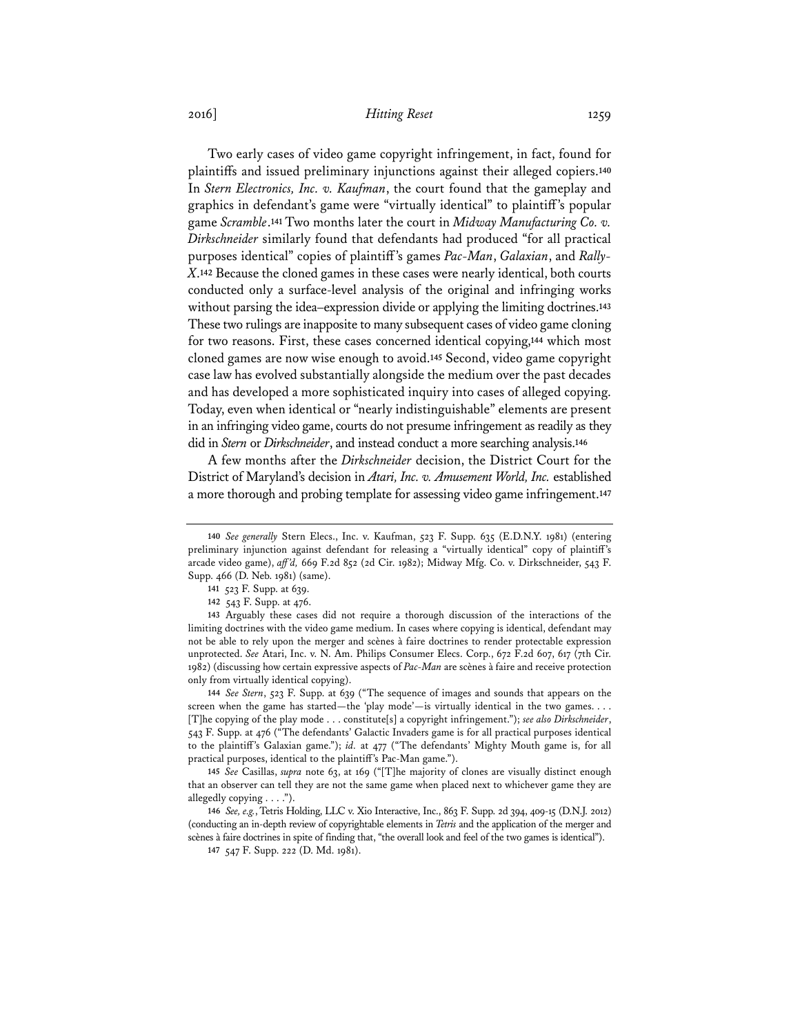Two early cases of video game copyright infringement, in fact, found for plaintiffs and issued preliminary injunctions against their alleged copiers.[140] In *Stern Electronics, Inc. v. Kaufman*, the court found that the gameplay and graphics in defendant's game were "virtually identical" to plaintiff's popular game *Scramble*.[141] Two months later the court in *Midway Manufacturing Co. v. Dirkschneider* similarly found that defendants had produced "for all practical purposes identical" copies of plaintiff's games *Pac-Man*, *Galaxian*, and *Rally-X*.[142] Because the cloned games in these cases were nearly identical, both courts conducted only a surface-level analysis of the original and infringing works without parsing the idea–expression divide or applying the limiting doctrines.[143] These two rulings are inapposite to many subsequent cases of video game cloning for two reasons. First, these cases concerned identical copying,[144] which most cloned games are now wise enough to avoid.[145] Second, video game copyright case law has evolved substantially alongside the medium over the past decades and has developed a more sophisticated inquiry into cases of alleged copying. Today, even when identical or "nearly indistinguishable" elements are present in an infringing video game, courts do not presume infringement as readily as they did in *Stern* or *Dirkschneider*, and instead conduct a more searching analysis.[146]

A few months after the *Dirkschneider* decision, the District Court for the District of Maryland's decision in *Atari, Inc. v. Amusement World, Inc.* established a more thorough and probing template for assessing video game infringement.[147]

---

140 *See generally* Stern Elecs., Inc. v. Kaufman, 523 F. Supp. 635 (E.D.N.Y. 1981) (entering preliminary injunction against defendant for releasing a "virtually identical" copy of plaintiff's arcade video game), *aff'd,* 669 F.2d 852 (2d Cir. 1982); Midway Mfg. Co. v. Dirkschneider, 543 F. Supp. 466 (D. Neb. 1981) (same).

141 523 F. Supp. at 639.

142 543 F. Supp. at 476.

143 Arguably these cases did not require a thorough discussion of the interactions of the limiting doctrines with the video game medium. In cases where copying is identical, defendant may not be able to rely upon the merger and scènes à faire doctrines to render protectable expression unprotected. *See* Atari, Inc. v. N. Am. Philips Consumer Elecs. Corp., 672 F.2d 607, 617 (7th Cir. 1982) (discussing how certain expressive aspects of *Pac-Man* are scènes à faire and receive protection only from virtually identical copying).

144 *See Stern*, 523 F. Supp. at 639 ("The sequence of images and sounds that appears on the screen when the game has started—the 'play mode'—is virtually identical in the two games. . . . [T]he copying of the play mode . . . constitute[s] a copyright infringement."); *see also Dirkschneider*, 543 F. Supp. at 476 ("The defendants' Galactic Invaders game is for all practical purposes identical to the plaintiff's Galaxian game."); *id.* at 477 ("The defendants' Mighty Mouth game is, for all practical purposes, identical to the plaintiff's Pac-Man game.").

145 *See* Casillas, *supra* note 63, at 169 ("[T]he majority of clones are visually distinct enough that an observer can tell they are not the same game when placed next to whichever game they are allegedly copying . . . .").

146 *See, e.g.*, Tetris Holding, LLC v. Xio Interactive, Inc., 863 F. Supp. 2d 394, 409-15 (D.N.J. 2012) (conducting an in-depth review of copyrightable elements in *Tetris* and the application of the merger and scènes à faire doctrines in spite of finding that, "the overall look and feel of the two games is identical").

147 547 F. Supp. 222 (D. Md. 1981).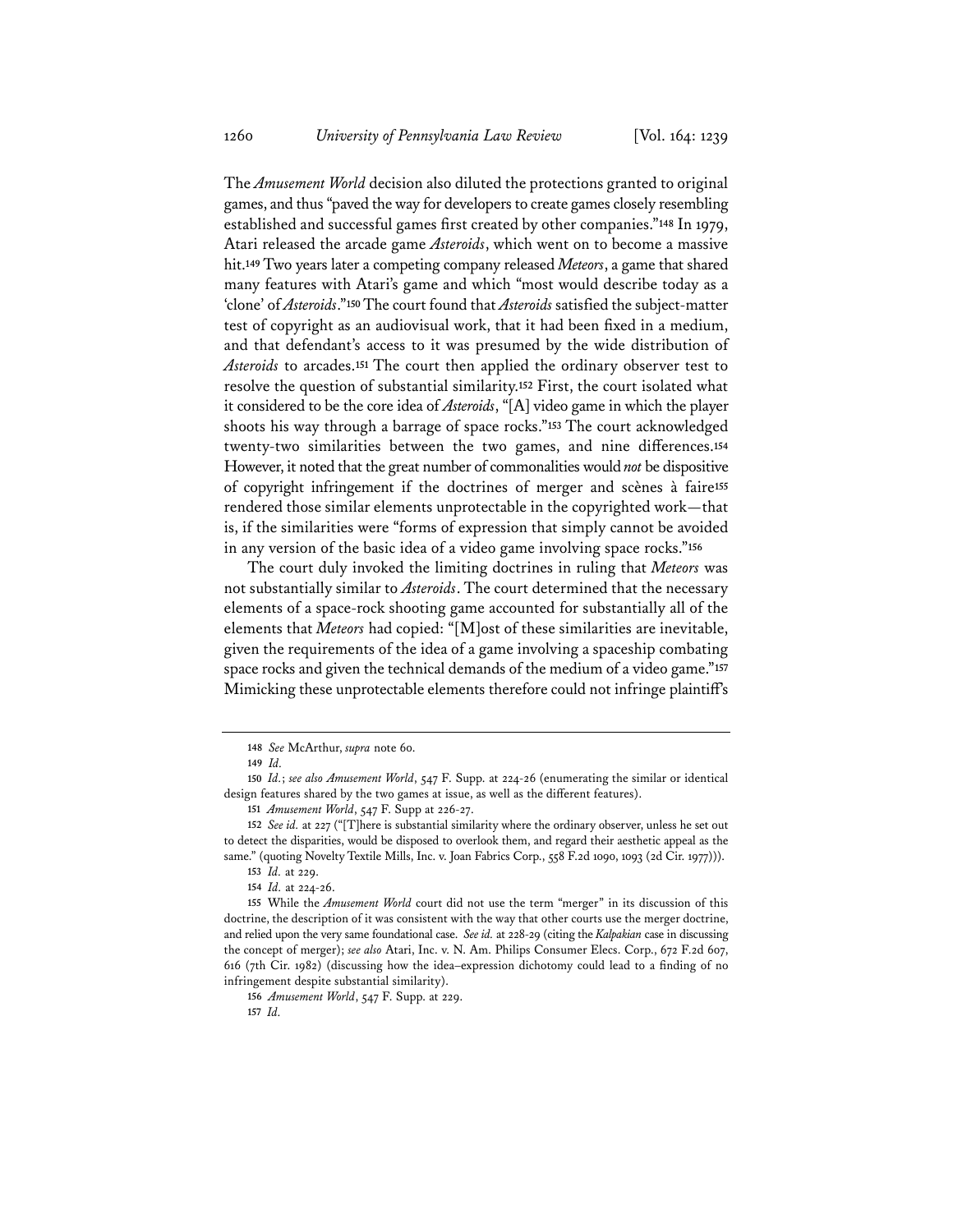The *Amusement World* decision also diluted the protections granted to original games, and thus "paved the way for developers to create games closely resembling established and successful games first created by other companies."[148] In 1979, Atari released the arcade game *Asteroids*, which went on to become a massive hit.[149] Two years later a competing company released *Meteors*, a game that shared many features with Atari's game and which "most would describe today as a 'clone' of *Asteroids*."[150] The court found that *Asteroids* satisfied the subject-matter test of copyright as an audiovisual work, that it had been fixed in a medium, and that defendant's access to it was presumed by the wide distribution of *Asteroids* to arcades.[151] The court then applied the ordinary observer test to resolve the question of substantial similarity.[152] First, the court isolated what it considered to be the core idea of *Asteroids*, "[A] video game in which the player shoots his way through a barrage of space rocks."[153] The court acknowledged twenty-two similarities between the two games, and nine differences.[154] However, it noted that the great number of commonalities would *not* be dispositive of copyright infringement if the doctrines of merger and scènes à faire[155] rendered those similar elements unprotectable in the copyrighted work—that is, if the similarities were "forms of expression that simply cannot be avoided in any version of the basic idea of a video game involving space rocks."[156]

The court duly invoked the limiting doctrines in ruling that *Meteors* was not substantially similar to *Asteroids*. The court determined that the necessary elements of a space-rock shooting game accounted for substantially all of the elements that *Meteors* had copied: "[M]ost of these similarities are inevitable, given the requirements of the idea of a game involving a spaceship combating space rocks and given the technical demands of the medium of a video game."[157] Mimicking these unprotectable elements therefore could not infringe plaintiff's

---

[148] *See* McArthur, *supra* note 60.

[149] *Id.*

[150] *Id.*; *see also Amusement World*, 547 F. Supp. at 224-26 (enumerating the similar or identical design features shared by the two games at issue, as well as the different features).

[151] *Amusement World*, 547 F. Supp at 226-27.

[152] *See id.* at 227 ("[T]here is substantial similarity where the ordinary observer, unless he set out to detect the disparities, would be disposed to overlook them, and regard their aesthetic appeal as the same." (quoting Novelty Textile Mills, Inc. v. Joan Fabrics Corp., 558 F.2d 1090, 1093 (2d Cir. 1977))).

[153] *Id.* at 229.

[154] *Id.* at 224-26.

[155] While the *Amusement World* court did not use the term "merger" in its discussion of this doctrine, the description of it was consistent with the way that other courts use the merger doctrine, and relied upon the very same foundational case. *See id.* at 228-29 (citing the *Kalpakian* case in discussing the concept of merger); *see also* Atari, Inc. v. N. Am. Philips Consumer Elecs. Corp., 672 F.2d 607, 616 (7th Cir. 1982) (discussing how the idea–expression dichotomy could lead to a finding of no infringement despite substantial similarity).

[156] *Amusement World*, 547 F. Supp. at 229.

[157] *Id.*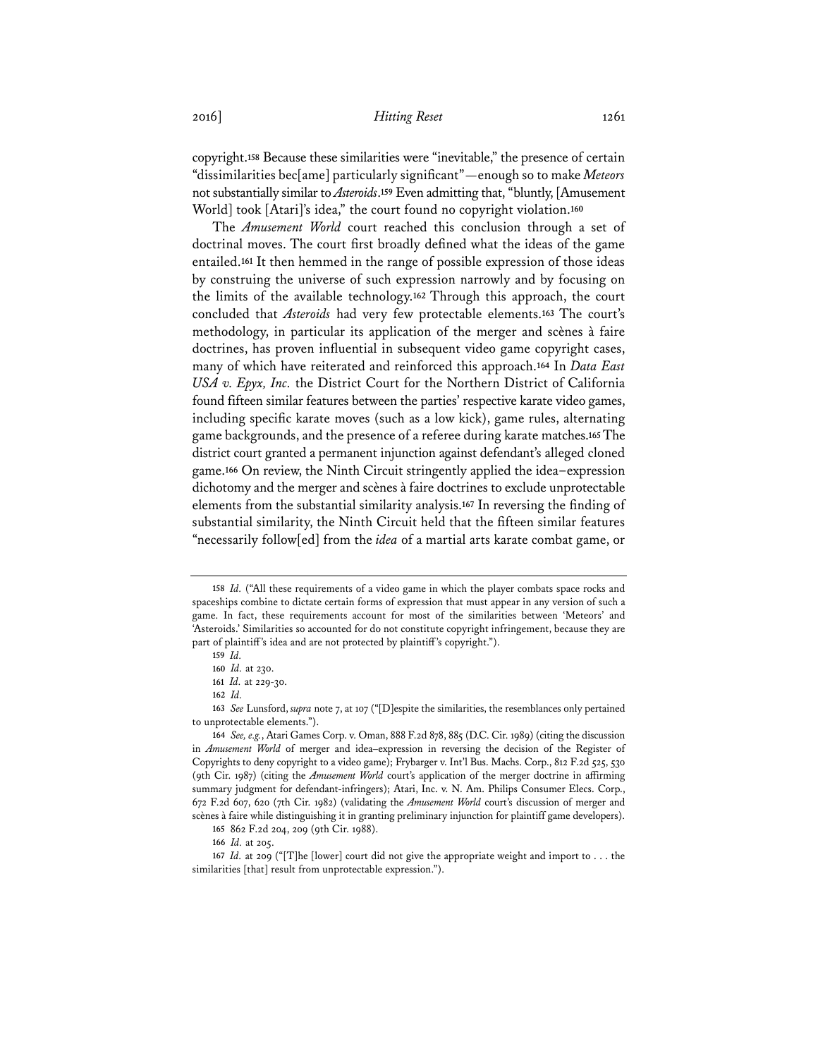copyright.[158] Because these similarities were "inevitable," the presence of certain "dissimilarities bec[ame] particularly significant"—enough so to make *Meteors* not substantially similar to *Asteroids*.[159] Even admitting that, "bluntly, [Amusement World] took [Atari]'s idea," the court found no copyright violation.[160]

The *Amusement World* court reached this conclusion through a set of doctrinal moves. The court first broadly defined what the ideas of the game entailed.[161] It then hemmed in the range of possible expression of those ideas by construing the universe of such expression narrowly and by focusing on the limits of the available technology.[162] Through this approach, the court concluded that *Asteroids* had very few protectable elements.[163] The court's methodology, in particular its application of the merger and scènes à faire doctrines, has proven influential in subsequent video game copyright cases, many of which have reiterated and reinforced this approach.[164] In *Data East USA v. Epyx, Inc.* the District Court for the Northern District of California found fifteen similar features between the parties' respective karate video games, including specific karate moves (such as a low kick), game rules, alternating game backgrounds, and the presence of a referee during karate matches.[165] The district court granted a permanent injunction against defendant's alleged cloned game.[166] On review, the Ninth Circuit stringently applied the idea–expression dichotomy and the merger and scènes à faire doctrines to exclude unprotectable elements from the substantial similarity analysis.[167] In reversing the finding of substantial similarity, the Ninth Circuit held that the fifteen similar features "necessarily follow[ed] from the *idea* of a martial arts karate combat game, or

---

158 *Id.* ("All these requirements of a video game in which the player combats space rocks and spaceships combine to dictate certain forms of expression that must appear in any version of such a game. In fact, these requirements account for most of the similarities between 'Meteors' and 'Asteroids.' Similarities so accounted for do not constitute copyright infringement, because they are part of plaintiff's idea and are not protected by plaintiff's copyright.").

159 *Id.*

160 *Id.* at 230.

161 *Id.* at 229-30.

162 *Id.*

163 *See* Lunsford, *supra* note 7, at 107 ("[D]espite the similarities, the resemblances only pertained to unprotectable elements.").

164 *See, e.g.*, Atari Games Corp. v. Oman, 888 F.2d 878, 885 (D.C. Cir. 1989) (citing the discussion in *Amusement World* of merger and idea–expression in reversing the decision of the Register of Copyrights to deny copyright to a video game); Frybarger v. Int'l Bus. Machs. Corp., 812 F.2d 525, 530 (9th Cir. 1987) (citing the *Amusement World* court's application of the merger doctrine in affirming summary judgment for defendant-infringers); Atari, Inc. v. N. Am. Philips Consumer Elecs. Corp., 672 F.2d 607, 620 (7th Cir. 1982) (validating the *Amusement World* court's discussion of merger and scènes à faire while distinguishing it in granting preliminary injunction for plaintiff game developers).

165 862 F.2d 204, 209 (9th Cir. 1988).

166 *Id.* at 205.

167 *Id.* at 209 ("[T]he [lower] court did not give the appropriate weight and import to . . . the similarities [that] result from unprotectable expression.").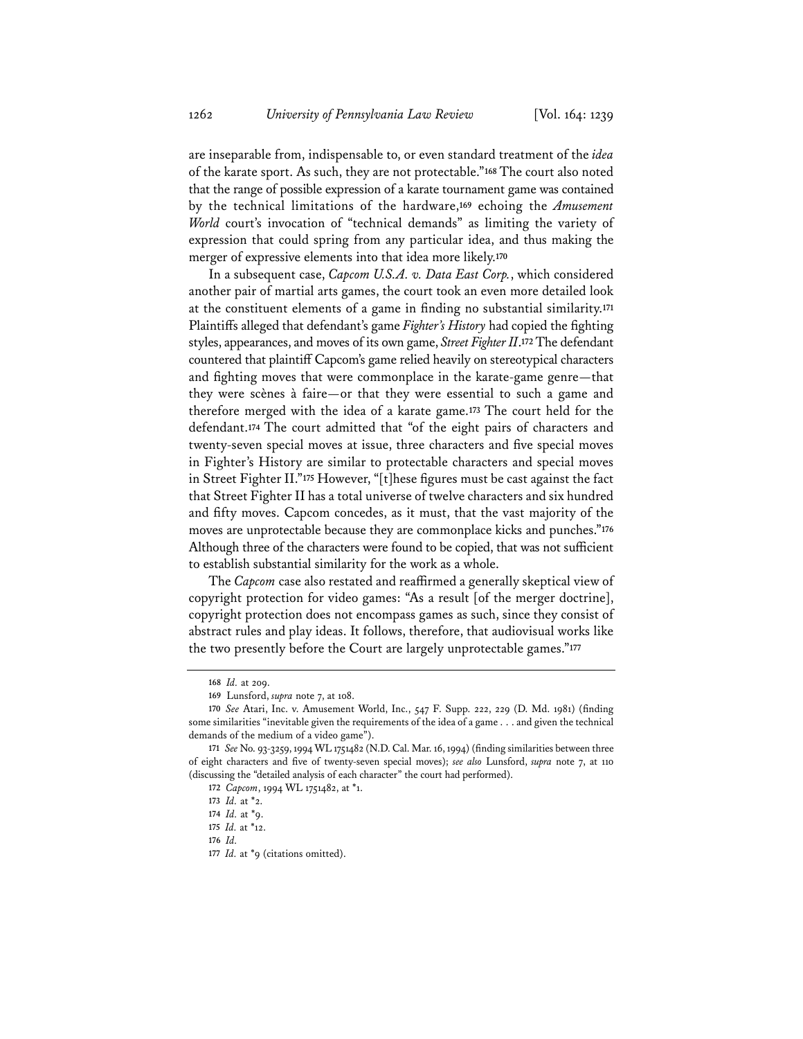are inseparable from, indispensable to, or even standard treatment of the *idea* of the karate sport. As such, they are not protectable."[168] The court also noted that the range of possible expression of a karate tournament game was contained by the technical limitations of the hardware,[169] echoing the *Amusement World* court's invocation of "technical demands" as limiting the variety of expression that could spring from any particular idea, and thus making the merger of expressive elements into that idea more likely.[170]

In a subsequent case, *Capcom U.S.A. v. Data East Corp.*, which considered another pair of martial arts games, the court took an even more detailed look at the constituent elements of a game in finding no substantial similarity.[171] Plaintiffs alleged that defendant's game *Fighter's History* had copied the fighting styles, appearances, and moves of its own game, *Street Fighter II*.[172] The defendant countered that plaintiff Capcom's game relied heavily on stereotypical characters and fighting moves that were commonplace in the karate-game genre—that they were scènes à faire—or that they were essential to such a game and therefore merged with the idea of a karate game.[173] The court held for the defendant.[174] The court admitted that "of the eight pairs of characters and twenty-seven special moves at issue, three characters and five special moves in Fighter's History are similar to protectable characters and special moves in Street Fighter II."[175] However, "[t]hese figures must be cast against the fact that Street Fighter II has a total universe of twelve characters and six hundred and fifty moves. Capcom concedes, as it must, that the vast majority of the moves are unprotectable because they are commonplace kicks and punches."[176] Although three of the characters were found to be copied, that was not sufficient to establish substantial similarity for the work as a whole.

The *Capcom* case also restated and reaffirmed a generally skeptical view of copyright protection for video games: "As a result [of the merger doctrine], copyright protection does not encompass games as such, since they consist of abstract rules and play ideas. It follows, therefore, that audiovisual works like the two presently before the Court are largely unprotectable games."[177]

---

168 *Id.* at 209.

169 Lunsford, *supra* note 7, at 108.

170 *See* Atari, Inc. v. Amusement World, Inc., 547 F. Supp. 222, 229 (D. Md. 1981) (finding some similarities "inevitable given the requirements of the idea of a game . . . and given the technical demands of the medium of a video game").

171 *See* No. 93-3259, 1994 WL 1751482 (N.D. Cal. Mar. 16, 1994) (finding similarities between three of eight characters and five of twenty-seven special moves); *see also* Lunsford, *supra* note 7, at 110 (discussing the "detailed analysis of each character" the court had performed).

172 *Capcom*, 1994 WL 1751482, at *1.

173 *Id.* at *2.

174 *Id.* at *9.

175 *Id.* at *12.

176 *Id.*

177 *Id.* at *9 (citations omitted).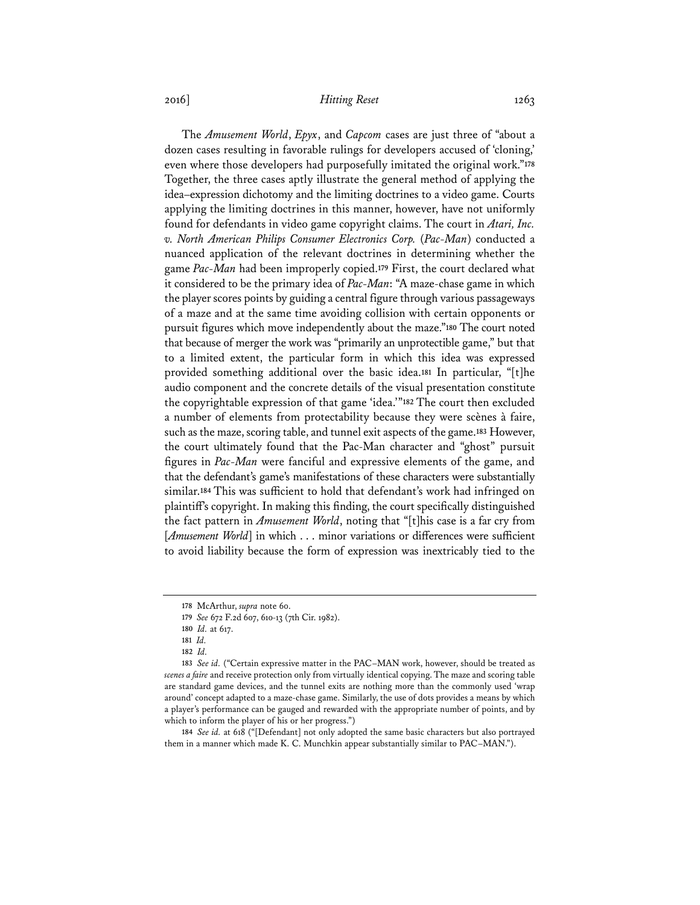The *Amusement World*, *Epyx*, and *Capcom* cases are just three of "about a dozen cases resulting in favorable rulings for developers accused of 'cloning,' even where those developers had purposefully imitated the original work."[178] Together, the three cases aptly illustrate the general method of applying the idea–expression dichotomy and the limiting doctrines to a video game. Courts applying the limiting doctrines in this manner, however, have not uniformly found for defendants in video game copyright claims. The court in *Atari, Inc. v. North American Philips Consumer Electronics Corp.* (*Pac-Man*) conducted a nuanced application of the relevant doctrines in determining whether the game *Pac-Man* had been improperly copied.[179] First, the court declared what it considered to be the primary idea of *Pac-Man*: "A maze-chase game in which the player scores points by guiding a central figure through various passageways of a maze and at the same time avoiding collision with certain opponents or pursuit figures which move independently about the maze."[180] The court noted that because of merger the work was "primarily an unprotectible game," but that to a limited extent, the particular form in which this idea was expressed provided something additional over the basic idea.[181] In particular, "[t]he audio component and the concrete details of the visual presentation constitute the copyrightable expression of that game 'idea.'"[182] The court then excluded a number of elements from protectability because they were scènes à faire, such as the maze, scoring table, and tunnel exit aspects of the game.[183] However, the court ultimately found that the Pac-Man character and "ghost" pursuit figures in *Pac-Man* were fanciful and expressive elements of the game, and that the defendant's game's manifestations of these characters were substantially similar.[184] This was sufficient to hold that defendant's work had infringed on plaintiff's copyright. In making this finding, the court specifically distinguished the fact pattern in *Amusement World*, noting that "[t]his case is a far cry from [*Amusement World*] in which . . . minor variations or differences were sufficient to avoid liability because the form of expression was inextricably tied to the

---

178 McArthur, *supra* note 60.

179 *See* 672 F.2d 607, 610-13 (7th Cir. 1982).

180 *Id.* at 617.

181 *Id.*

182 *Id.*

183 *See id.* ("Certain expressive matter in the PAC–MAN work, however, should be treated as *scenes a faire* and receive protection only from virtually identical copying. The maze and scoring table are standard game devices, and the tunnel exits are nothing more than the commonly used 'wrap around' concept adapted to a maze-chase game. Similarly, the use of dots provides a means by which a player's performance can be gauged and rewarded with the appropriate number of points, and by which to inform the player of his or her progress.")

184 *See id.* at 618 ("[Defendant] not only adopted the same basic characters but also portrayed them in a manner which made K. C. Munchkin appear substantially similar to PAC–MAN.").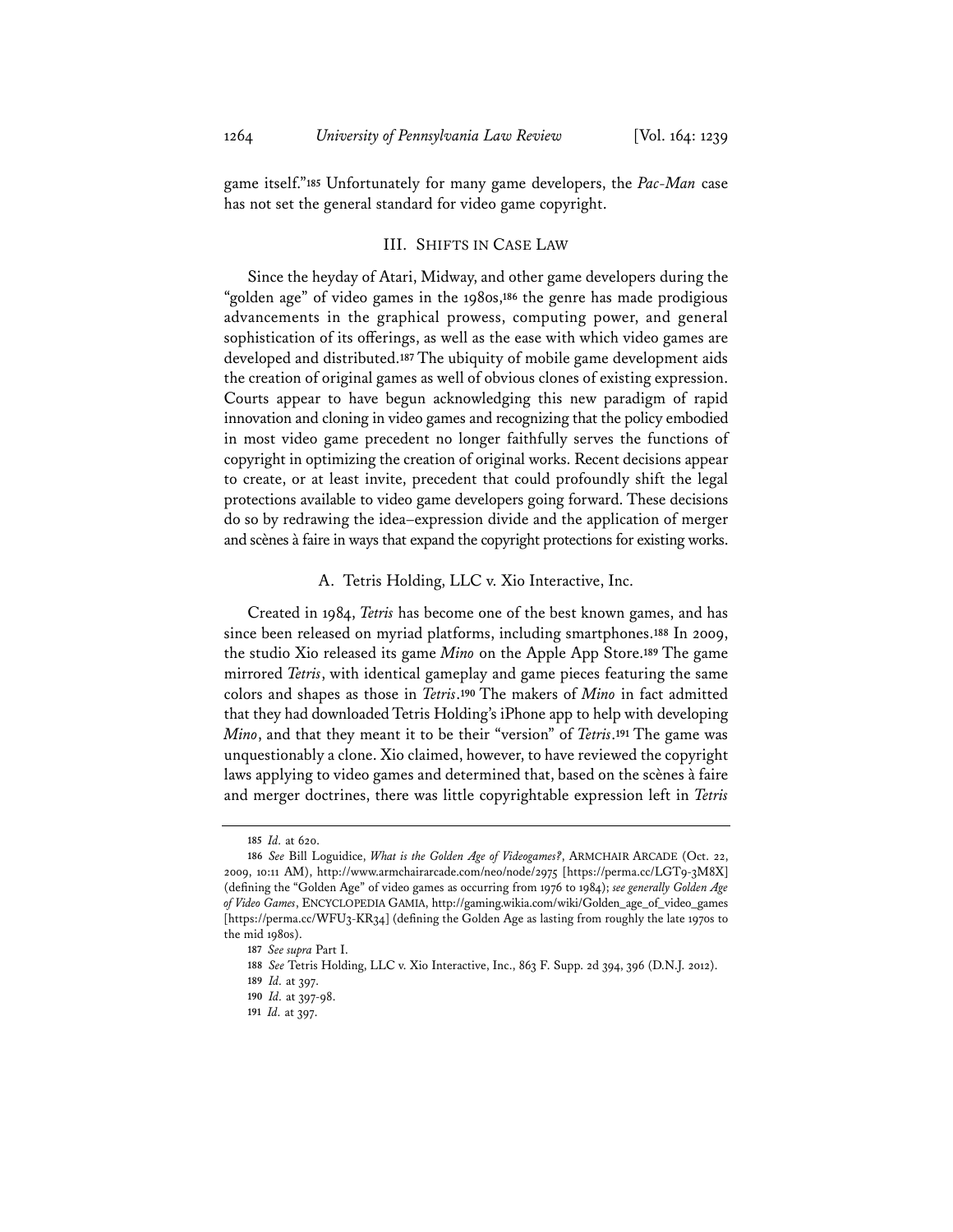game itself."[185] Unfortunately for many game developers, the *Pac-Man* case has not set the general standard for video game copyright.

## III. Shifts in Case Law

Since the heyday of Atari, Midway, and other game developers during the "golden age" of video games in the 1980s,[186] the genre has made prodigious advancements in the graphical prowess, computing power, and general sophistication of its offerings, as well as the ease with which video games are developed and distributed.[187] The ubiquity of mobile game development aids the creation of original games as well of obvious clones of existing expression. Courts appear to have begun acknowledging this new paradigm of rapid innovation and cloning in video games and recognizing that the policy embodied in most video game precedent no longer faithfully serves the functions of copyright in optimizing the creation of original works. Recent decisions appear to create, or at least invite, precedent that could profoundly shift the legal protections available to video game developers going forward. These decisions do so by redrawing the idea–expression divide and the application of merger and scènes à faire in ways that expand the copyright protections for existing works.

### A. Tetris Holding, LLC v. Xio Interactive, Inc.

Created in 1984, *Tetris* has become one of the best known games, and has since been released on myriad platforms, including smartphones.[188] In 2009, the studio Xio released its game *Mino* on the Apple App Store.[189] The game mirrored *Tetris*, with identical gameplay and game pieces featuring the same colors and shapes as those in *Tetris*.[190] The makers of *Mino* in fact admitted that they had downloaded Tetris Holding's iPhone app to help with developing *Mino*, and that they meant it to be their "version" of *Tetris*.[191] The game was unquestionably a clone. Xio claimed, however, to have reviewed the copyright laws applying to video games and determined that, based on the scènes à faire and merger doctrines, there was little copyrightable expression left in *Tetris*

---

[185] *Id.* at 620.

[186] *See* Bill Loguidice, *What is the Golden Age of Videogames?*, ARMCHAIR ARCADE (Oct. 22, 2009, 10:11 AM), http://www.armchairarcade.com/neo/node/2975 [https://perma.cc/LGT9-3M8X] (defining the "Golden Age" of video games as occurring from 1976 to 1984); *see generally Golden Age of Video Games*, ENCYCLOPEDIA GAMIA, http://gaming.wikia.com/wiki/Golden_age_of_video_games [https://perma.cc/WFU3-KR34] (defining the Golden Age as lasting from roughly the late 1970s to the mid 1980s).

[187] *See supra* Part I.

[188] *See* Tetris Holding, LLC v. Xio Interactive, Inc., 863 F. Supp. 2d 394, 396 (D.N.J. 2012).

[189] *Id.* at 397.

[190] *Id.* at 397-98.

[191] *Id.* at 397.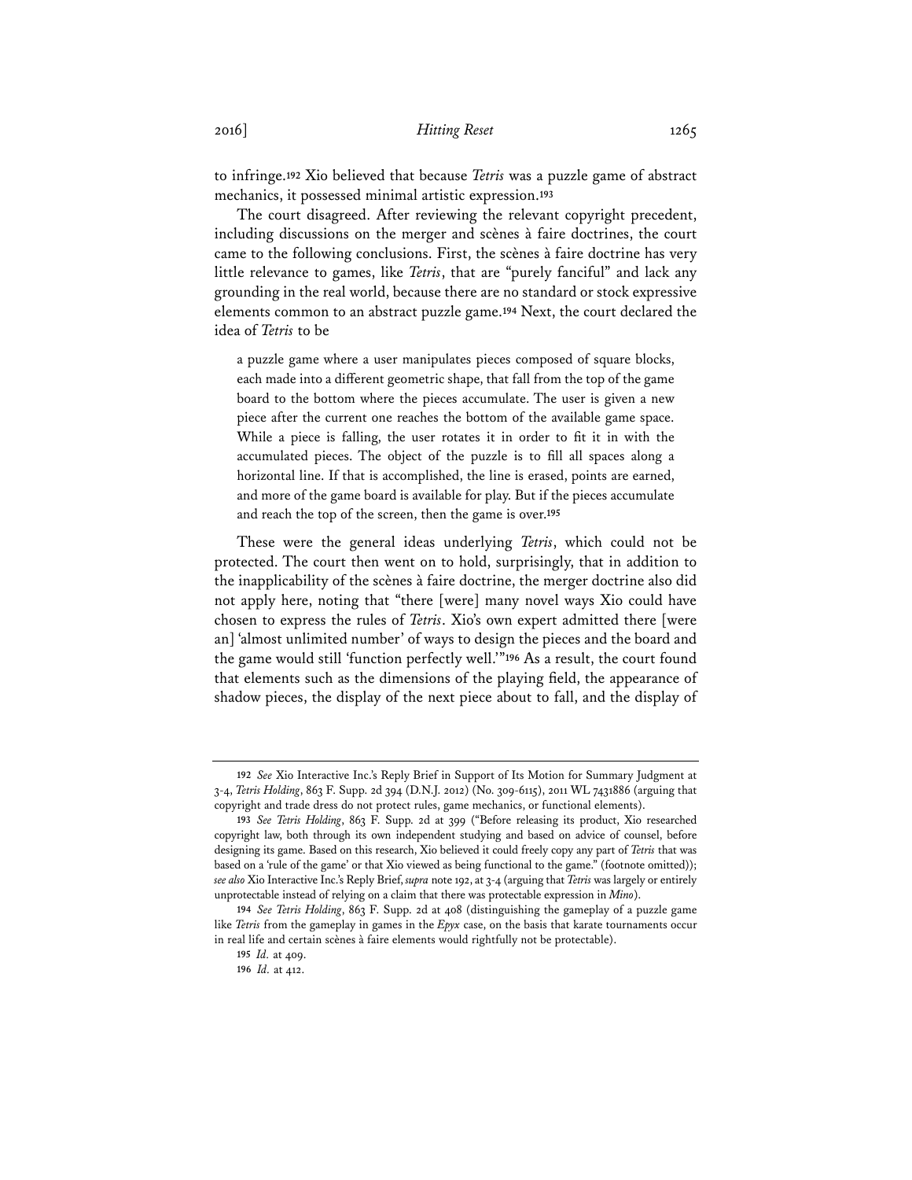to infringe.[192] Xio believed that because *Tetris* was a puzzle game of abstract mechanics, it possessed minimal artistic expression.[193]

The court disagreed. After reviewing the relevant copyright precedent, including discussions on the merger and scènes à faire doctrines, the court came to the following conclusions. First, the scènes à faire doctrine has very little relevance to games, like *Tetris*, that are "purely fanciful" and lack any grounding in the real world, because there are no standard or stock expressive elements common to an abstract puzzle game.[194] Next, the court declared the idea of *Tetris* to be

> a puzzle game where a user manipulates pieces composed of square blocks, each made into a different geometric shape, that fall from the top of the game board to the bottom where the pieces accumulate. The user is given a new piece after the current one reaches the bottom of the available game space. While a piece is falling, the user rotates it in order to fit it in with the accumulated pieces. The object of the puzzle is to fill all spaces along a horizontal line. If that is accomplished, the line is erased, points are earned, and more of the game board is available for play. But if the pieces accumulate and reach the top of the screen, then the game is over.[195]

These were the general ideas underlying *Tetris*, which could not be protected. The court then went on to hold, surprisingly, that in addition to the inapplicability of the scènes à faire doctrine, the merger doctrine also did not apply here, noting that "there [were] many novel ways Xio could have chosen to express the rules of *Tetris*. Xio's own expert admitted there [were an] 'almost unlimited number' of ways to design the pieces and the board and the game would still 'function perfectly well.'"[196] As a result, the court found that elements such as the dimensions of the playing field, the appearance of shadow pieces, the display of the next piece about to fall, and the display of

---

192 *See* Xio Interactive Inc.'s Reply Brief in Support of Its Motion for Summary Judgment at 3-4, *Tetris Holding*, 863 F. Supp. 2d 394 (D.N.J. 2012) (No. 309-6115), 2011 WL 7431886 (arguing that copyright and trade dress do not protect rules, game mechanics, or functional elements).

193 *See Tetris Holding*, 863 F. Supp. 2d at 399 ("Before releasing its product, Xio researched copyright law, both through its own independent studying and based on advice of counsel, before designing its game. Based on this research, Xio believed it could freely copy any part of *Tetris* that was based on a 'rule of the game' or that Xio viewed as being functional to the game." (footnote omitted)); *see also* Xio Interactive Inc.'s Reply Brief, *supra* note 192, at 3-4 (arguing that *Tetris* was largely or entirely unprotectable instead of relying on a claim that there was protectable expression in *Mino*).

194 *See Tetris Holding*, 863 F. Supp. 2d at 408 (distinguishing the gameplay of a puzzle game like *Tetris* from the gameplay in games in the *Epyx* case, on the basis that karate tournaments occur in real life and certain scènes à faire elements would rightfully not be protectable).

195 *Id.* at 409.

196 *Id.* at 412.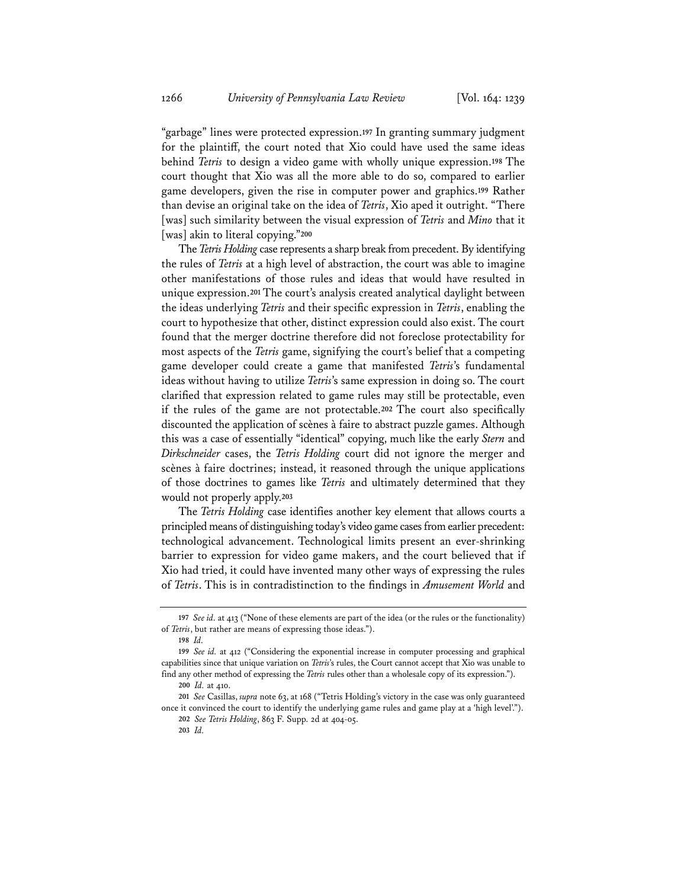"garbage" lines were protected expression.[197] In granting summary judgment for the plaintiff, the court noted that Xio could have used the same ideas behind *Tetris* to design a video game with wholly unique expression.[198] The court thought that Xio was all the more able to do so, compared to earlier game developers, given the rise in computer power and graphics.[199] Rather than devise an original take on the idea of *Tetris*, Xio aped it outright. "There [was] such similarity between the visual expression of *Tetris* and *Mino* that it [was] akin to literal copying."[200]

The *Tetris Holding* case represents a sharp break from precedent. By identifying the rules of *Tetris* at a high level of abstraction, the court was able to imagine other manifestations of those rules and ideas that would have resulted in unique expression.[201] The court's analysis created analytical daylight between the ideas underlying *Tetris* and their specific expression in *Tetris*, enabling the court to hypothesize that other, distinct expression could also exist. The court found that the merger doctrine therefore did not foreclose protectability for most aspects of the *Tetris* game, signifying the court's belief that a competing game developer could create a game that manifested *Tetris*'s fundamental ideas without having to utilize *Tetris*'s same expression in doing so. The court clarified that expression related to game rules may still be protectable, even if the rules of the game are not protectable.[202] The court also specifically discounted the application of scènes à faire to abstract puzzle games. Although this was a case of essentially "identical" copying, much like the early *Stern* and *Dirkschneider* cases, the *Tetris Holding* court did not ignore the merger and scènes à faire doctrines; instead, it reasoned through the unique applications of those doctrines to games like *Tetris* and ultimately determined that they would not properly apply.[203]

The *Tetris Holding* case identifies another key element that allows courts a principled means of distinguishing today's video game cases from earlier precedent: technological advancement. Technological limits present an ever-shrinking barrier to expression for video game makers, and the court believed that if Xio had tried, it could have invented many other ways of expressing the rules of *Tetris*. This is in contradistinction to the findings in *Amusement World* and

---

[197] *See id.* at 413 ("None of these elements are part of the idea (or the rules or the functionality) of *Tetris*, but rather are means of expressing those ideas.").

[198] *Id.*

[199] *See id.* at 412 ("Considering the exponential increase in computer processing and graphical capabilities since that unique variation on *Tetris*'s rules, the Court cannot accept that Xio was unable to find any other method of expressing the *Tetris* rules other than a wholesale copy of its expression.").

[200] *Id.* at 410.

[201] *See* Casillas, *supra* note 63, at 168 ("Tetris Holding's victory in the case was only guaranteed once it convinced the court to identify the underlying game rules and game play at a 'high level'.").

[202] *See Tetris Holding*, 863 F. Supp. 2d at 404-05.

[203] *Id.*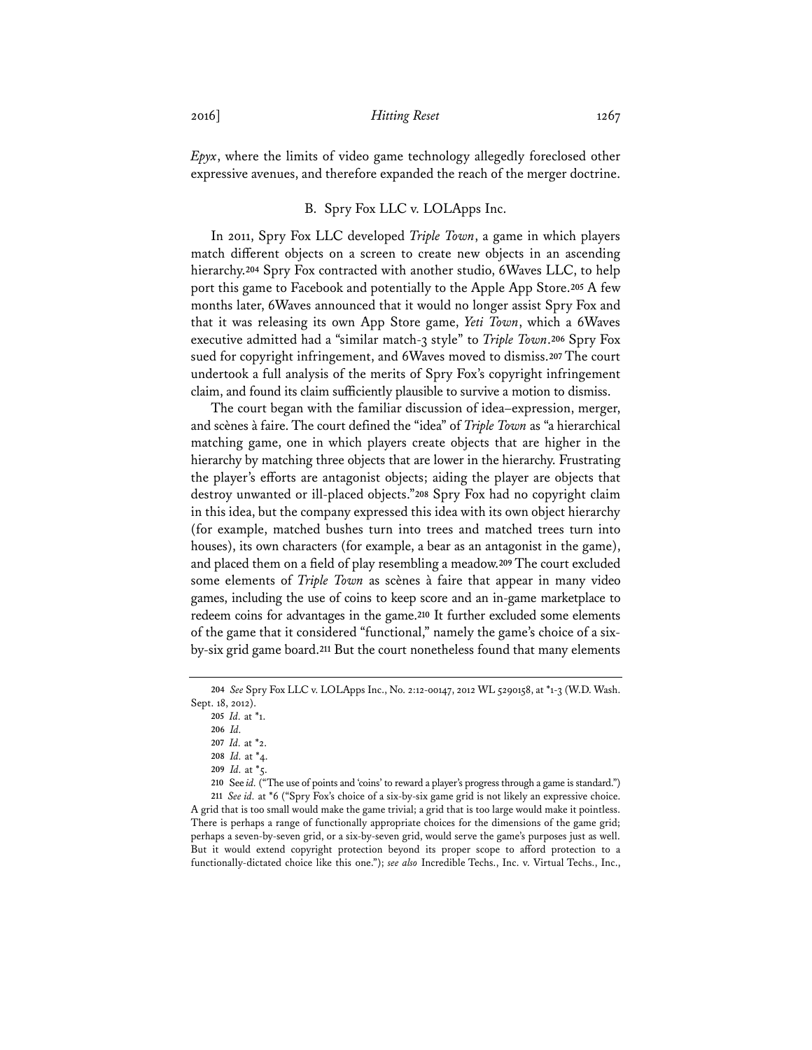*Epyx*, where the limits of video game technology allegedly foreclosed other expressive avenues, and therefore expanded the reach of the merger doctrine.

### B. Spry Fox LLC v. LOLApps Inc.

In 2011, Spry Fox LLC developed *Triple Town*, a game in which players match different objects on a screen to create new objects in an ascending hierarchy.[204] Spry Fox contracted with another studio, 6Waves LLC, to help port this game to Facebook and potentially to the Apple App Store.[205] A few months later, 6Waves announced that it would no longer assist Spry Fox and that it was releasing its own App Store game, *Yeti Town*, which a 6Waves executive admitted had a "similar match-3 style" to *Triple Town*.[206] Spry Fox sued for copyright infringement, and 6Waves moved to dismiss.[207] The court undertook a full analysis of the merits of Spry Fox's copyright infringement claim, and found its claim sufficiently plausible to survive a motion to dismiss.

The court began with the familiar discussion of idea–expression, merger, and scènes à faire. The court defined the "idea" of *Triple Town* as "a hierarchical matching game, one in which players create objects that are higher in the hierarchy by matching three objects that are lower in the hierarchy. Frustrating the player's efforts are antagonist objects; aiding the player are objects that destroy unwanted or ill-placed objects."[208] Spry Fox had no copyright claim in this idea, but the company expressed this idea with its own object hierarchy (for example, matched bushes turn into trees and matched trees turn into houses), its own characters (for example, a bear as an antagonist in the game), and placed them on a field of play resembling a meadow.[209] The court excluded some elements of *Triple Town* as scènes à faire that appear in many video games, including the use of coins to keep score and an in-game marketplace to redeem coins for advantages in the game.[210] It further excluded some elements of the game that it considered "functional," namely the game's choice of a six-by-six grid game board.[211] But the court nonetheless found that many elements

---

204 *See* Spry Fox LLC v. LOLApps Inc., No. 2:12-00147, 2012 WL 5290158, at *1-3 (W.D. Wash. Sept. 18, 2012).

205 *Id.* at *1.

206 *Id.*

207 *Id.* at *2.

208 *Id.* at *4.

209 *Id.* at *5.

210 See *id.* ("The use of points and 'coins' to reward a player's progress through a game is standard.")

211 *See id.* at *6 ("Spry Fox's choice of a six-by-six game grid is not likely an expressive choice. A grid that is too small would make the game trivial; a grid that is too large would make it pointless. There is perhaps a range of functionally appropriate choices for the dimensions of the game grid; perhaps a seven-by-seven grid, or a six-by-seven grid, would serve the game's purposes just as well. But it would extend copyright protection beyond its proper scope to afford protection to a functionally-dictated choice like this one."); *see also* Incredible Techs., Inc. v. Virtual Techs., Inc.,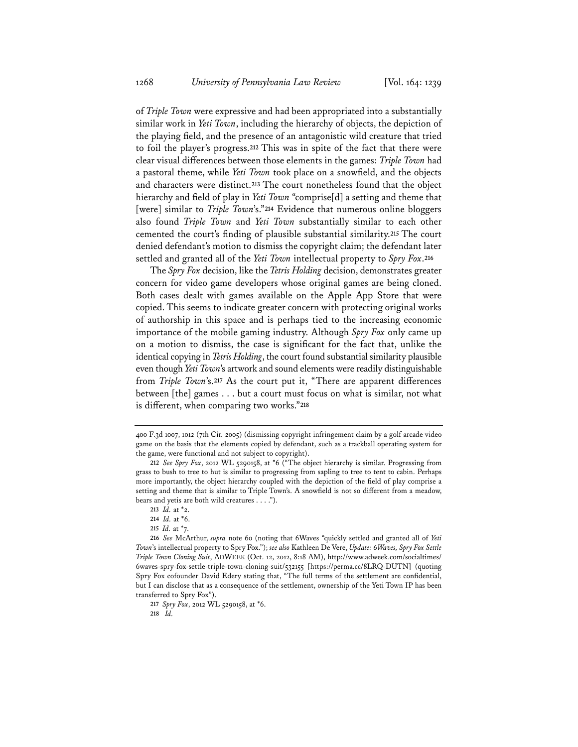of *Triple Town* were expressive and had been appropriated into a substantially similar work in *Yeti Town*, including the hierarchy of objects, the depiction of the playing field, and the presence of an antagonistic wild creature that tried to foil the player's progress.[212] This was in spite of the fact that there were clear visual differences between those elements in the games: *Triple Town* had a pastoral theme, while *Yeti Town* took place on a snowfield, and the objects and characters were distinct.[213] The court nonetheless found that the object hierarchy and field of play in *Yeti Town* "comprise[d] a setting and theme that [were] similar to *Triple Town*'s."[214] Evidence that numerous online bloggers also found *Triple Town* and *Yeti Town* substantially similar to each other cemented the court's finding of plausible substantial similarity.[215] The court denied defendant's motion to dismiss the copyright claim; the defendant later settled and granted all of the *Yeti Town* intellectual property to *Spry Fox*.[216]

The *Spry Fox* decision, like the *Tetris Holding* decision, demonstrates greater concern for video game developers whose original games are being cloned. Both cases dealt with games available on the Apple App Store that were copied. This seems to indicate greater concern with protecting original works of authorship in this space and is perhaps tied to the increasing economic importance of the mobile gaming industry. Although *Spry Fox* only came up on a motion to dismiss, the case is significant for the fact that, unlike the identical copying in *Tetris Holding*, the court found substantial similarity plausible even though *Yeti Town*'s artwork and sound elements were readily distinguishable from *Triple Town*'s.[217] As the court put it, "There are apparent differences between [the] games . . . but a court must focus on what is similar, not what is different, when comparing two works."[218]

---

400 F.3d 1007, 1012 (7th Cir. 2005) (dismissing copyright infringement claim by a golf arcade video game on the basis that the elements copied by defendant, such as a trackball operating system for the game, were functional and not subject to copyright).

212 *See Spry Fox*, 2012 WL 5290158, at *6 ("The object hierarchy is similar. Progressing from grass to bush to tree to hut is similar to progressing from sapling to tree to tent to cabin. Perhaps more importantly, the object hierarchy coupled with the depiction of the field of play comprise a setting and theme that is similar to Triple Town's. A snowfield is not so different from a meadow, bears and yetis are both wild creatures . . . .").

213 *Id.* at *2.

214 *Id.* at *6.

215 *Id.* at *7.

216 *See* McArthur, *supra* note 60 (noting that 6Waves "quickly settled and granted all of *Yeti Town*'s intellectual property to Spry Fox."); *see also* Kathleen De Vere, *Update: 6Waves, Spry Fox Settle Triple Town Cloning Suit*, ADWEEK (Oct. 12, 2012, 8:18 AM), http://www.adweek.com/socialtimes/6waves-spry-fox-settle-triple-town-cloning-suit/532155 [https://perma.cc/8LRQ-DUTN] (quoting Spry Fox cofounder David Edery stating that, "The full terms of the settlement are confidential, but I can disclose that as a consequence of the settlement, ownership of the Yeti Town IP has been transferred to Spry Fox").

217 *Spry Fox*, 2012 WL 5290158, at *6.

218 *Id.*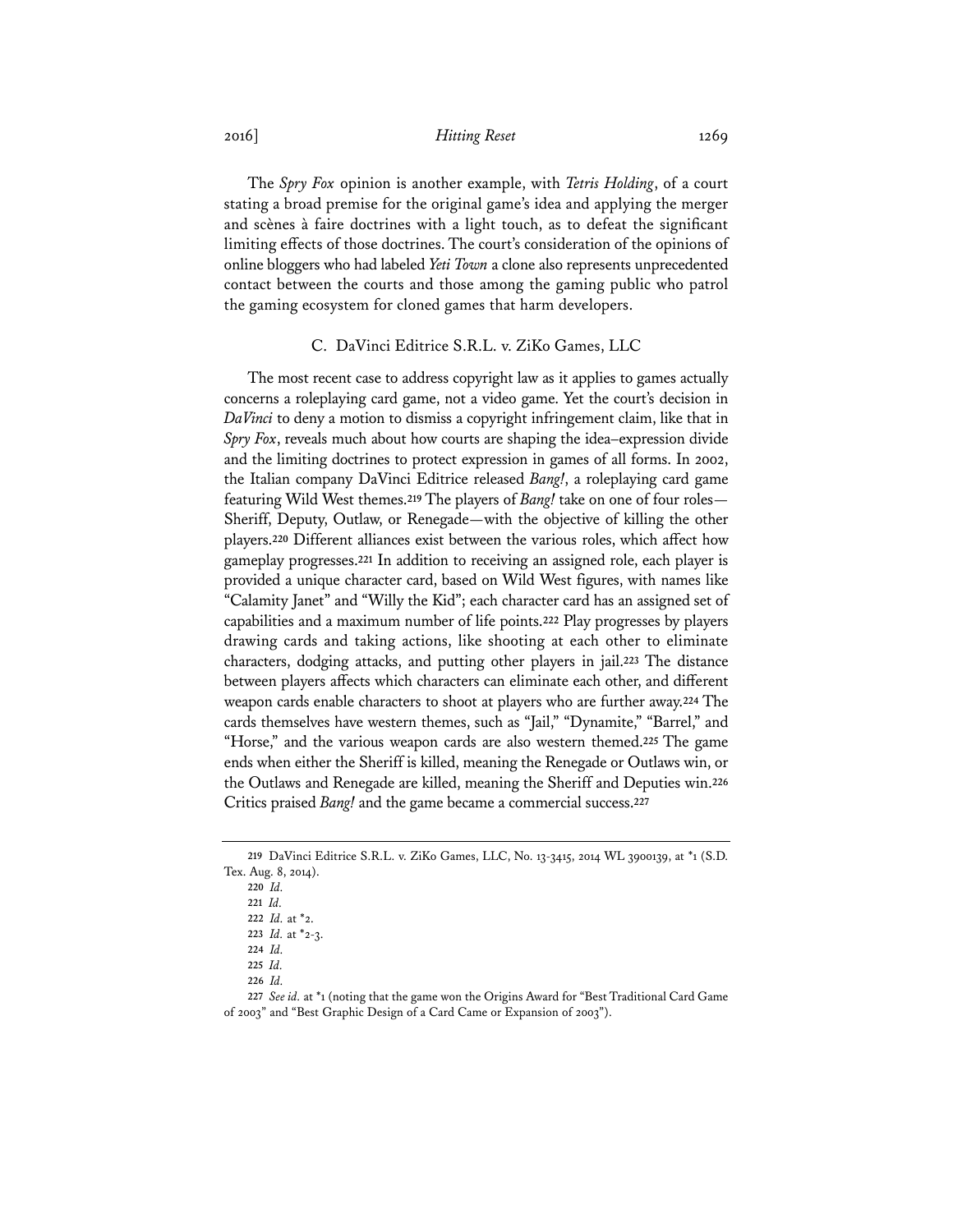The *Spry Fox* opinion is another example, with *Tetris Holding*, of a court stating a broad premise for the original game's idea and applying the merger and scènes à faire doctrines with a light touch, as to defeat the significant limiting effects of those doctrines. The court's consideration of the opinions of online bloggers who had labeled *Yeti Town* a clone also represents unprecedented contact between the courts and those among the gaming public who patrol the gaming ecosystem for cloned games that harm developers.

### C. DaVinci Editrice S.R.L. v. ZiKo Games, LLC

The most recent case to address copyright law as it applies to games actually concerns a roleplaying card game, not a video game. Yet the court's decision in *DaVinci* to deny a motion to dismiss a copyright infringement claim, like that in *Spry Fox*, reveals much about how courts are shaping the idea–expression divide and the limiting doctrines to protect expression in games of all forms. In 2002, the Italian company DaVinci Editrice released *Bang!*, a roleplaying card game featuring Wild West themes.[219] The players of *Bang!* take on one of four roles—Sheriff, Deputy, Outlaw, or Renegade—with the objective of killing the other players.[220] Different alliances exist between the various roles, which affect how gameplay progresses.[221] In addition to receiving an assigned role, each player is provided a unique character card, based on Wild West figures, with names like "Calamity Janet" and "Willy the Kid"; each character card has an assigned set of capabilities and a maximum number of life points.[222] Play progresses by players drawing cards and taking actions, like shooting at each other to eliminate characters, dodging attacks, and putting other players in jail.[223] The distance between players affects which characters can eliminate each other, and different weapon cards enable characters to shoot at players who are further away.[224] The cards themselves have western themes, such as "Jail," "Dynamite," "Barrel," and "Horse," and the various weapon cards are also western themed.[225] The game ends when either the Sheriff is killed, meaning the Renegade or Outlaws win, or the Outlaws and Renegade are killed, meaning the Sheriff and Deputies win.[226] Critics praised *Bang!* and the game became a commercial success.[227]

---

219 DaVinci Editrice S.R.L. v. ZiKo Games, LLC, No. 13-3415, 2014 WL 3900139, at *1 (S.D. Tex. Aug. 8, 2014).

220 *Id.*

221 *Id.*

222 *Id.* at *2.

223 *Id.* at *2-3.

224 *Id.*

225 *Id.*

226 *Id.*

227 *See id.* at *1 (noting that the game won the Origins Award for "Best Traditional Card Game of 2003" and "Best Graphic Design of a Card Came or Expansion of 2003").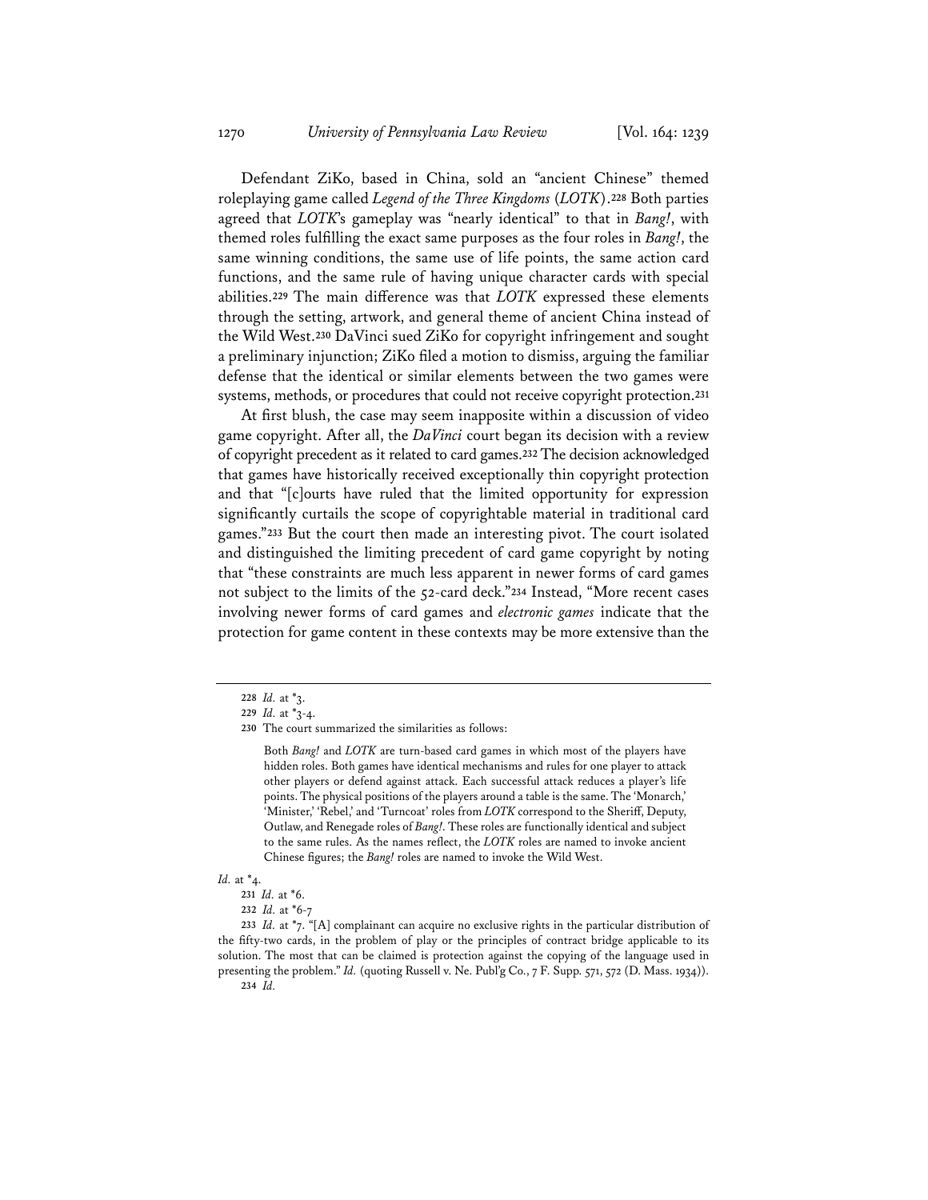Defendant ZiKo, based in China, sold an "ancient Chinese" themed roleplaying game called *Legend of the Three Kingdoms* (*LOTK*).[228] Both parties agreed that *LOTK*'s gameplay was "nearly identical" to that in *Bang!*, with themed roles fulfilling the exact same purposes as the four roles in *Bang!*, the same winning conditions, the same use of life points, the same action card functions, and the same rule of having unique character cards with special abilities.[229] The main difference was that *LOTK* expressed these elements through the setting, artwork, and general theme of ancient China instead of the Wild West.[230] DaVinci sued ZiKo for copyright infringement and sought a preliminary injunction; ZiKo filed a motion to dismiss, arguing the familiar defense that the identical or similar elements between the two games were systems, methods, or procedures that could not receive copyright protection.[231]

At first blush, the case may seem inapposite within a discussion of video game copyright. After all, the *DaVinci* court began its decision with a review of copyright precedent as it related to card games.[232] The decision acknowledged that games have historically received exceptionally thin copyright protection and that "[c]ourts have ruled that the limited opportunity for expression significantly curtails the scope of copyrightable material in traditional card games."[233] But the court then made an interesting pivot. The court isolated and distinguished the limiting precedent of card game copyright by noting that "these constraints are much less apparent in newer forms of card games not subject to the limits of the 52-card deck."[234] Instead, "More recent cases involving newer forms of card games and *electronic games* indicate that the protection for game content in these contexts may be more extensive than the

---

228 *Id.* at *3.

229 *Id.* at *3-4.

230 The court summarized the similarities as follows:

> Both *Bang!* and *LOTK* are turn-based card games in which most of the players have hidden roles. Both games have identical mechanisms and rules for one player to attack other players or defend against attack. Each successful attack reduces a player's life points. The physical positions of the players around a table is the same. The 'Monarch,' 'Minister,' 'Rebel,' and 'Turncoat' roles from *LOTK* correspond to the Sheriff, Deputy, Outlaw, and Renegade roles of *Bang!*. These roles are functionally identical and subject to the same rules. As the names reflect, the *LOTK* roles are named to invoke ancient Chinese figures; the *Bang!* roles are named to invoke the Wild West.

*Id.* at *4.

231 *Id.* at *6.

232 *Id.* at *6-7

233 *Id.* at *7. "[A] complainant can acquire no exclusive rights in the particular distribution of the fifty-two cards, in the problem of play or the principles of contract bridge applicable to its solution. The most that can be claimed is protection against the copying of the language used in presenting the problem." *Id.* (quoting Russell v. Ne. Publ'g Co., 7 F. Supp. 571, 572 (D. Mass. 1934)).

234 *Id.*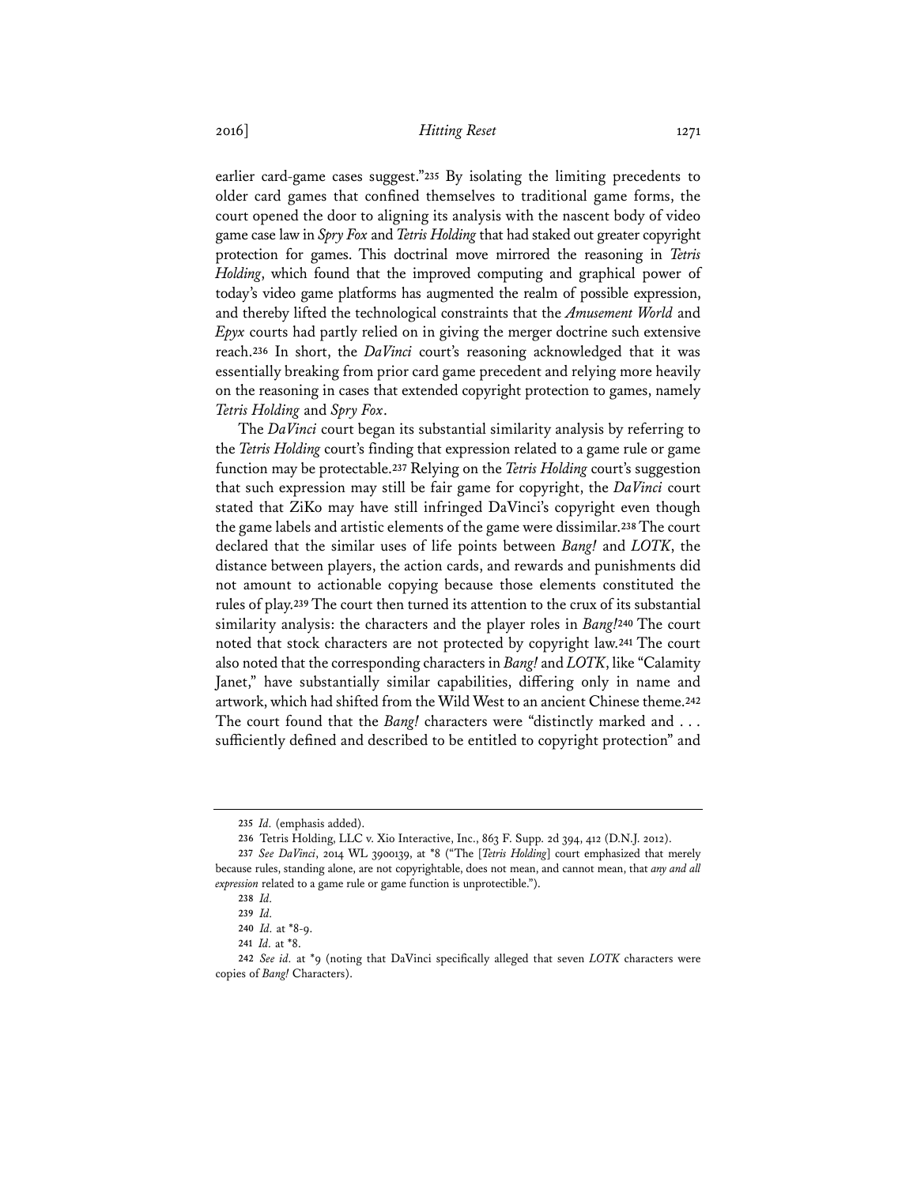earlier card-game cases suggest."[235] By isolating the limiting precedents to older card games that confined themselves to traditional game forms, the court opened the door to aligning its analysis with the nascent body of video game case law in *Spry Fox* and *Tetris Holding* that had staked out greater copyright protection for games. This doctrinal move mirrored the reasoning in *Tetris Holding*, which found that the improved computing and graphical power of today's video game platforms has augmented the realm of possible expression, and thereby lifted the technological constraints that the *Amusement World* and *Epyx* courts had partly relied on in giving the merger doctrine such extensive reach.[236] In short, the *DaVinci* court's reasoning acknowledged that it was essentially breaking from prior card game precedent and relying more heavily on the reasoning in cases that extended copyright protection to games, namely *Tetris Holding* and *Spry Fox*.

The *DaVinci* court began its substantial similarity analysis by referring to the *Tetris Holding* court's finding that expression related to a game rule or game function may be protectable.[237] Relying on the *Tetris Holding* court's suggestion that such expression may still be fair game for copyright, the *DaVinci* court stated that ZiKo may have still infringed DaVinci's copyright even though the game labels and artistic elements of the game were dissimilar.[238] The court declared that the similar uses of life points between *Bang!* and *LOTK*, the distance between players, the action cards, and rewards and punishments did not amount to actionable copying because those elements constituted the rules of play.[239] The court then turned its attention to the crux of its substantial similarity analysis: the characters and the player roles in *Bang!*[240] The court noted that stock characters are not protected by copyright law.[241] The court also noted that the corresponding characters in *Bang!* and *LOTK*, like "Calamity Janet," have substantially similar capabilities, differing only in name and artwork, which had shifted from the Wild West to an ancient Chinese theme.[242] The court found that the *Bang!* characters were "distinctly marked and . . . sufficiently defined and described to be entitled to copyright protection" and

---

235 *Id.* (emphasis added).

236 Tetris Holding, LLC v. Xio Interactive, Inc., 863 F. Supp. 2d 394, 412 (D.N.J. 2012).

237 *See DaVinci*, 2014 WL 3900139, at \*8 ("The [*Tetris Holding*] court emphasized that merely because rules, standing alone, are not copyrightable, does not mean, and cannot mean, that *any and all expression* related to a game rule or game function is unprotectible.").

238 *Id.*

239 *Id.*

240 *Id.* at \*8-9.

241 *Id.* at \*8.

242 *See id.* at \*9 (noting that DaVinci specifically alleged that seven *LOTK* characters were copies of *Bang!* Characters).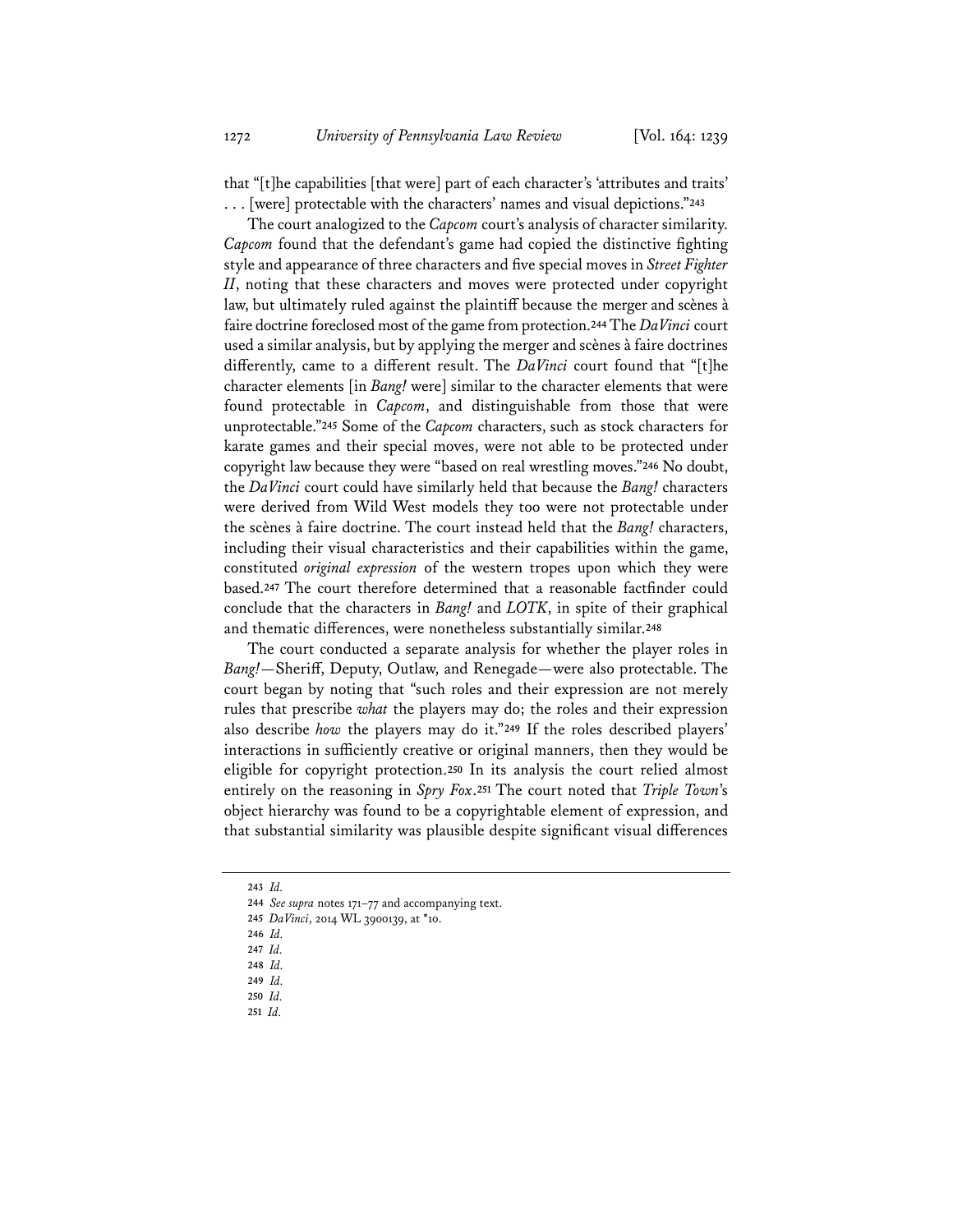that "[t]he capabilities [that were] part of each character's 'attributes and traits' . . . [were] protectable with the characters' names and visual depictions."[243]

The court analogized to the *Capcom* court's analysis of character similarity. *Capcom* found that the defendant's game had copied the distinctive fighting style and appearance of three characters and five special moves in *Street Fighter II*, noting that these characters and moves were protected under copyright law, but ultimately ruled against the plaintiff because the merger and scènes à faire doctrine foreclosed most of the game from protection.[244] The *DaVinci* court used a similar analysis, but by applying the merger and scènes à faire doctrines differently, came to a different result. The *DaVinci* court found that "[t]he character elements [in *Bang!* were] similar to the character elements that were found protectable in *Capcom*, and distinguishable from those that were unprotectable."[245] Some of the *Capcom* characters, such as stock characters for karate games and their special moves, were not able to be protected under copyright law because they were "based on real wrestling moves."[246] No doubt, the *DaVinci* court could have similarly held that because the *Bang!* characters were derived from Wild West models they too were not protectable under the scènes à faire doctrine. The court instead held that the *Bang!* characters, including their visual characteristics and their capabilities within the game, constituted *original expression* of the western tropes upon which they were based.[247] The court therefore determined that a reasonable factfinder could conclude that the characters in *Bang!* and *LOTK*, in spite of their graphical and thematic differences, were nonetheless substantially similar.[248]

The court conducted a separate analysis for whether the player roles in *Bang!*—Sheriff, Deputy, Outlaw, and Renegade—were also protectable. The court began by noting that "such roles and their expression are not merely rules that prescribe *what* the players may do; the roles and their expression also describe *how* the players may do it."[249] If the roles described players' interactions in sufficiently creative or original manners, then they would be eligible for copyright protection.[250] In its analysis the court relied almost entirely on the reasoning in *Spry Fox*.[251] The court noted that *Triple Town*'s object hierarchy was found to be a copyrightable element of expression, and that substantial similarity was plausible despite significant visual differences

---

243 *Id.*

244 *See supra* notes 171–77 and accompanying text.

245 *DaVinci*, 2014 WL 3900139, at *10.

246 *Id.*

247 *Id.*

248 *Id.*

249 *Id.*

250 *Id.*

251 *Id.*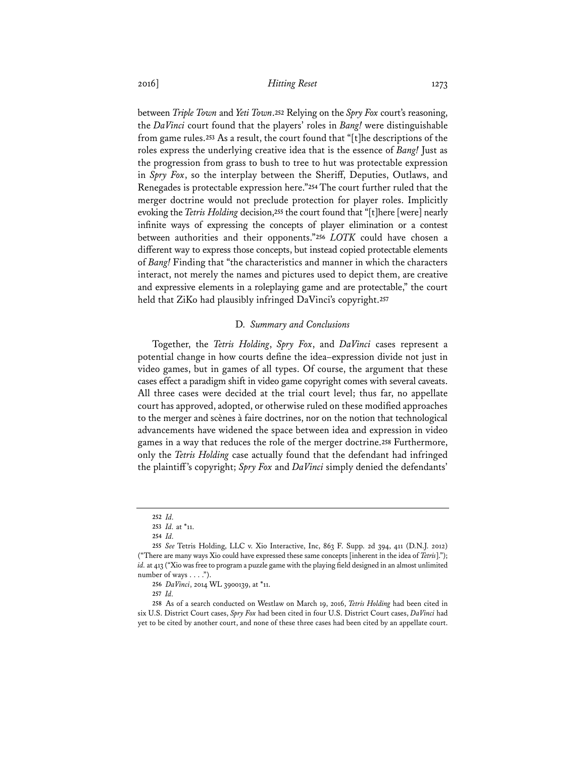between *Triple Town* and *Yeti Town*.[252] Relying on the *Spry Fox* court's reasoning, the *DaVinci* court found that the players' roles in *Bang!* were distinguishable from game rules.[253] As a result, the court found that "[t]he descriptions of the roles express the underlying creative idea that is the essence of *Bang!* Just as the progression from grass to bush to tree to hut was protectable expression in *Spry Fox*, so the interplay between the Sheriff, Deputies, Outlaws, and Renegades is protectable expression here."[254] The court further ruled that the merger doctrine would not preclude protection for player roles. Implicitly evoking the *Tetris Holding* decision,[255] the court found that "[t]here [were] nearly infinite ways of expressing the concepts of player elimination or a contest between authorities and their opponents."[256] *LOTK* could have chosen a different way to express those concepts, but instead copied protectable elements of *Bang!* Finding that "the characteristics and manner in which the characters interact, not merely the names and pictures used to depict them, are creative and expressive elements in a roleplaying game and are protectable," the court held that ZiKo had plausibly infringed DaVinci's copyright.[257]

### D. *Summary and Conclusions*

Together, the *Tetris Holding*, *Spry Fox*, and *DaVinci* cases represent a potential change in how courts define the idea–expression divide not just in video games, but in games of all types. Of course, the argument that these cases effect a paradigm shift in video game copyright comes with several caveats. All three cases were decided at the trial court level; thus far, no appellate court has approved, adopted, or otherwise ruled on these modified approaches to the merger and scènes à faire doctrines, nor on the notion that technological advancements have widened the space between idea and expression in video games in a way that reduces the role of the merger doctrine.[258] Furthermore, only the *Tetris Holding* case actually found that the defendant had infringed the plaintiff's copyright; *Spry Fox* and *DaVinci* simply denied the defendants'

---

252 *Id.*

253 *Id.* at *11.

254 *Id.*

255 *See* Tetris Holding, LLC v. Xio Interactive, Inc, 863 F. Supp. 2d 394, 411 (D.N.J. 2012) ("There are many ways Xio could have expressed these same concepts [inherent in the idea of *Tetris*]."); *id.* at 413 ("Xio was free to program a puzzle game with the playing field designed in an almost unlimited number of ways . . . .").

256 *DaVinci*, 2014 WL 3900139, at *11.

257 *Id.*

258 As of a search conducted on Westlaw on March 19, 2016, *Tetris Holding* had been cited in six U.S. District Court cases, *Spry Fox* had been cited in four U.S. District Court cases, *DaVinci* had yet to be cited by another court, and none of these three cases had been cited by an appellate court.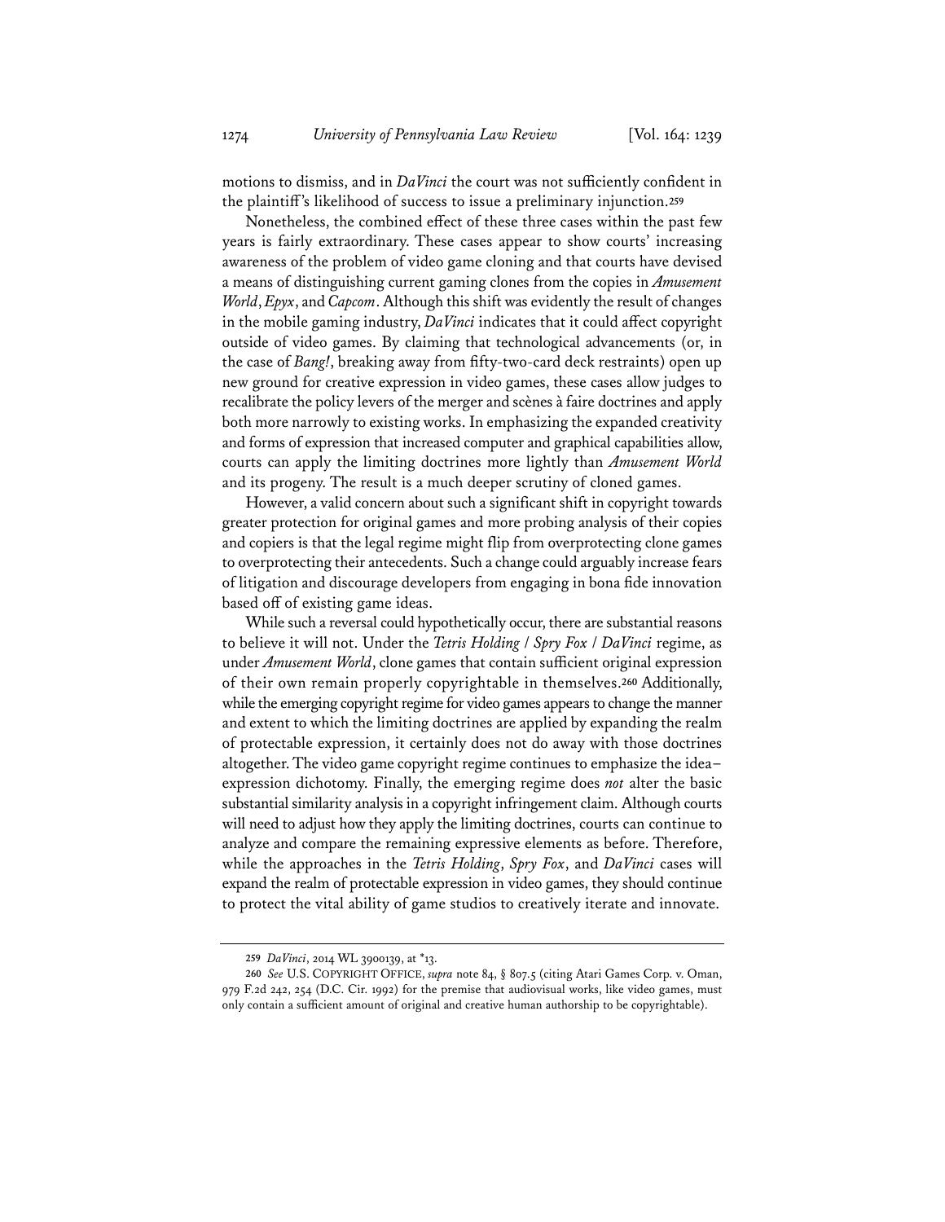motions to dismiss, and in *DaVinci* the court was not sufficiently confident in the plaintiff's likelihood of success to issue a preliminary injunction.[259]

Nonetheless, the combined effect of these three cases within the past few years is fairly extraordinary. These cases appear to show courts' increasing awareness of the problem of video game cloning and that courts have devised a means of distinguishing current gaming clones from the copies in *Amusement World*, *Epyx*, and *Capcom*. Although this shift was evidently the result of changes in the mobile gaming industry, *DaVinci* indicates that it could affect copyright outside of video games. By claiming that technological advancements (or, in the case of *Bang!*, breaking away from fifty-two-card deck restraints) open up new ground for creative expression in video games, these cases allow judges to recalibrate the policy levers of the merger and scènes à faire doctrines and apply both more narrowly to existing works. In emphasizing the expanded creativity and forms of expression that increased computer and graphical capabilities allow, courts can apply the limiting doctrines more lightly than *Amusement World* and its progeny. The result is a much deeper scrutiny of cloned games.

However, a valid concern about such a significant shift in copyright towards greater protection for original games and more probing analysis of their copies and copiers is that the legal regime might flip from overprotecting clone games to overprotecting their antecedents. Such a change could arguably increase fears of litigation and discourage developers from engaging in bona fide innovation based off of existing game ideas.

While such a reversal could hypothetically occur, there are substantial reasons to believe it will not. Under the *Tetris Holding* / *Spry Fox* / *DaVinci* regime, as under *Amusement World*, clone games that contain sufficient original expression of their own remain properly copyrightable in themselves.[260] Additionally, while the emerging copyright regime for video games appears to change the manner and extent to which the limiting doctrines are applied by expanding the realm of protectable expression, it certainly does not do away with those doctrines altogether. The video game copyright regime continues to emphasize the idea–expression dichotomy. Finally, the emerging regime does *not* alter the basic substantial similarity analysis in a copyright infringement claim. Although courts will need to adjust how they apply the limiting doctrines, courts can continue to analyze and compare the remaining expressive elements as before. Therefore, while the approaches in the *Tetris Holding*, *Spry Fox*, and *DaVinci* cases will expand the realm of protectable expression in video games, they should continue to protect the vital ability of game studios to creatively iterate and innovate.

---

259 *DaVinci*, 2014 WL 3900139, at *13.

260 *See* U.S. COPYRIGHT OFFICE, *supra* note 84, § 807.5 (citing Atari Games Corp. v. Oman, 979 F.2d 242, 254 (D.C. Cir. 1992) for the premise that audiovisual works, like video games, must only contain a sufficient amount of original and creative human authorship to be copyrightable).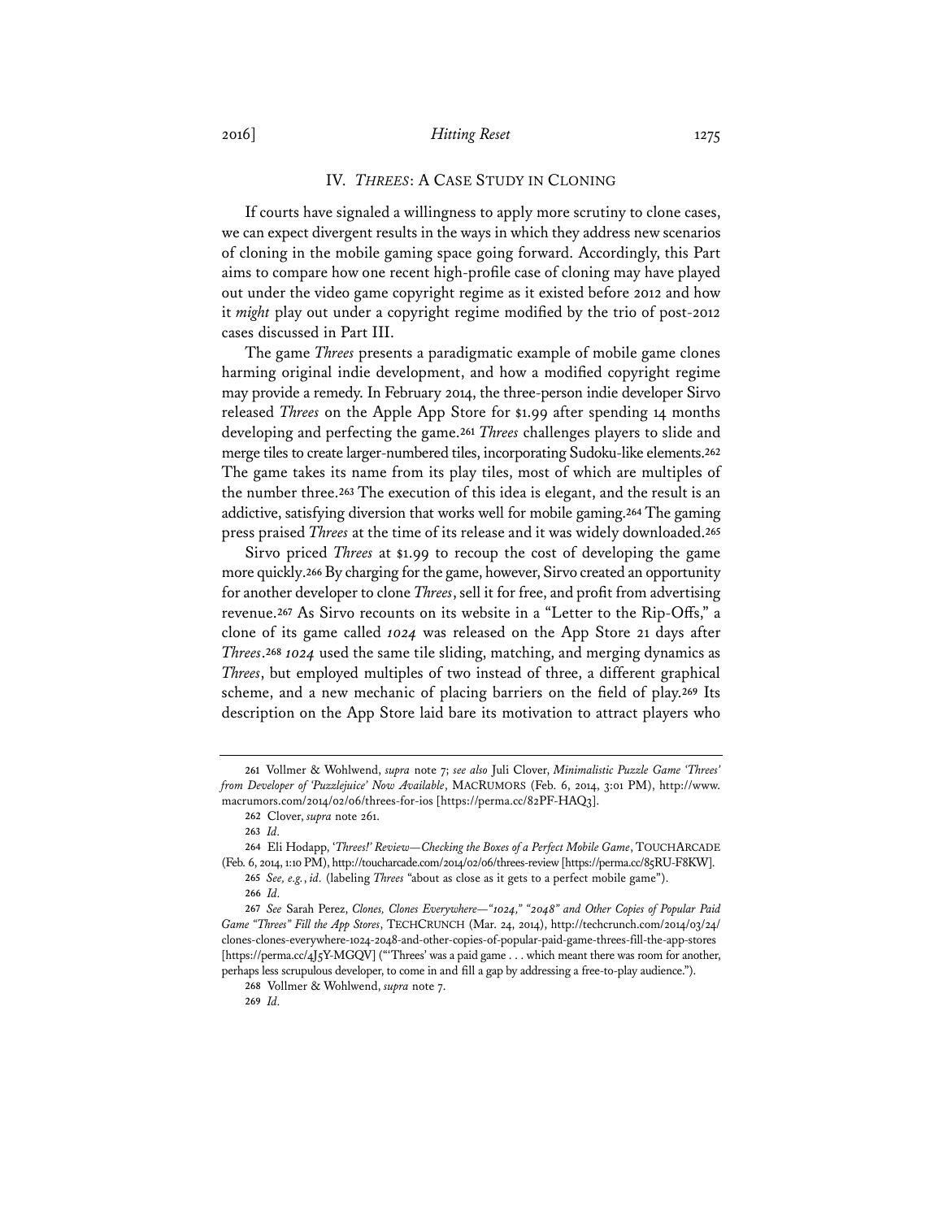## IV. *THREES*: A CASE STUDY IN CLONING

If courts have signaled a willingness to apply more scrutiny to clone cases, we can expect divergent results in the ways in which they address new scenarios of cloning in the mobile gaming space going forward. Accordingly, this Part aims to compare how one recent high-profile case of cloning may have played out under the video game copyright regime as it existed before 2012 and how it *might* play out under a copyright regime modified by the trio of post-2012 cases discussed in Part III.

The game *Threes* presents a paradigmatic example of mobile game clones harming original indie development, and how a modified copyright regime may provide a remedy. In February 2014, the three-person indie developer Sirvo released *Threes* on the Apple App Store for $1.99 after spending 14 months developing and perfecting the game.[261] *Threes* challenges players to slide and merge tiles to create larger-numbered tiles, incorporating Sudoku-like elements.[262] The game takes its name from its play tiles, most of which are multiples of the number three.[263] The execution of this idea is elegant, and the result is an addictive, satisfying diversion that works well for mobile gaming.[264] The gaming press praised *Threes* at the time of its release and it was widely downloaded.[265]

Sirvo priced *Threes* at $1.99 to recoup the cost of developing the game more quickly.[266] By charging for the game, however, Sirvo created an opportunity for another developer to clone *Threes*, sell it for free, and profit from advertising revenue.[267] As Sirvo recounts on its website in a "Letter to the Rip-Offs," a clone of its game called *1024* was released on the App Store 21 days after *Threes*.[268] *1024* used the same tile sliding, matching, and merging dynamics as *Threes*, but employed multiples of two instead of three, a different graphical scheme, and a new mechanic of placing barriers on the field of play.[269] Its description on the App Store laid bare its motivation to attract players who

---

261 Vollmer & Wohlwend, *supra* note 7; *see also* Juli Clover, *Minimalistic Puzzle Game 'Threes' from Developer of 'Puzzlejuice' Now Available*, MACRUMORS (Feb. 6, 2014, 3:01 PM), http://www.macrumors.com/2014/02/06/threes-for-ios [https://perma.cc/82PF-HAQ3].

262 Clover, *supra* note 261.

263 *Id.*

264 Eli Hodapp, *'Threes!' Review—Checking the Boxes of a Perfect Mobile Game*, TOUCHARCADE (Feb. 6, 2014, 1:10 PM), http://toucharcade.com/2014/02/06/threes-review [https://perma.cc/85RU-F8KW].

265 *See, e.g.*, *id.* (labeling *Threes* "about as close as it gets to a perfect mobile game").

266 *Id.*

267 *See* Sarah Perez, *Clones, Clones Everywhere—"1024," "2048" and Other Copies of Popular Paid Game "Threes" Fill the App Stores*, TECHCRUNCH (Mar. 24, 2014), http://techcrunch.com/2014/03/24/clones-clones-everywhere-1024-2048-and-other-copies-of-popular-paid-game-threes-fill-the-app-stores [https://perma.cc/4J5Y-MGQV] ("'Threes' was a paid game . . . which meant there was room for another, perhaps less scrupulous developer, to come in and fill a gap by addressing a free-to-play audience.").

268 Vollmer & Wohlwend, *supra* note 7.

269 *Id.*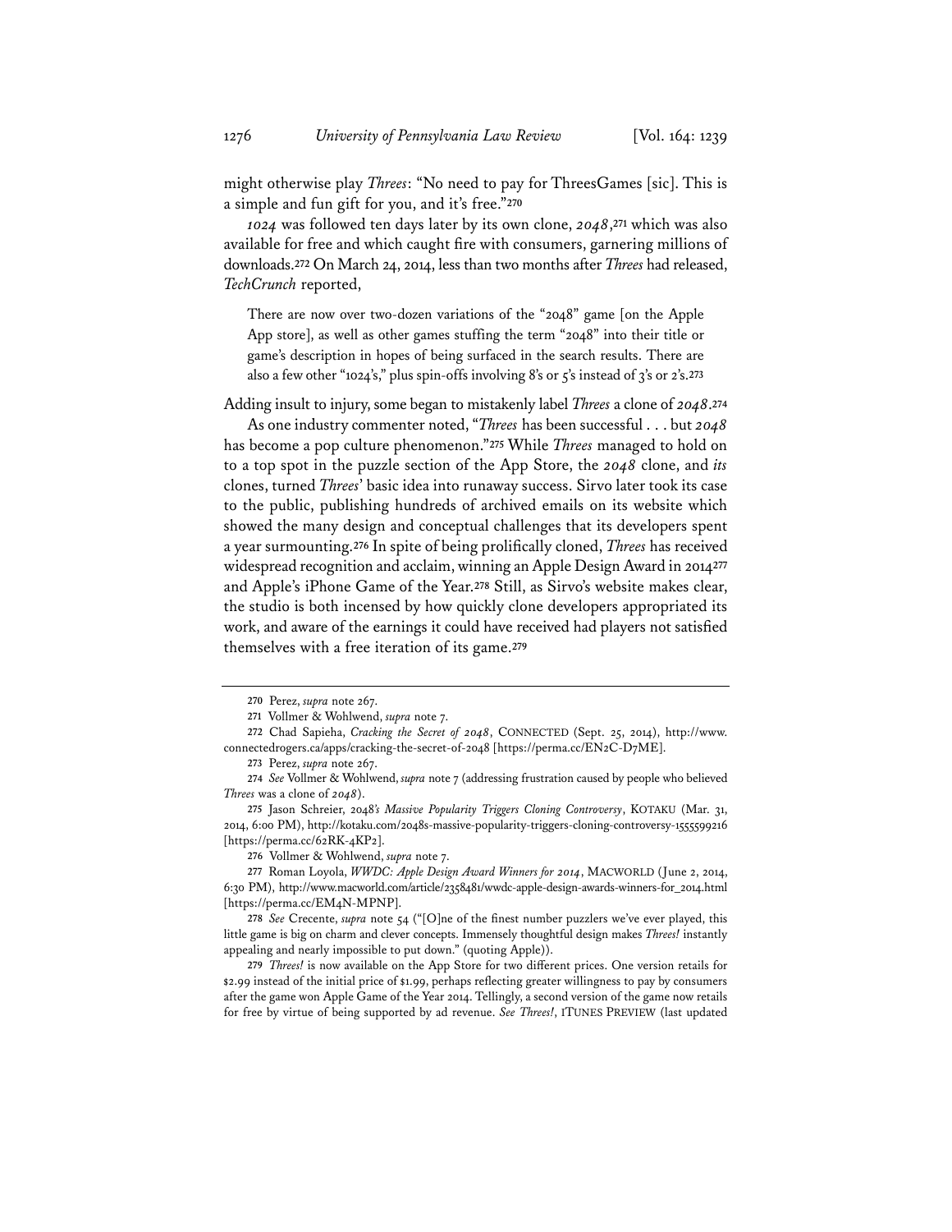might otherwise play *Threes*: "No need to pay for ThreesGames [sic]. This is a simple and fun gift for you, and it's free."[270]

*1024* was followed ten days later by its own clone, *2048*,[271] which was also available for free and which caught fire with consumers, garnering millions of downloads.[272] On March 24, 2014, less than two months after *Threes* had released, *TechCrunch* reported,

> There are now over two-dozen variations of the "2048" game [on the Apple App store], as well as other games stuffing the term "2048" into their title or game's description in hopes of being surfaced in the search results. There are also a few other "1024's," plus spin-offs involving 8's or 5's instead of 3's or 2's.[273]

Adding insult to injury, some began to mistakenly label *Threes* a clone of *2048*.[274]

As one industry commenter noted, "*Threes* has been successful . . . but *2048* has become a pop culture phenomenon."[275] While *Threes* managed to hold on to a top spot in the puzzle section of the App Store, the *2048* clone, and *its* clones, turned *Threes*' basic idea into runaway success. Sirvo later took its case to the public, publishing hundreds of archived emails on its website which showed the many design and conceptual challenges that its developers spent a year surmounting.[276] In spite of being prolifically cloned, *Threes* has received widespread recognition and acclaim, winning an Apple Design Award in 2014[277] and Apple's iPhone Game of the Year.[278] Still, as Sirvo's website makes clear, the studio is both incensed by how quickly clone developers appropriated its work, and aware of the earnings it could have received had players not satisfied themselves with a free iteration of its game.[279]

---

[270] Perez, *supra* note 267.

[271] Vollmer & Wohlwend, *supra* note 7.

[272] Chad Sapieha, *Cracking the Secret of 2048*, CONNECTED (Sept. 25, 2014), http://www.connectedrogers.ca/apps/cracking-the-secret-of-2048 [https://perma.cc/EN2C-D7ME].

[273] Perez, *supra* note 267.

[274] *See* Vollmer & Wohlwend, *supra* note 7 (addressing frustration caused by people who believed *Threes* was a clone of *2048*).

[275] Jason Schreier, *2048's Massive Popularity Triggers Cloning Controversy*, KOTAKU (Mar. 31, 2014, 6:00 PM), http://kotaku.com/2048s-massive-popularity-triggers-cloning-controversy-1555599216 [https://perma.cc/62RK-4KP2].

[276] Vollmer & Wohlwend, *supra* note 7.

[277] Roman Loyola, *WWDC: Apple Design Award Winners for 2014*, MACWORLD (June 2, 2014, 6:30 PM), http://www.macworld.com/article/2358481/wwdc-apple-design-awards-winners-for_2014.html [https://perma.cc/EM4N-MPNP].

[278] *See* Crecente, *supra* note 54 ("[O]ne of the finest number puzzlers we've ever played, this little game is big on charm and clever concepts. Immensely thoughtful design makes *Threes!* instantly appealing and nearly impossible to put down." (quoting Apple)).

[279] *Threes!* is now available on the App Store for two different prices. One version retails for $2.99 instead of the initial price of $1.99, perhaps reflecting greater willingness to pay by consumers after the game won Apple Game of the Year 2014. Tellingly, a second version of the game now retails for free by virtue of being supported by ad revenue. *See Threes!*, ITUNES PREVIEW (last updated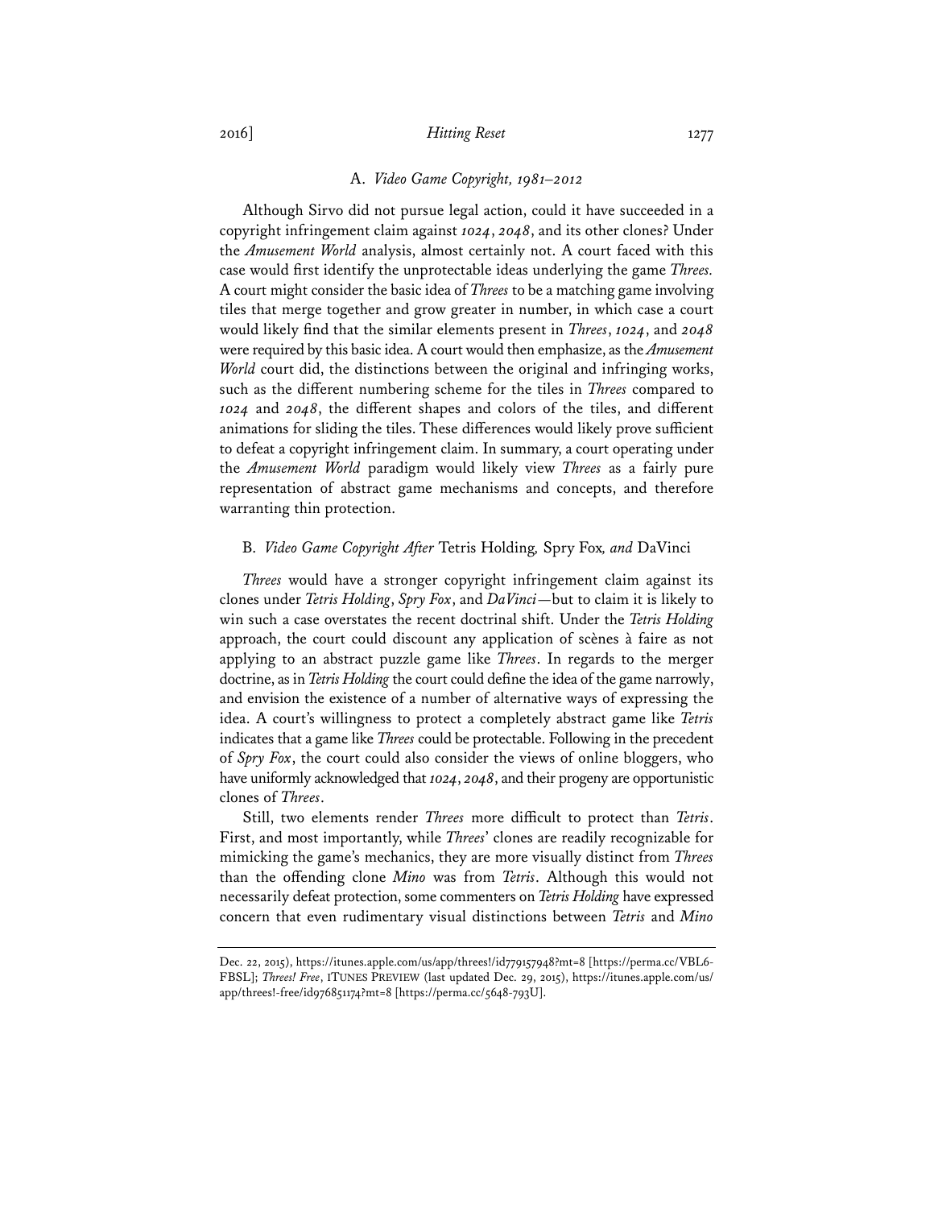### A. *Video Game Copyright, 1981–2012*

Although Sirvo did not pursue legal action, could it have succeeded in a copyright infringement claim against *1024*, *2048*, and its other clones? Under the *Amusement World* analysis, almost certainly not. A court faced with this case would first identify the unprotectable ideas underlying the game *Threes.* A court might consider the basic idea of *Threes* to be a matching game involving tiles that merge together and grow greater in number, in which case a court would likely find that the similar elements present in *Threes*, *1024*, and *2048* were required by this basic idea. A court would then emphasize, as the *Amusement World* court did, the distinctions between the original and infringing works, such as the different numbering scheme for the tiles in *Threes* compared to *1024* and *2048*, the different shapes and colors of the tiles, and different animations for sliding the tiles. These differences would likely prove sufficient to defeat a copyright infringement claim. In summary, a court operating under the *Amusement World* paradigm would likely view *Threes* as a fairly pure representation of abstract game mechanisms and concepts, and therefore warranting thin protection.

### B. *Video Game Copyright After* Tetris Holding*,* Spry Fox*, and* DaVinci

*Threes* would have a stronger copyright infringement claim against its clones under *Tetris Holding*, *Spry Fox*, and *DaVinci*—but to claim it is likely to win such a case overstates the recent doctrinal shift. Under the *Tetris Holding* approach, the court could discount any application of scènes à faire as not applying to an abstract puzzle game like *Threes*. In regards to the merger doctrine, as in *Tetris Holding* the court could define the idea of the game narrowly, and envision the existence of a number of alternative ways of expressing the idea. A court's willingness to protect a completely abstract game like *Tetris* indicates that a game like *Threes* could be protectable. Following in the precedent of *Spry Fox*, the court could also consider the views of online bloggers, who have uniformly acknowledged that *1024*, *2048*, and their progeny are opportunistic clones of *Threes*.

Still, two elements render *Threes* more difficult to protect than *Tetris*. First, and most importantly, while *Threes*' clones are readily recognizable for mimicking the game's mechanics, they are more visually distinct from *Threes* than the offending clone *Mino* was from *Tetris*. Although this would not necessarily defeat protection, some commenters on *Tetris Holding* have expressed concern that even rudimentary visual distinctions between *Tetris* and *Mino*

---

Dec. 22, 2015), https://itunes.apple.com/us/app/threes!/id779157948?mt=8 [https://perma.cc/VBL6-FBSL]; *Threes! Free*, ITUNES PREVIEW (last updated Dec. 29, 2015), https://itunes.apple.com/us/app/threes!-free/id976851174?mt=8 [https://perma.cc/5648-793U].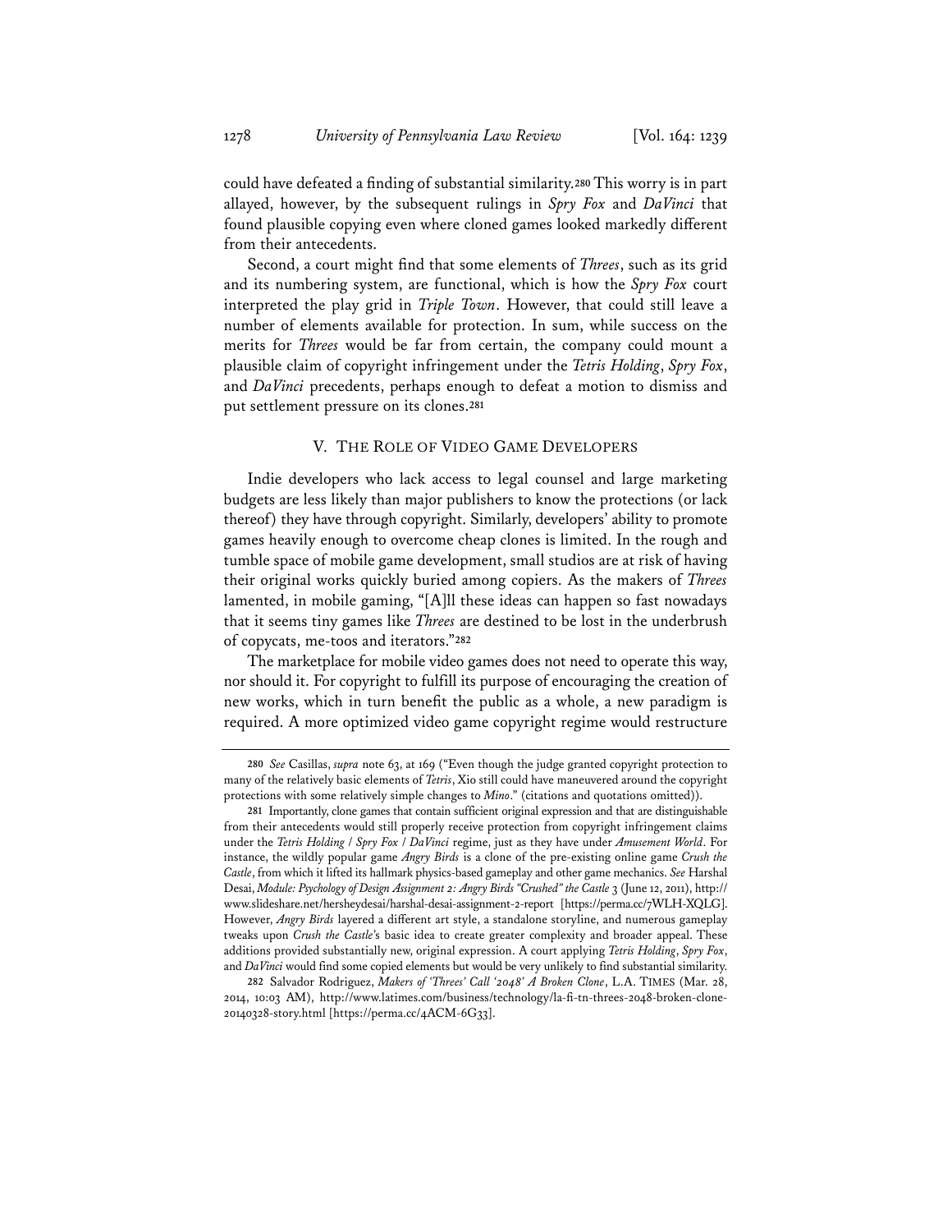could have defeated a finding of substantial similarity.[280] This worry is in part allayed, however, by the subsequent rulings in *Spry Fox* and *DaVinci* that found plausible copying even where cloned games looked markedly different from their antecedents.

Second, a court might find that some elements of *Threes*, such as its grid and its numbering system, are functional, which is how the *Spry Fox* court interpreted the play grid in *Triple Town*. However, that could still leave a number of elements available for protection. In sum, while success on the merits for *Threes* would be far from certain, the company could mount a plausible claim of copyright infringement under the *Tetris Holding*, *Spry Fox*, and *DaVinci* precedents, perhaps enough to defeat a motion to dismiss and put settlement pressure on its clones.[281]

## V. THE ROLE OF VIDEO GAME DEVELOPERS

Indie developers who lack access to legal counsel and large marketing budgets are less likely than major publishers to know the protections (or lack thereof) they have through copyright. Similarly, developers' ability to promote games heavily enough to overcome cheap clones is limited. In the rough and tumble space of mobile game development, small studios are at risk of having their original works quickly buried among copiers. As the makers of *Threes* lamented, in mobile gaming, "[A]ll these ideas can happen so fast nowadays that it seems tiny games like *Threes* are destined to be lost in the underbrush of copycats, me-toos and iterators."[282]

The marketplace for mobile video games does not need to operate this way, nor should it. For copyright to fulfill its purpose of encouraging the creation of new works, which in turn benefit the public as a whole, a new paradigm is required. A more optimized video game copyright regime would restructure

---

280 *See* Casillas, *supra* note 63, at 169 ("Even though the judge granted copyright protection to many of the relatively basic elements of *Tetris*, Xio still could have maneuvered around the copyright protections with some relatively simple changes to *Mino*." (citations and quotations omitted)).

281 Importantly, clone games that contain sufficient original expression and that are distinguishable from their antecedents would still properly receive protection from copyright infringement claims under the *Tetris Holding* / *Spry Fox* / *DaVinci* regime, just as they have under *Amusement World*. For instance, the wildly popular game *Angry Birds* is a clone of the pre-existing online game *Crush the Castle*, from which it lifted its hallmark physics-based gameplay and other game mechanics. *See* Harshal Desai, *Module: Psychology of Design Assignment 2: Angry Birds "Crushed" the Castle* 3 (June 12, 2011), http://www.slideshare.net/hersheydesai/harshal-desai-assignment-2-report [https://perma.cc/7WLH-XQLG]. However, *Angry Birds* layered a different art style, a standalone storyline, and numerous gameplay tweaks upon *Crush the Castle*'s basic idea to create greater complexity and broader appeal. These additions provided substantially new, original expression. A court applying *Tetris Holding*, *Spry Fox*, and *DaVinci* would find some copied elements but would be very unlikely to find substantial similarity.

282 Salvador Rodriguez, *Makers of 'Threes' Call '2048' A Broken Clone*, L.A. TIMES (Mar. 28, 2014, 10:03 AM), http://www.latimes.com/business/technology/la-fi-tn-threes-2048-broken-clone-20140328-story.html [https://perma.cc/4ACM-6G33].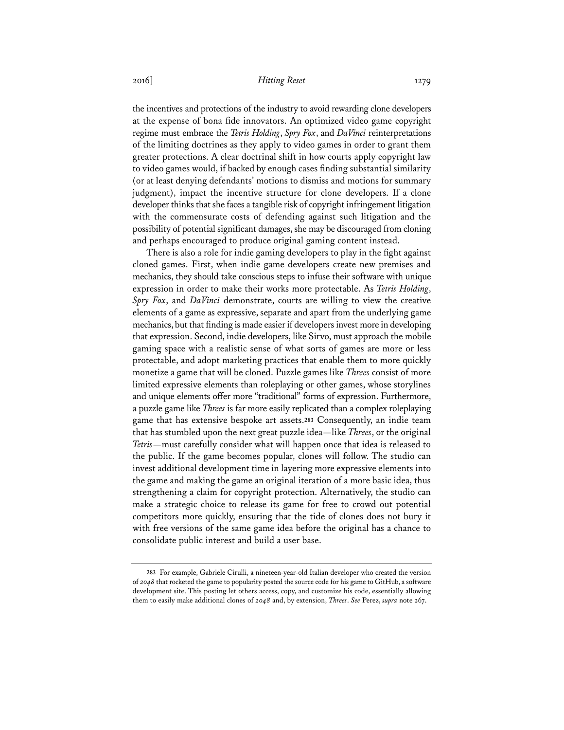the incentives and protections of the industry to avoid rewarding clone developers at the expense of bona fide innovators. An optimized video game copyright regime must embrace the *Tetris Holding*, *Spry Fox*, and *DaVinci* reinterpretations of the limiting doctrines as they apply to video games in order to grant them greater protections. A clear doctrinal shift in how courts apply copyright law to video games would, if backed by enough cases finding substantial similarity (or at least denying defendants' motions to dismiss and motions for summary judgment), impact the incentive structure for clone developers. If a clone developer thinks that she faces a tangible risk of copyright infringement litigation with the commensurate costs of defending against such litigation and the possibility of potential significant damages, she may be discouraged from cloning and perhaps encouraged to produce original gaming content instead.

There is also a role for indie gaming developers to play in the fight against cloned games. First, when indie game developers create new premises and mechanics, they should take conscious steps to infuse their software with unique expression in order to make their works more protectable. As *Tetris Holding*, *Spry Fox*, and *DaVinci* demonstrate, courts are willing to view the creative elements of a game as expressive, separate and apart from the underlying game mechanics, but that finding is made easier if developers invest more in developing that expression. Second, indie developers, like Sirvo, must approach the mobile gaming space with a realistic sense of what sorts of games are more or less protectable, and adopt marketing practices that enable them to more quickly monetize a game that will be cloned. Puzzle games like *Threes* consist of more limited expressive elements than roleplaying or other games, whose storylines and unique elements offer more "traditional" forms of expression. Furthermore, a puzzle game like *Threes* is far more easily replicated than a complex roleplaying game that has extensive bespoke art assets.[283] Consequently, an indie team that has stumbled upon the next great puzzle idea—like *Threes*, or the original *Tetris*—must carefully consider what will happen once that idea is released to the public. If the game becomes popular, clones will follow. The studio can invest additional development time in layering more expressive elements into the game and making the game an original iteration of a more basic idea, thus strengthening a claim for copyright protection. Alternatively, the studio can make a strategic choice to release its game for free to crowd out potential competitors more quickly, ensuring that the tide of clones does not bury it with free versions of the same game idea before the original has a chance to consolidate public interest and build a user base.

---

[283] For example, Gabriele Cirulli, a nineteen-year-old Italian developer who created the version of *2048* that rocketed the game to popularity posted the source code for his game to GitHub, a software development site. This posting let others access, copy, and customize his code, essentially allowing them to easily make additional clones of *2048* and, by extension, *Threes*. *See* Perez, *supra* note 267.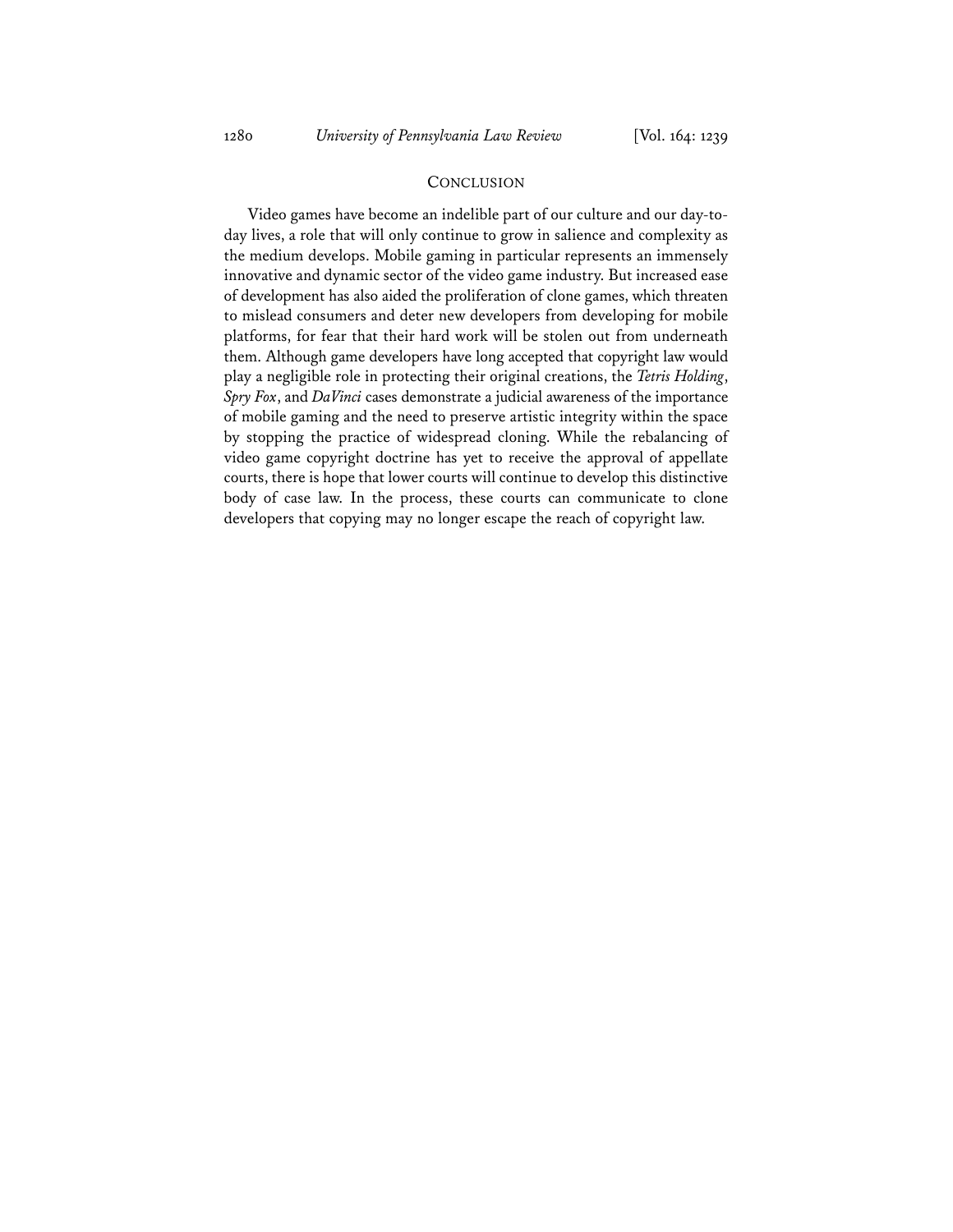## Conclusion

Video games have become an indelible part of our culture and our day-to-day lives, a role that will only continue to grow in salience and complexity as the medium develops. Mobile gaming in particular represents an immensely innovative and dynamic sector of the video game industry. But increased ease of development has also aided the proliferation of clone games, which threaten to mislead consumers and deter new developers from developing for mobile platforms, for fear that their hard work will be stolen out from underneath them. Although game developers have long accepted that copyright law would play a negligible role in protecting their original creations, the *Tetris Holding*, *Spry Fox*, and *DaVinci* cases demonstrate a judicial awareness of the importance of mobile gaming and the need to preserve artistic integrity within the space by stopping the practice of widespread cloning. While the rebalancing of video game copyright doctrine has yet to receive the approval of appellate courts, there is hope that lower courts will continue to develop this distinctive body of case law. In the process, these courts can communicate to clone developers that copying may no longer escape the reach of copyright law.